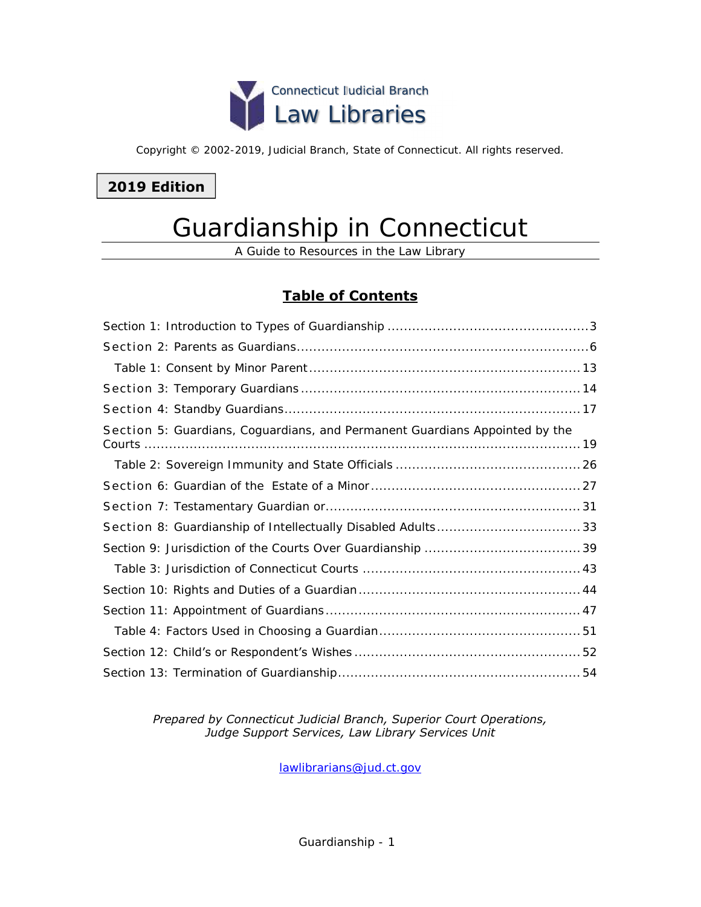Connecticut Judicial Branch
Law Libraries

Copyright © 2002-2019, Judicial Branch, State of Connecticut. All rights reserved.

**2019 Edition**

# Guardianship in Connecticut

A Guide to Resources in the Law Library

## Table of Contents

Section 1: Introduction to Types of Guardianship ........................................ 3
Section 2: Parents as Guardians ........................................ 6
  Table 1: Consent by Minor Parent ........................................ 13
Section 3: Temporary Guardians ........................................ 14
Section 4: Standby Guardians ........................................ 17
Section 5: Guardians, Coguardians, and Permanent Guardians Appointed by the Courts ........................................ 19
  Table 2: Sovereign Immunity and State Officials ........................................ 26
Section 6: Guardian of the Estate of a Minor ........................................ 27
Section 7: Testamentary Guardian or ........................................ 31
Section 8: Guardianship of Intellectually Disabled Adults ........................................ 33
Section 9: Jurisdiction of the Courts Over Guardianship ........................................ 39
  Table 3: Jurisdiction of Connecticut Courts ........................................ 43
Section 10: Rights and Duties of a Guardian ........................................ 44
Section 11: Appointment of Guardians ........................................ 47
  Table 4: Factors Used in Choosing a Guardian ........................................ 51
Section 12: Child's or Respondent's Wishes ........................................ 52
Section 13: Termination of Guardianship ........................................ 54

*Prepared by Connecticut Judicial Branch, Superior Court Operations, Judge Support Services, Law Library Services Unit*

lawlibrarians@jud.ct.gov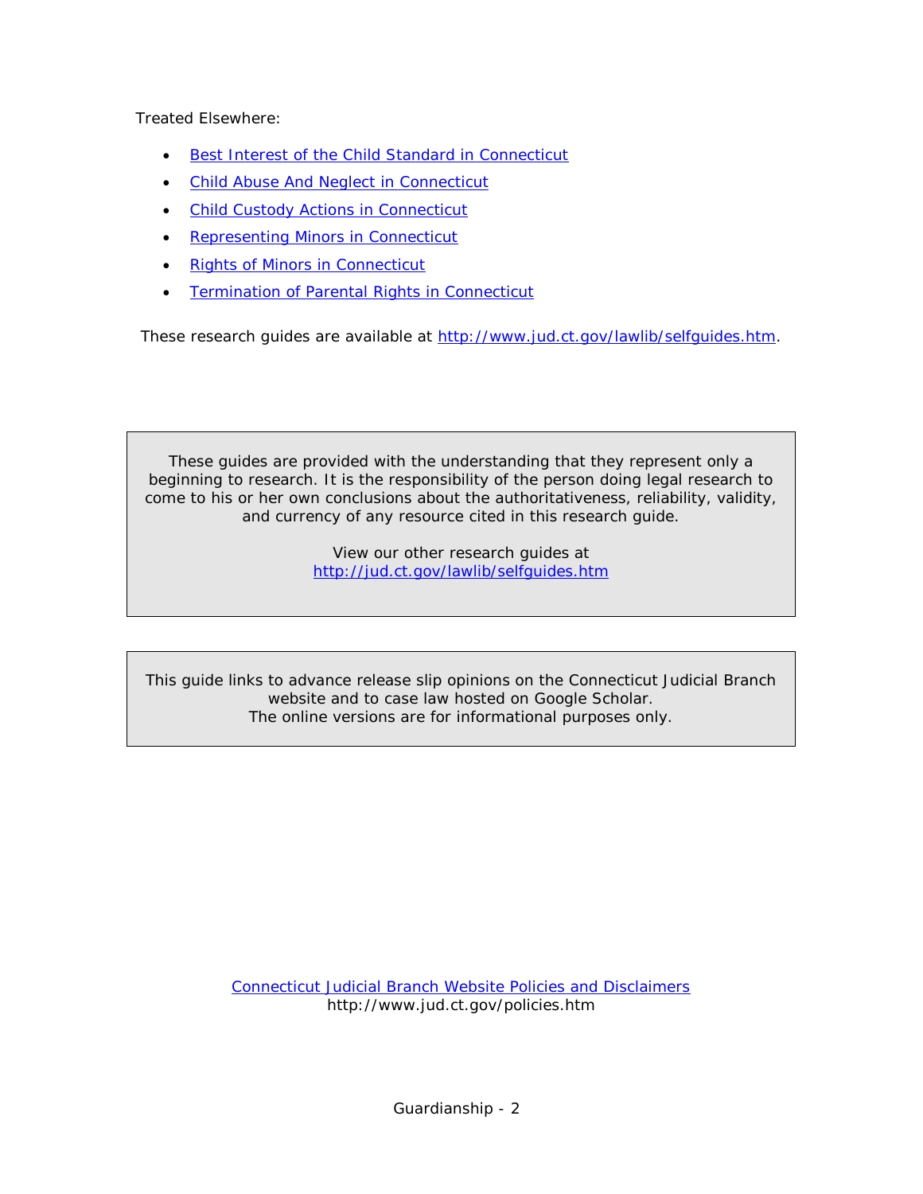Treated Elsewhere:

- [Best Interest of the Child Standard in Connecticut](http://www.jud.ct.gov/lawlib/selfguides.htm)
- [Child Abuse And Neglect in Connecticut](http://www.jud.ct.gov/lawlib/selfguides.htm)
- [Child Custody Actions in Connecticut](http://www.jud.ct.gov/lawlib/selfguides.htm)
- [Representing Minors in Connecticut](http://www.jud.ct.gov/lawlib/selfguides.htm)
- [Rights of Minors in Connecticut](http://www.jud.ct.gov/lawlib/selfguides.htm)
- [Termination of Parental Rights in Connecticut](http://www.jud.ct.gov/lawlib/selfguides.htm)

These research guides are available at [http://www.jud.ct.gov/lawlib/selfguides.htm](http://www.jud.ct.gov/lawlib/selfguides.htm).

> These guides are provided with the understanding that they represent only a beginning to research. It is the responsibility of the person doing legal research to come to his or her own conclusions about the authoritativeness, reliability, validity, and currency of any resource cited in this research guide.
>
> View our other research guides at
> [http://jud.ct.gov/lawlib/selfguides.htm](http://jud.ct.gov/lawlib/selfguides.htm)

> This guide links to advance release slip opinions on the Connecticut Judicial Branch website and to case law hosted on Google Scholar.
> The online versions are for informational purposes only.

[Connecticut Judicial Branch Website Policies and Disclaimers](http://www.jud.ct.gov/policies.htm)
http://www.jud.ct.gov/policies.htm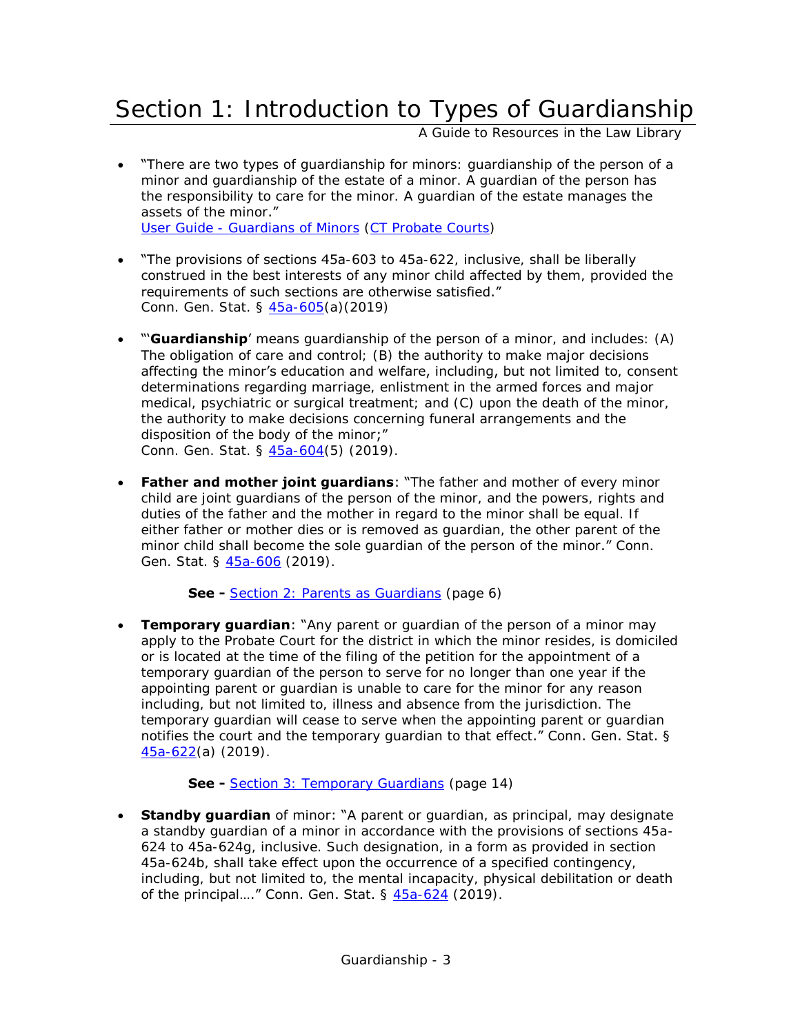# Section 1: Introduction to Types of Guardianship

A Guide to Resources in the Law Library

- "There are two types of guardianship for minors: guardianship of the person of a minor and guardianship of the estate of a minor. A guardian of the person has the responsibility to care for the minor. A guardian of the estate manages the assets of the minor."
  [User Guide - Guardians of Minors](#) ([CT Probate Courts](#))

- "The provisions of sections 45a-603 to 45a-622, inclusive, shall be liberally construed in the best interests of any minor child affected by them, provided the requirements of such sections are otherwise satisfied."
  Conn. Gen. Stat. § [45a-605](#)(a)(2019)

- "'**Guardianship**' means guardianship of the person of a minor, and includes: (A) The obligation of care and control; (B) the authority to make major decisions affecting the minor's education and welfare, including, but not limited to, consent determinations regarding marriage, enlistment in the armed forces and major medical, psychiatric or surgical treatment; and (C) upon the death of the minor, the authority to make decisions concerning funeral arrangements and the disposition of the body of the minor;"
  Conn. Gen. Stat. § [45a-604](#)(5) (2019).

- **Father and mother joint guardians**: "The father and mother of every minor child are joint guardians of the person of the minor, and the powers, rights and duties of the father and the mother in regard to the minor shall be equal. If either father or mother dies or is removed as guardian, the other parent of the minor child shall become the sole guardian of the person of the minor." Conn. Gen. Stat. § [45a-606](#) (2019).

  **See -** [Section 2: Parents as Guardians](#) (page 6)

- **Temporary guardian**: "Any parent or guardian of the person of a minor may apply to the Probate Court for the district in which the minor resides, is domiciled or is located at the time of the filing of the petition for the appointment of a temporary guardian of the person to serve for no longer than one year if the appointing parent or guardian is unable to care for the minor for any reason including, but not limited to, illness and absence from the jurisdiction. The temporary guardian will cease to serve when the appointing parent or guardian notifies the court and the temporary guardian to that effect." Conn. Gen. Stat. § [45a-622](#)(a) (2019).

  **See -** [Section 3: Temporary Guardians](#) (page 14)

- **Standby guardian** of minor: "A parent or guardian, as principal, may designate a standby guardian of a minor in accordance with the provisions of sections 45a-624 to 45a-624g, inclusive. Such designation, in a form as provided in section 45a-624b, shall take effect upon the occurrence of a specified contingency, including, but not limited to, the mental incapacity, physical debilitation or death of the principal…." Conn. Gen. Stat. § [45a-624](#) (2019).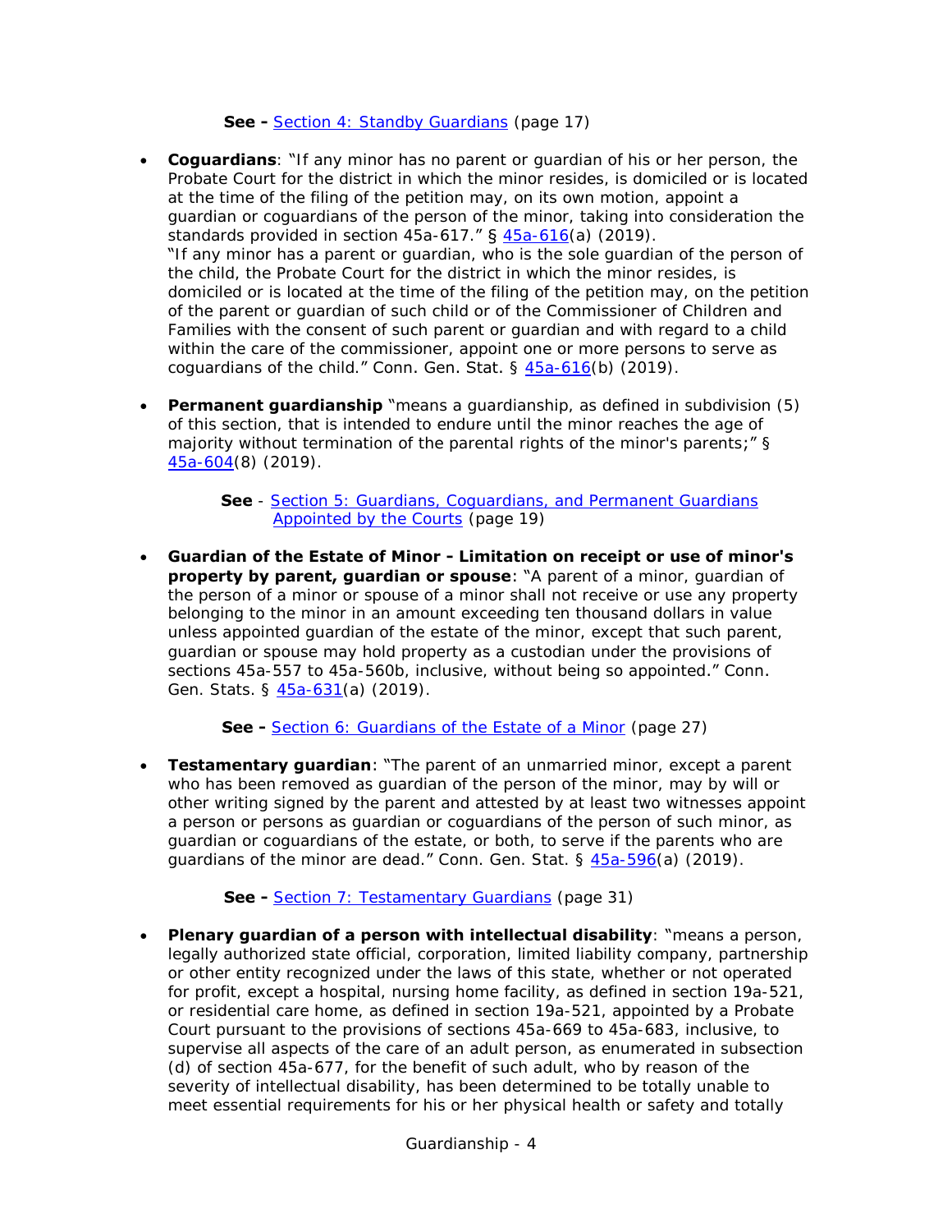**See -** Section 4: Standby Guardians (page 17)

- **Coguardians**: "If any minor has no parent or guardian of his or her person, the Probate Court for the district in which the minor resides, is domiciled or is located at the time of the filing of the petition may, on its own motion, appoint a guardian or coguardians of the person of the minor, taking into consideration the standards provided in section 45a-617." § 45a-616(a) (2019).
  "If any minor has a parent or guardian, who is the sole guardian of the person of the child, the Probate Court for the district in which the minor resides, is domiciled or is located at the time of the filing of the petition may, on the petition of the parent or guardian of such child or of the Commissioner of Children and Families with the consent of such parent or guardian and with regard to a child within the care of the commissioner, appoint one or more persons to serve as coguardians of the child." Conn. Gen. Stat. § 45a-616(b) (2019).

- **Permanent guardianship** "means a guardianship, as defined in subdivision (5) of this section, that is intended to endure until the minor reaches the age of majority without termination of the parental rights of the minor's parents;" § 45a-604(8) (2019).

  **See** - Section 5: Guardians, Coguardians, and Permanent Guardians Appointed by the Courts (page 19)

- **Guardian of the Estate of Minor - Limitation on receipt or use of minor's property by parent, guardian or spouse**: "A parent of a minor, guardian of the person of a minor or spouse of a minor shall not receive or use any property belonging to the minor in an amount exceeding ten thousand dollars in value unless appointed guardian of the estate of the minor, except that such parent, guardian or spouse may hold property as a custodian under the provisions of sections 45a-557 to 45a-560b, inclusive, without being so appointed." Conn. Gen. Stats. § 45a-631(a) (2019).

  **See -** Section 6: Guardians of the Estate of a Minor (page 27)

- **Testamentary guardian**: "The parent of an unmarried minor, except a parent who has been removed as guardian of the person of the minor, may by will or other writing signed by the parent and attested by at least two witnesses appoint a person or persons as guardian or coguardians of the person of such minor, as guardian or coguardians of the estate, or both, to serve if the parents who are guardians of the minor are dead." Conn. Gen. Stat. § 45a-596(a) (2019).

  **See -** Section 7: Testamentary Guardians (page 31)

- **Plenary guardian of a person with intellectual disability**: "means a person, legally authorized state official, corporation, limited liability company, partnership or other entity recognized under the laws of this state, whether or not operated for profit, except a hospital, nursing home facility, as defined in section 19a-521, or residential care home, as defined in section 19a-521, appointed by a Probate Court pursuant to the provisions of sections 45a-669 to 45a-683, inclusive, to supervise all aspects of the care of an adult person, as enumerated in subsection (d) of section 45a-677, for the benefit of such adult, who by reason of the severity of intellectual disability, has been determined to be totally unable to meet essential requirements for his or her physical health or safety and totally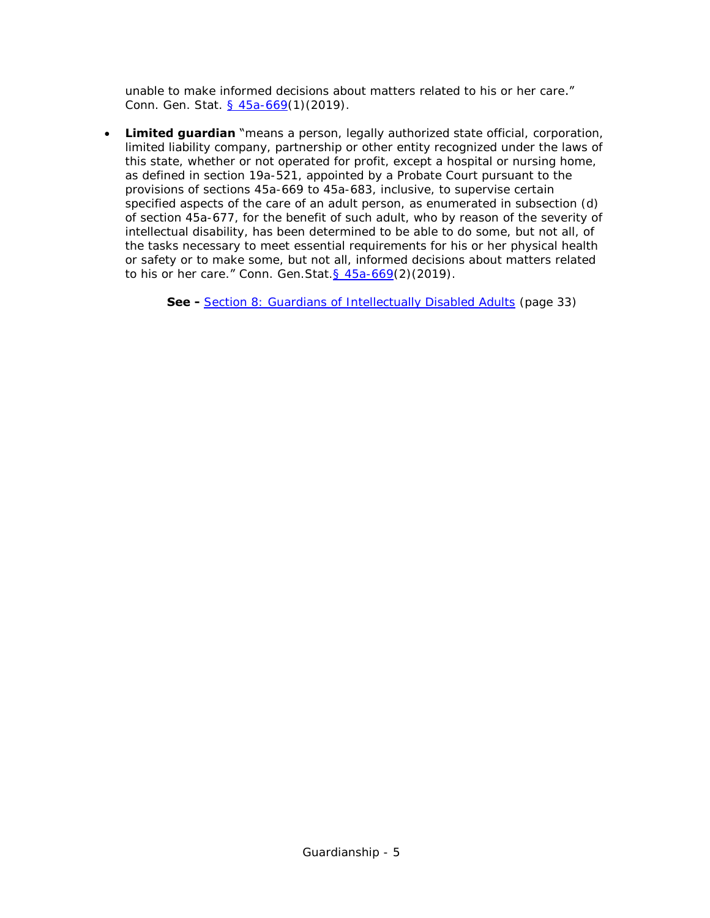unable to make informed decisions about matters related to his or her care." Conn. Gen. Stat. [§ 45a-669](1)(2019).

- **Limited guardian** "means a person, legally authorized state official, corporation, limited liability company, partnership or other entity recognized under the laws of this state, whether or not operated for profit, except a hospital or nursing home, as defined in section 19a-521, appointed by a Probate Court pursuant to the provisions of sections 45a-669 to 45a-683, inclusive, to supervise certain specified aspects of the care of an adult person, as enumerated in subsection (d) of section 45a-677, for the benefit of such adult, who by reason of the severity of intellectual disability, has been determined to be able to do some, but not all, of the tasks necessary to meet essential requirements for his or her physical health or safety or to make some, but not all, informed decisions about matters related to his or her care." Conn. Gen.Stat.§ 45a-669(2)(2019).

**See -** Section 8: Guardians of Intellectually Disabled Adults (page 33)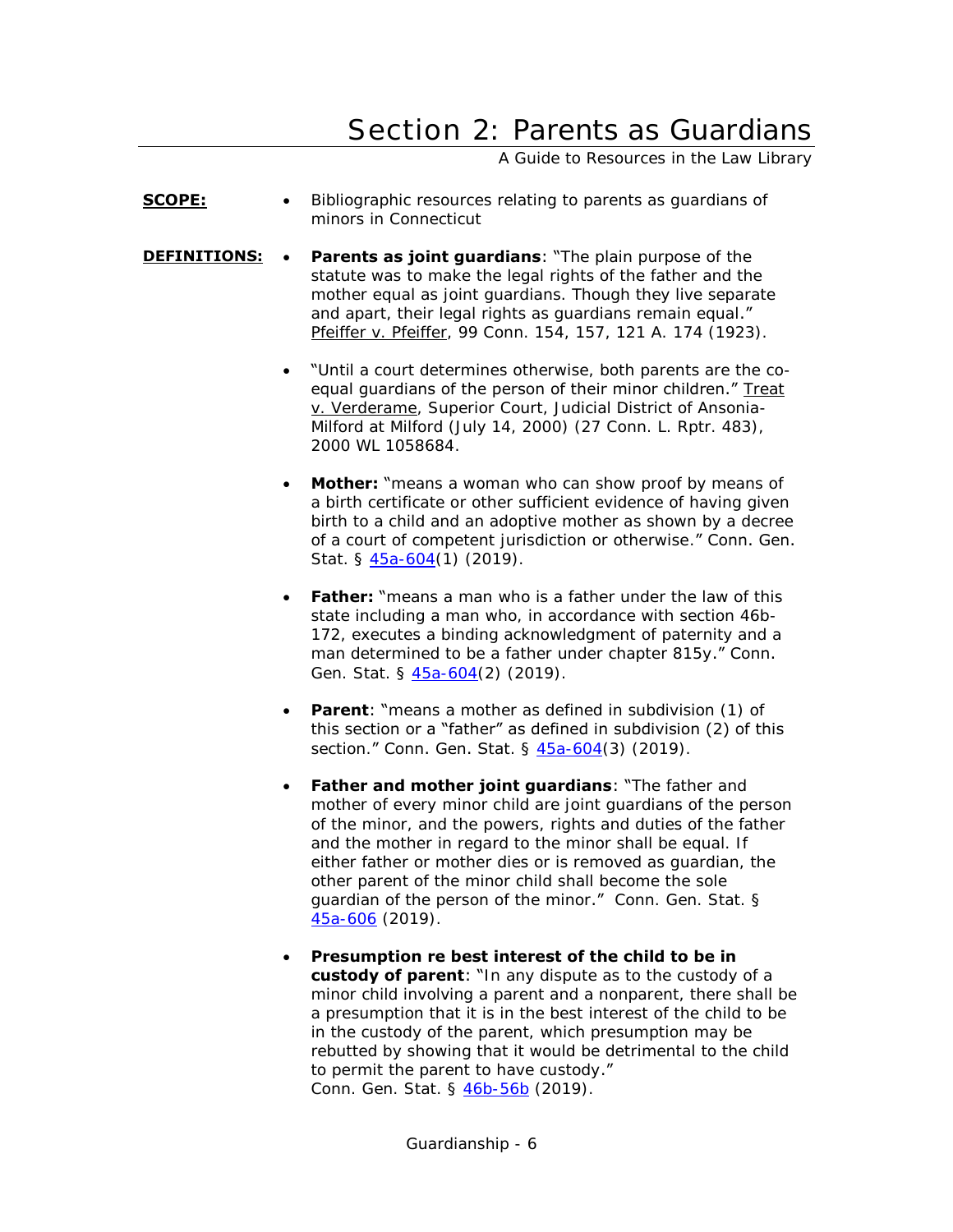# Section 2: Parents as Guardians

A Guide to Resources in the Law Library

**SCOPE:**

- Bibliographic resources relating to parents as guardians of minors in Connecticut

**DEFINITIONS:**

- **Parents as joint guardians**: "The plain purpose of the statute was to make the legal rights of the father and the mother equal as joint guardians. Though they live separate and apart, their legal rights as guardians remain equal." Pfeiffer v. Pfeiffer, 99 Conn. 154, 157, 121 A. 174 (1923).

- "Until a court determines otherwise, both parents are the co-equal guardians of the person of their minor children." Treat v. Verderame, Superior Court, Judicial District of Ansonia-Milford at Milford (July 14, 2000) (27 Conn. L. Rptr. 483), 2000 WL 1058684.

- **Mother:** "means a woman who can show proof by means of a birth certificate or other sufficient evidence of having given birth to a child and an adoptive mother as shown by a decree of a court of competent jurisdiction or otherwise." Conn. Gen. Stat. § 45a-604(1) (2019).

- **Father:** "means a man who is a father under the law of this state including a man who, in accordance with section 46b-172, executes a binding acknowledgment of paternity and a man determined to be a father under chapter 815y." Conn. Gen. Stat. § 45a-604(2) (2019).

- **Parent**: "means a mother as defined in subdivision (1) of this section or a "father" as defined in subdivision (2) of this section." Conn. Gen. Stat. § 45a-604(3) (2019).

- **Father and mother joint guardians**: "The father and mother of every minor child are joint guardians of the person of the minor, and the powers, rights and duties of the father and the mother in regard to the minor shall be equal. If either father or mother dies or is removed as guardian, the other parent of the minor child shall become the sole guardian of the person of the minor." Conn. Gen. Stat. § 45a-606 (2019).

- **Presumption re best interest of the child to be in custody of parent**: "In any dispute as to the custody of a minor child involving a parent and a nonparent, there shall be a presumption that it is in the best interest of the child to be in the custody of the parent, which presumption may be rebutted by showing that it would be detrimental to the child to permit the parent to have custody." Conn. Gen. Stat. § 46b-56b (2019).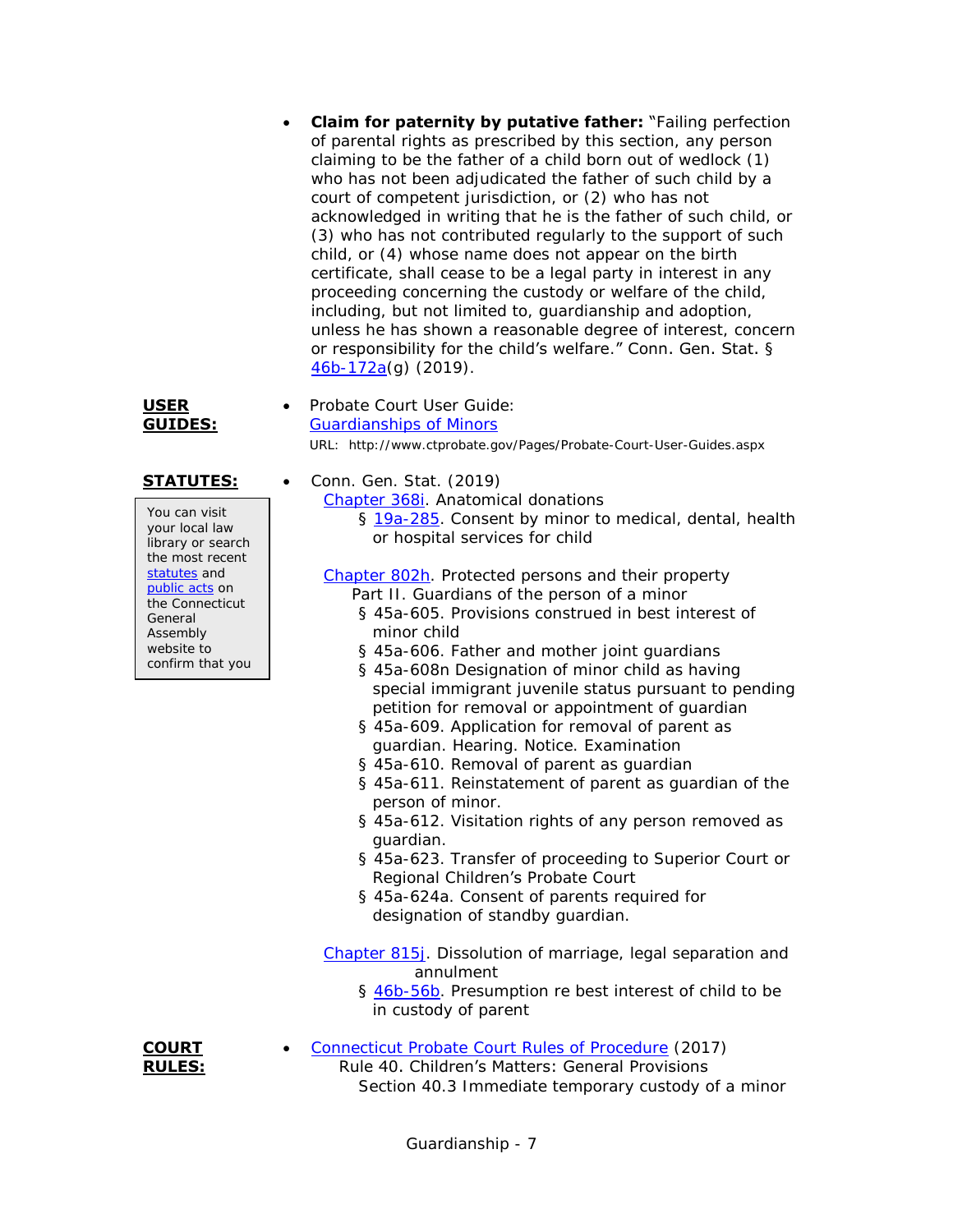- **Claim for paternity by putative father:** "Failing perfection of parental rights as prescribed by this section, any person claiming to be the father of a child born out of wedlock (1) who has not been adjudicated the father of such child by a court of competent jurisdiction, or (2) who has not acknowledged in writing that he is the father of such child, or (3) who has not contributed regularly to the support of such child, or (4) whose name does not appear on the birth certificate, shall cease to be a legal party in interest in any proceeding concerning the custody or welfare of the child, including, but not limited to, guardianship and adoption, unless he has shown a reasonable degree of interest, concern or responsibility for the child's welfare." Conn. Gen. Stat. § 46b-172a(g) (2019).

**USER GUIDES:**

- Probate Court User Guide: Guardianships of Minors
  URL: http://www.ctprobate.gov/Pages/Probate-Court-User-Guides.aspx

**STATUTES:**

You can visit your local law library or search the most recent statutes and public acts on the Connecticut General Assembly website to confirm that you

- Conn. Gen. Stat. (2019)
  - Chapter 368i. Anatomical donations
    - § 19a-285. Consent by minor to medical, dental, health or hospital services for child
  - Chapter 802h. Protected persons and their property
    - Part II. Guardians of the person of a minor
      - § 45a-605. Provisions construed in best interest of minor child
      - § 45a-606. Father and mother joint guardians
      - § 45a-608n Designation of minor child as having special immigrant juvenile status pursuant to pending petition for removal or appointment of guardian
      - § 45a-609. Application for removal of parent as guardian. Hearing. Notice. Examination
      - § 45a-610. Removal of parent as guardian
      - § 45a-611. Reinstatement of parent as guardian of the person of minor.
      - § 45a-612. Visitation rights of any person removed as guardian.
      - § 45a-623. Transfer of proceeding to Superior Court or Regional Children's Probate Court
      - § 45a-624a. Consent of parents required for designation of standby guardian.
  - Chapter 815j. Dissolution of marriage, legal separation and annulment
    - § 46b-56b. Presumption re best interest of child to be in custody of parent

**COURT RULES:**

- Connecticut Probate Court Rules of Procedure (2017)
  - Rule 40. Children's Matters: General Provisions
    - Section 40.3 Immediate temporary custody of a minor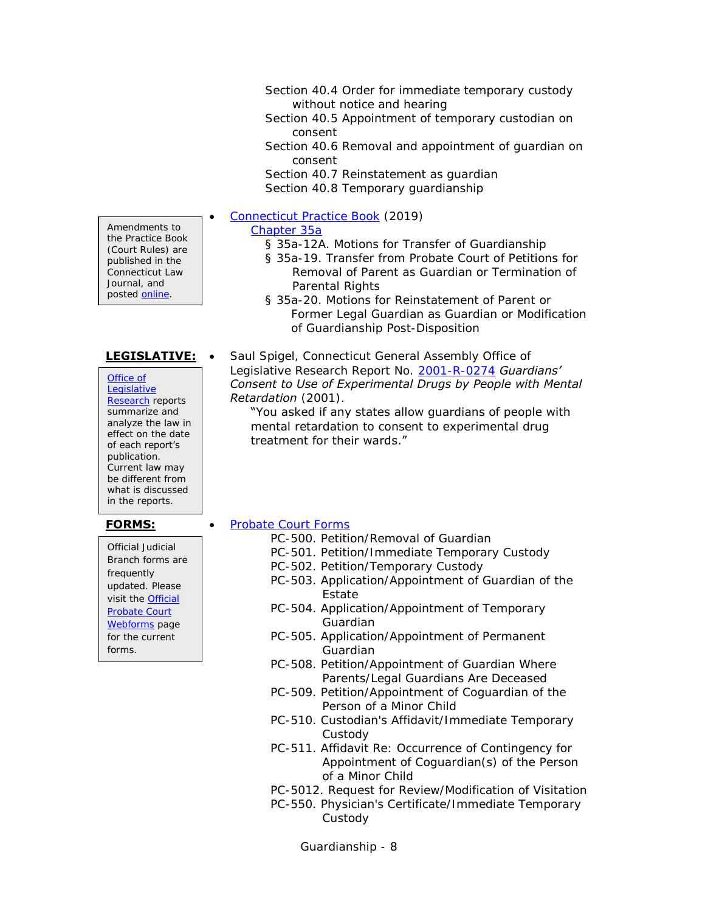Section 40.4 Order for immediate temporary custody without notice and hearing
Section 40.5 Appointment of temporary custodian on consent
Section 40.6 Removal and appointment of guardian on consent
Section 40.7 Reinstatement as guardian
Section 40.8 Temporary guardianship

> Amendments to the Practice Book (Court Rules) are published in the Connecticut Law Journal, and posted [online](#).

- [Connecticut Practice Book](#) (2019)
  [Chapter 35a](#)
  - § 35a-12A. Motions for Transfer of Guardianship
  - § 35a-19. Transfer from Probate Court of Petitions for Removal of Parent as Guardian or Termination of Parental Rights
  - § 35a-20. Motions for Reinstatement of Parent or Former Legal Guardian as Guardian or Modification of Guardianship Post-Disposition

**LEGISLATIVE:**

> [Office of Legislative Research](#) reports summarize and analyze the law in effect on the date of each report's publication. Current law may be different from what is discussed in the reports.

- Saul Spigel, Connecticut General Assembly Office of Legislative Research Report No. [2001-R-0274](#) *Guardians' Consent to Use of Experimental Drugs by People with Mental Retardation* (2001).
  "You asked if any states allow guardians of people with mental retardation to consent to experimental drug treatment for their wards."

**FORMS:**

> Official Judicial Branch forms are frequently updated. Please visit the [Official Probate Court Webforms](#) page for the current forms.

- [Probate Court Forms](#)
  - PC-500. Petition/Removal of Guardian
  - PC-501. Petition/Immediate Temporary Custody
  - PC-502. Petition/Temporary Custody
  - PC-503. Application/Appointment of Guardian of the Estate
  - PC-504. Application/Appointment of Temporary Guardian
  - PC-505. Application/Appointment of Permanent Guardian
  - PC-508. Petition/Appointment of Guardian Where Parents/Legal Guardians Are Deceased
  - PC-509. Petition/Appointment of Coguardian of the Person of a Minor Child
  - PC-510. Custodian's Affidavit/Immediate Temporary Custody
  - PC-511. Affidavit Re: Occurrence of Contingency for Appointment of Coguardian(s) of the Person of a Minor Child
  - PC-5012. Request for Review/Modification of Visitation
  - PC-550. Physician's Certificate/Immediate Temporary Custody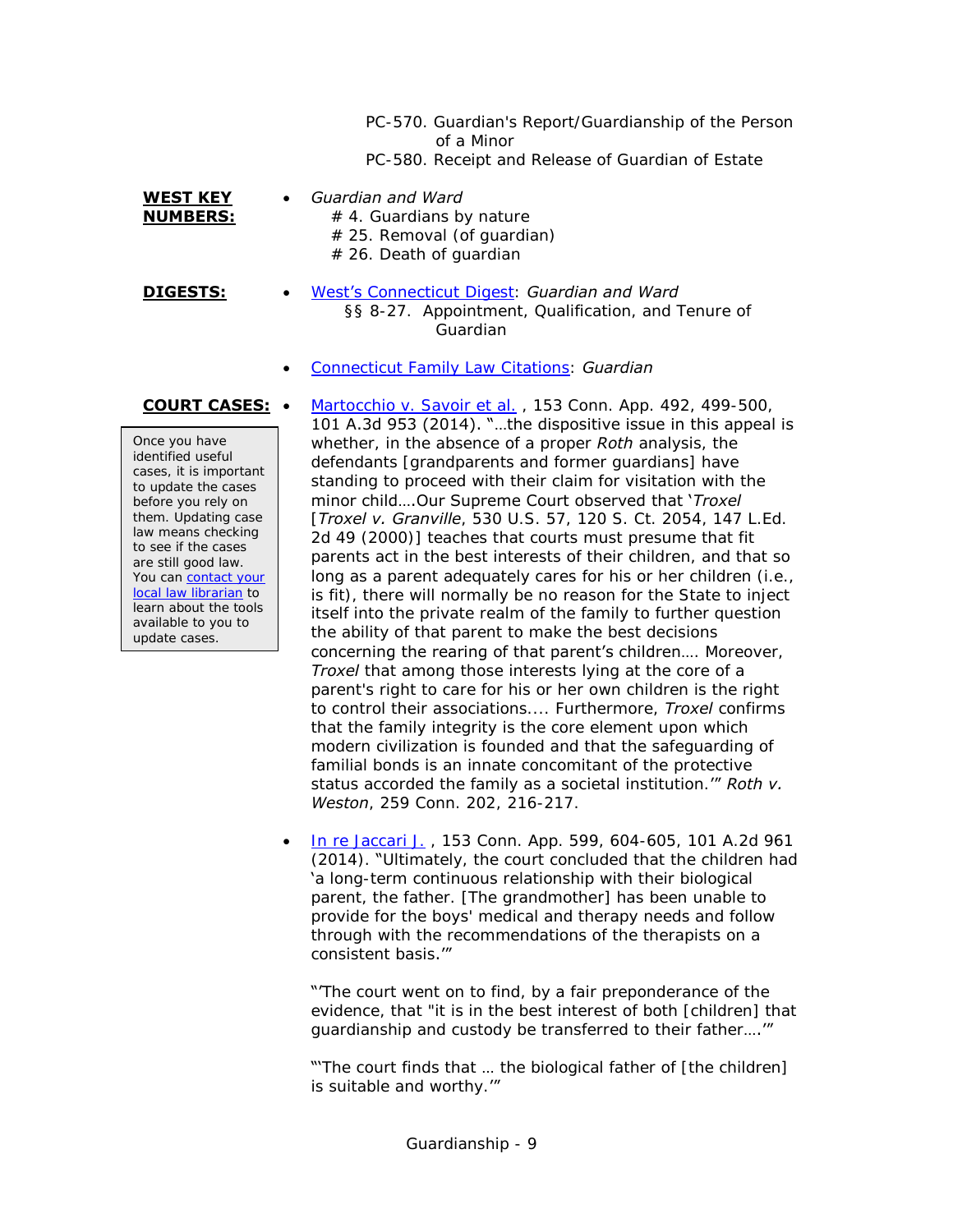PC-570. Guardian's Report/Guardianship of the Person of a Minor
PC-580. Receipt and Release of Guardian of Estate

**WEST KEY NUMBERS:**

- *Guardian and Ward*
  - # 4. Guardians by nature
  - # 25. Removal (of guardian)
  - # 26. Death of guardian

**DIGESTS:**

- West's Connecticut Digest: *Guardian and Ward*
  §§ 8-27. Appointment, Qualification, and Tenure of Guardian
- Connecticut Family Law Citations: *Guardian*

**COURT CASES:**

Once you have identified useful cases, it is important to update the cases before you rely on them. Updating case law means checking to see if the cases are still good law. You can contact your local law librarian to learn about the tools available to you to update cases.

- Martocchio v. Savoir et al. , 153 Conn. App. 492, 499-500, 101 A.3d 953 (2014). "…the dispositive issue in this appeal is whether, in the absence of a proper *Roth* analysis, the defendants [grandparents and former guardians] have standing to proceed with their claim for visitation with the minor child….Our Supreme Court observed that '*Troxel* [*Troxel v. Granville*, 530 U.S. 57, 120 S. Ct. 2054, 147 L.Ed. 2d 49 (2000)] teaches that courts must presume that fit parents act in the best interests of their children, and that so long as a parent adequately cares for his or her children (i.e., is fit), there will normally be no reason for the State to inject itself into the private realm of the family to further question the ability of that parent to make the best decisions concerning the rearing of that parent's children…. Moreover, *Troxel* that among those interests lying at the core of a parent's right to care for his or her own children is the right to control their associations.... Furthermore, *Troxel* confirms that the family integrity is the core element upon which modern civilization is founded and that the safeguarding of familial bonds is an innate concomitant of the protective status accorded the family as a societal institution.'" *Roth v. Weston*, 259 Conn. 202, 216-217.

- In re Jaccari J. , 153 Conn. App. 599, 604-605, 101 A.2d 961 (2014). "Ultimately, the court concluded that the children had 'a long-term continuous relationship with their biological parent, the father. [The grandmother] has been unable to provide for the boys' medical and therapy needs and follow through with the recommendations of the therapists on a consistent basis.'"

  "'The court went on to find, by a fair preponderance of the evidence, that "it is in the best interest of both [children] that guardianship and custody be transferred to their father….'"

  "'The court finds that … the biological father of [the children] is suitable and worthy.'"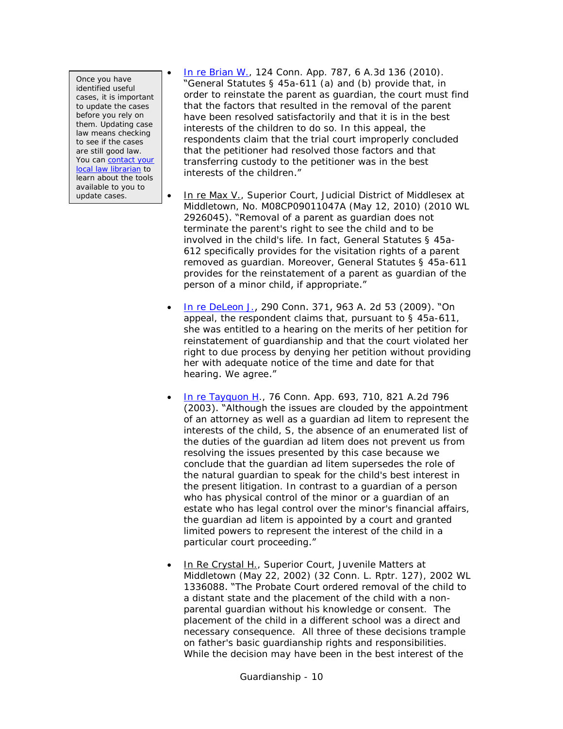> Once you have identified useful cases, it is important to update the cases before you rely on them. Updating case law means checking to see if the cases are still good law. You can contact your local law librarian to learn about the tools available to you to update cases.

- In re Brian W., 124 Conn. App. 787, 6 A.3d 136 (2010). "General Statutes § 45a-611 (a) and (b) provide that, in order to reinstate the parent as guardian, the court must find that the factors that resulted in the removal of the parent have been resolved satisfactorily and that it is in the best interests of the children to do so. In this appeal, the respondents claim that the trial court improperly concluded that the petitioner had resolved those factors and that transferring custody to the petitioner was in the best interests of the children."

- In re Max V., Superior Court, Judicial District of Middlesex at Middletown, No. M08CP09011047A (May 12, 2010) (2010 WL 2926045). "Removal of a parent as guardian does not terminate the parent's right to see the child and to be involved in the child's life. In fact, General Statutes § 45a-612 specifically provides for the visitation rights of a parent removed as guardian. Moreover, General Statutes § 45a-611 provides for the reinstatement of a parent as guardian of the person of a minor child, if appropriate."

- In re DeLeon J., 290 Conn. 371, 963 A. 2d 53 (2009). "On appeal, the respondent claims that, pursuant to § 45a-611, she was entitled to a hearing on the merits of her petition for reinstatement of guardianship and that the court violated her right to due process by denying her petition without providing her with adequate notice of the time and date for that hearing. We agree."

- In re Tayquon H., 76 Conn. App. 693, 710, 821 A.2d 796 (2003). "Although the issues are clouded by the appointment of an attorney as well as a guardian ad litem to represent the interests of the child, S, the absence of an enumerated list of the duties of the guardian ad litem does not prevent us from resolving the issues presented by this case because we conclude that the guardian ad litem supersedes the role of the natural guardian to speak for the child's best interest in the present litigation. In contrast to a guardian of a person who has physical control of the minor or a guardian of an estate who has legal control over the minor's financial affairs, the guardian ad litem is appointed by a court and granted limited powers to represent the interest of the child in a particular court proceeding."

- In Re Crystal H., Superior Court, Juvenile Matters at Middletown (May 22, 2002) (32 Conn. L. Rptr. 127), 2002 WL 1336088. "The Probate Court ordered removal of the child to a distant state and the placement of the child with a non-parental guardian without his knowledge or consent. The placement of the child in a different school was a direct and necessary consequence. All three of these decisions trample on father's basic guardianship rights and responsibilities. While the decision may have been in the best interest of the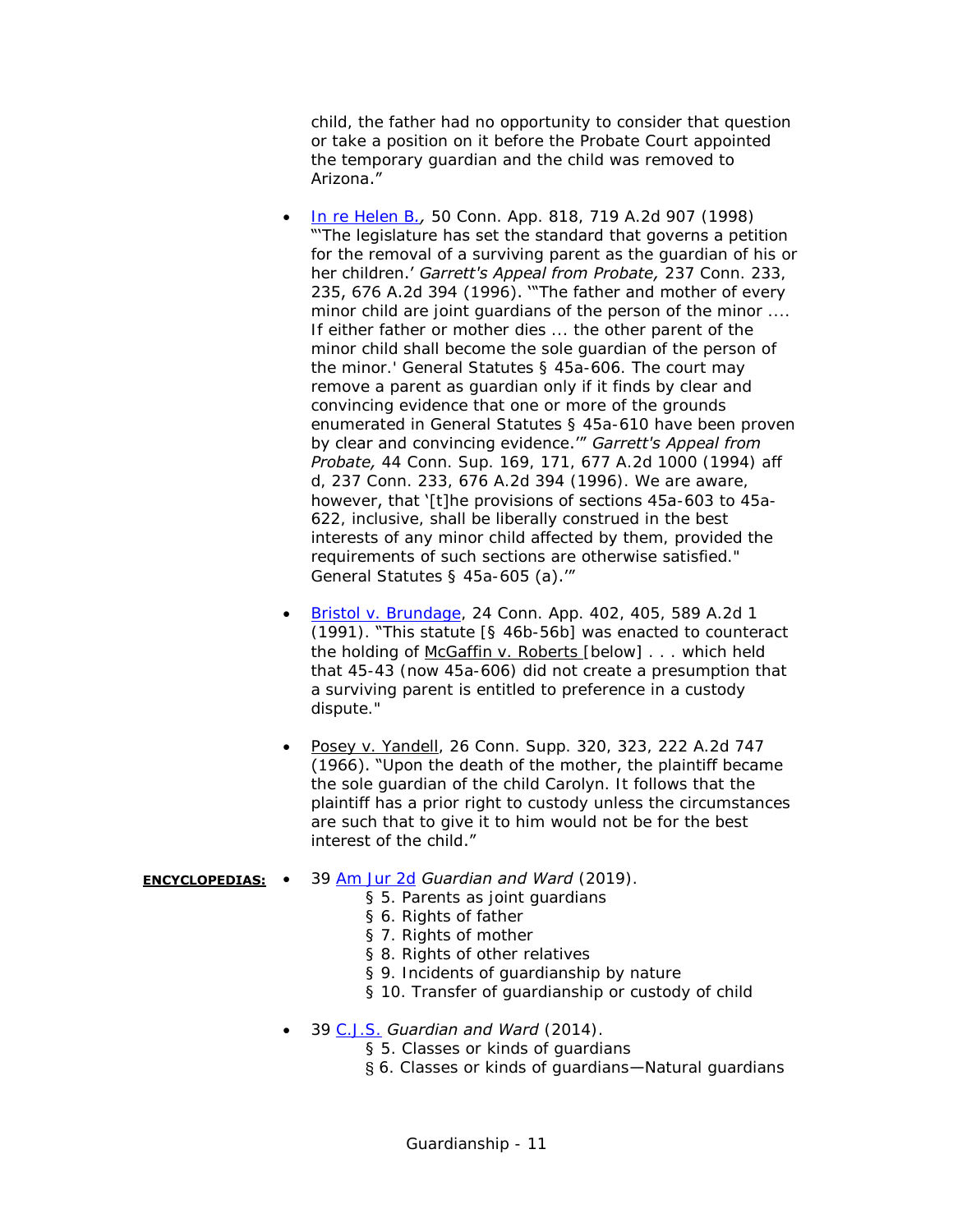child, the father had no opportunity to consider that question or take a position on it before the Probate Court appointed the temporary guardian and the child was removed to Arizona."

- In re Helen B., 50 Conn. App. 818, 719 A.2d 907 (1998) "'The legislature has set the standard that governs a petition for the removal of a surviving parent as the guardian of his or her children.' *Garrett's Appeal from Probate,* 237 Conn. 233, 235, 676 A.2d 394 (1996). '"The father and mother of every minor child are joint guardians of the person of the minor .... If either father or mother dies ... the other parent of the minor child shall become the sole guardian of the person of the minor.' General Statutes § 45a-606. The court may remove a parent as guardian only if it finds by clear and convincing evidence that one or more of the grounds enumerated in General Statutes § 45a-610 have been proven by clear and convincing evidence.'" *Garrett's Appeal from Probate,* 44 Conn. Sup. 169, 171, 677 A.2d 1000 (1994) aff d, 237 Conn. 233, 676 A.2d 394 (1996). We are aware, however, that '[t]he provisions of sections 45a-603 to 45a-622, inclusive, shall be liberally construed in the best interests of any minor child affected by them, provided the requirements of such sections are otherwise satisfied." General Statutes § 45a-605 (a).'"

- Bristol v. Brundage, 24 Conn. App. 402, 405, 589 A.2d 1 (1991). "This statute [§ 46b-56b] was enacted to counteract the holding of McGaffin v. Roberts [below] . . . which held that 45-43 (now 45a-606) did not create a presumption that a surviving parent is entitled to preference in a custody dispute."

- Posey v. Yandell, 26 Conn. Supp. 320, 323, 222 A.2d 747 (1966). "Upon the death of the mother, the plaintiff became the sole guardian of the child Carolyn. It follows that the plaintiff has a prior right to custody unless the circumstances are such that to give it to him would not be for the best interest of the child."

**ENCYCLOPEDIAS:**

- 39 Am Jur 2d *Guardian and Ward* (2019).
  - § 5. Parents as joint guardians
  - § 6. Rights of father
  - § 7. Rights of mother
  - § 8. Rights of other relatives
  - § 9. Incidents of guardianship by nature
  - § 10. Transfer of guardianship or custody of child

- 39 C.J.S. *Guardian and Ward* (2014).
  - § 5. Classes or kinds of guardians
  - § 6. Classes or kinds of guardians—Natural guardians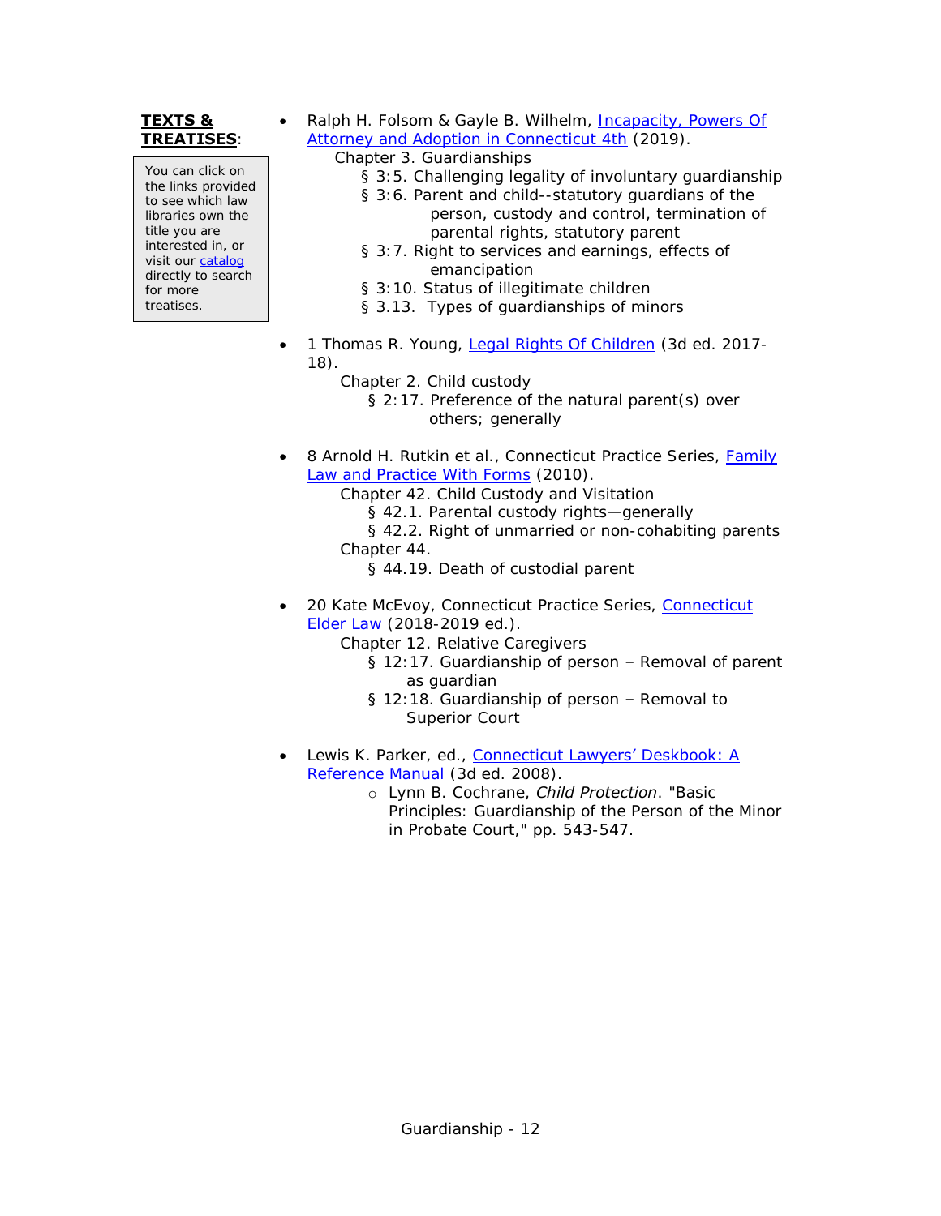**TEXTS & TREATISES**:

> You can click on the links provided to see which law libraries own the title you are interested in, or visit our catalog directly to search for more treatises.

- Ralph H. Folsom & Gayle B. Wilhelm, Incapacity, Powers Of Attorney and Adoption in Connecticut 4th (2019).
  - Chapter 3. Guardianships
    - § 3:5. Challenging legality of involuntary guardianship
    - § 3:6. Parent and child--statutory guardians of the person, custody and control, termination of parental rights, statutory parent
    - § 3:7. Right to services and earnings, effects of emancipation
    - § 3:10. Status of illegitimate children
    - § 3.13. Types of guardianships of minors

- 1 Thomas R. Young, Legal Rights Of Children (3d ed. 2017-18).
  - Chapter 2. Child custody
    - § 2:17. Preference of the natural parent(s) over others; generally

- 8 Arnold H. Rutkin et al., Connecticut Practice Series, Family Law and Practice With Forms (2010).
  - Chapter 42. Child Custody and Visitation
    - § 42.1. Parental custody rights—generally
    - § 42.2. Right of unmarried or non-cohabiting parents
  - Chapter 44.
    - § 44.19. Death of custodial parent

- 20 Kate McEvoy, Connecticut Practice Series, Connecticut Elder Law (2018-2019 ed.).
  - Chapter 12. Relative Caregivers
    - § 12:17. Guardianship of person – Removal of parent as guardian
    - § 12:18. Guardianship of person – Removal to Superior Court

- Lewis K. Parker, ed., Connecticut Lawyers' Deskbook: A Reference Manual (3d ed. 2008).
  - Lynn B. Cochrane, *Child Protection*. "Basic Principles: Guardianship of the Person of the Minor in Probate Court," pp. 543-547.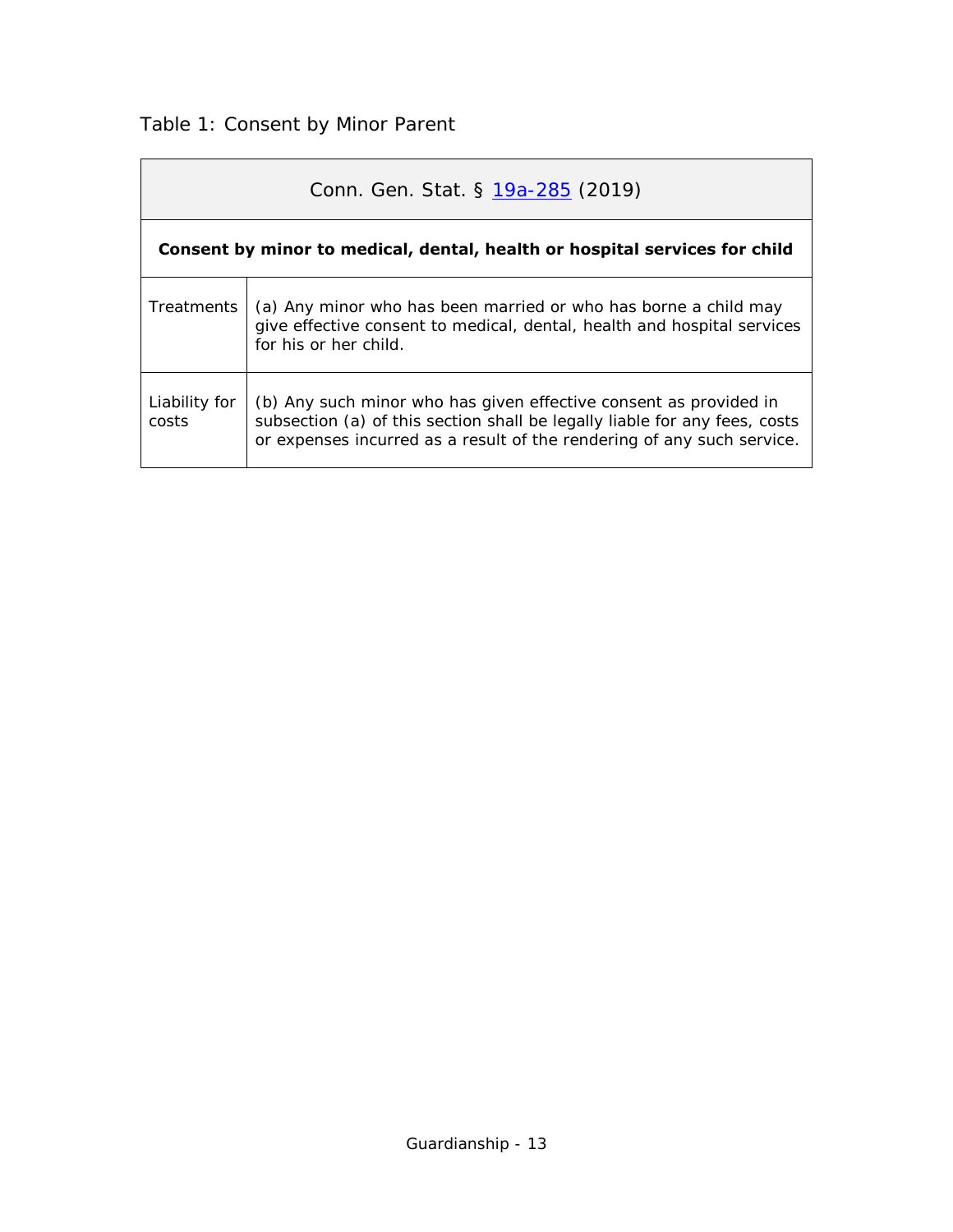Table 1: Consent by Minor Parent

| Conn. Gen. Stat. § [19a-285](#) (2019) | |
|---|---|
| **Consent by minor to medical, dental, health or hospital services for child** | |
| Treatments | (a) Any minor who has been married or who has borne a child may give effective consent to medical, dental, health and hospital services for his or her child. |
| Liability for costs | (b) Any such minor who has given effective consent as provided in subsection (a) of this section shall be legally liable for any fees, costs or expenses incurred as a result of the rendering of any such service. |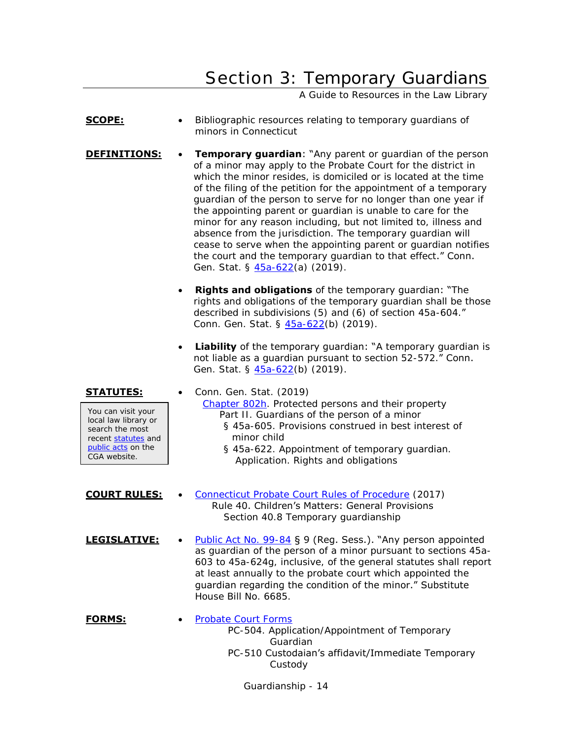# Section 3: Temporary Guardians

A Guide to Resources in the Law Library

**SCOPE:**

- Bibliographic resources relating to temporary guardians of minors in Connecticut

**DEFINITIONS:**

- **Temporary guardian**: "Any parent or guardian of the person of a minor may apply to the Probate Court for the district in which the minor resides, is domiciled or is located at the time of the filing of the petition for the appointment of a temporary guardian of the person to serve for no longer than one year if the appointing parent or guardian is unable to care for the minor for any reason including, but not limited to, illness and absence from the jurisdiction. The temporary guardian will cease to serve when the appointing parent or guardian notifies the court and the temporary guardian to that effect." Conn. Gen. Stat. § 45a-622(a) (2019).

- **Rights and obligations** of the temporary guardian: "The rights and obligations of the temporary guardian shall be those described in subdivisions (5) and (6) of section 45a-604." Conn. Gen. Stat. § 45a-622(b) (2019).

- **Liability** of the temporary guardian: "A temporary guardian is not liable as a guardian pursuant to section 52-572." Conn. Gen. Stat. § 45a-622(b) (2019).

**STATUTES:**

You can visit your local law library or search the most recent statutes and public acts on the CGA website.

- Conn. Gen. Stat. (2019)
  - Chapter 802h. Protected persons and their property
    - Part II. Guardians of the person of a minor
      - § 45a-605. Provisions construed in best interest of minor child
      - § 45a-622. Appointment of temporary guardian. Application. Rights and obligations

**COURT RULES:**

- Connecticut Probate Court Rules of Procedure (2017)
  - Rule 40. Children's Matters: General Provisions
    - Section 40.8 Temporary guardianship

**LEGISLATIVE:**

- Public Act No. 99-84 § 9 (Reg. Sess.). "Any person appointed as guardian of the person of a minor pursuant to sections 45a-603 to 45a-624g, inclusive, of the general statutes shall report at least annually to the probate court which appointed the guardian regarding the condition of the minor." Substitute House Bill No. 6685.

**FORMS:**

- Probate Court Forms
  - PC-504. Application/Appointment of Temporary Guardian
  - PC-510 Custodaian's affidavit/Immediate Temporary Custody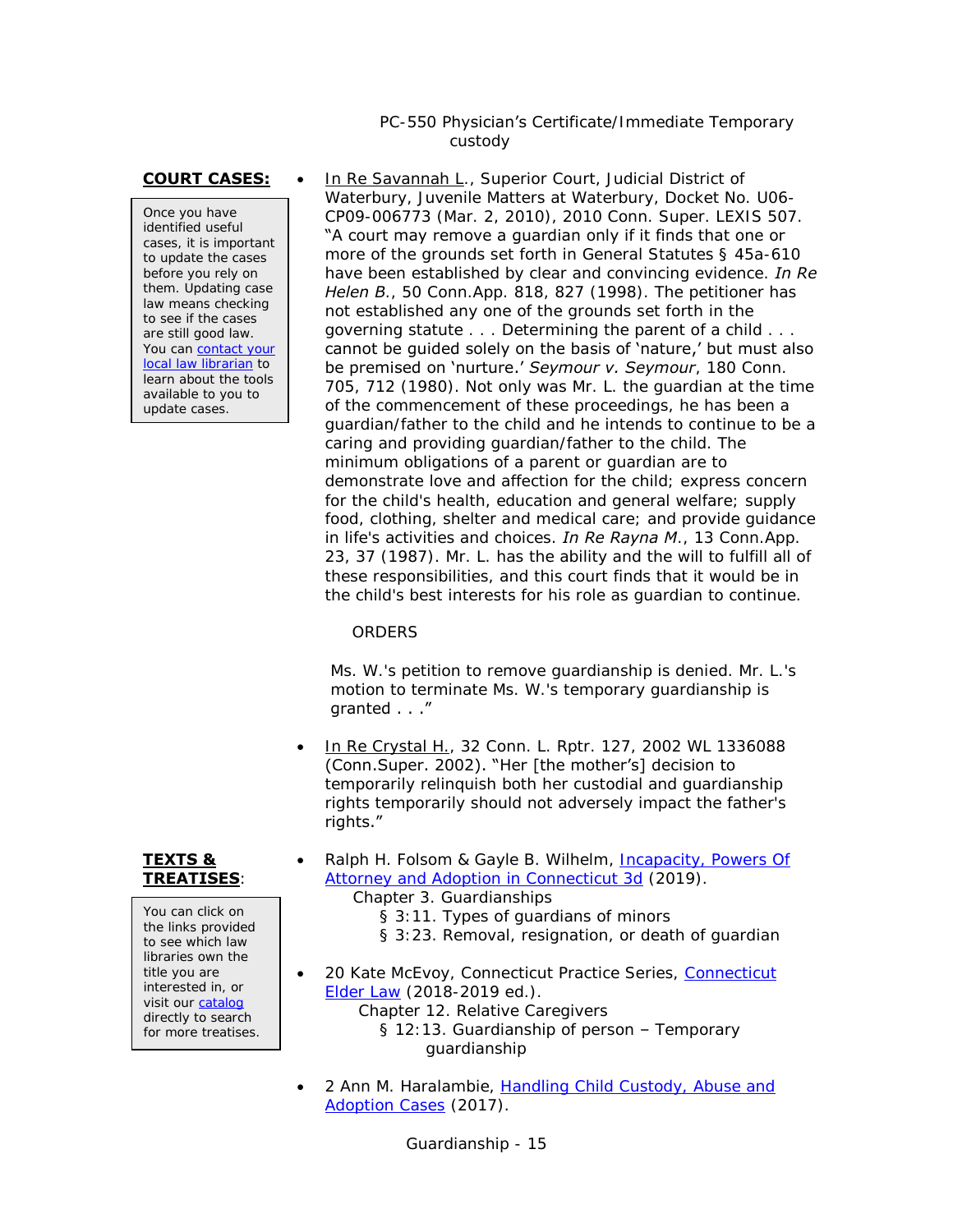PC-550 Physician's Certificate/Immediate Temporary custody

**COURT CASES:**

Once you have identified useful cases, it is important to update the cases before you rely on them. Updating case law means checking to see if the cases are still good law. You can [contact your local law librarian]() to learn about the tools available to you to update cases.

- In Re Savannah L., Superior Court, Judicial District of Waterbury, Juvenile Matters at Waterbury, Docket No. U06-CP09-006773 (Mar. 2, 2010), 2010 Conn. Super. LEXIS 507. "A court may remove a guardian only if it finds that one or more of the grounds set forth in General Statutes § 45a-610 have been established by clear and convincing evidence. *In Re Helen B.*, 50 Conn.App. 818, 827 (1998). The petitioner has not established any one of the grounds set forth in the governing statute . . . Determining the parent of a child . . . cannot be guided solely on the basis of 'nature,' but must also be premised on 'nurture.' *Seymour v. Seymour*, 180 Conn. 705, 712 (1980). Not only was Mr. L. the guardian at the time of the commencement of these proceedings, he has been a guardian/father to the child and he intends to continue to be a caring and providing guardian/father to the child. The minimum obligations of a parent or guardian are to demonstrate love and affection for the child; express concern for the child's health, education and general welfare; supply food, clothing, shelter and medical care; and provide guidance in life's activities and choices. *In Re Rayna M.*, 13 Conn.App. 23, 37 (1987). Mr. L. has the ability and the will to fulfill all of these responsibilities, and this court finds that it would be in the child's best interests for his role as guardian to continue.

  ORDERS

  Ms. W.'s petition to remove guardianship is denied. Mr. L.'s motion to terminate Ms. W.'s temporary guardianship is granted . . ."

- In Re Crystal H., 32 Conn. L. Rptr. 127, 2002 WL 1336088 (Conn.Super. 2002). "Her [the mother's] decision to temporarily relinquish both her custodial and guardianship rights temporarily should not adversely impact the father's rights."

**TEXTS & TREATISES**:

You can click on the links provided to see which law libraries own the title you are interested in, or visit our [catalog]() directly to search for more treatises.

- Ralph H. Folsom & Gayle B. Wilhelm, [Incapacity, Powers Of Attorney and Adoption in Connecticut 3d]() (2019).
  - Chapter 3. Guardianships
    - § 3:11. Types of guardians of minors
    - § 3:23. Removal, resignation, or death of guardian

- 20 Kate McEvoy, Connecticut Practice Series, [Connecticut Elder Law]() (2018-2019 ed.).
  - Chapter 12. Relative Caregivers
    - § 12:13. Guardianship of person – Temporary guardianship

- 2 Ann M. Haralambie, [Handling Child Custody, Abuse and Adoption Cases]() (2017).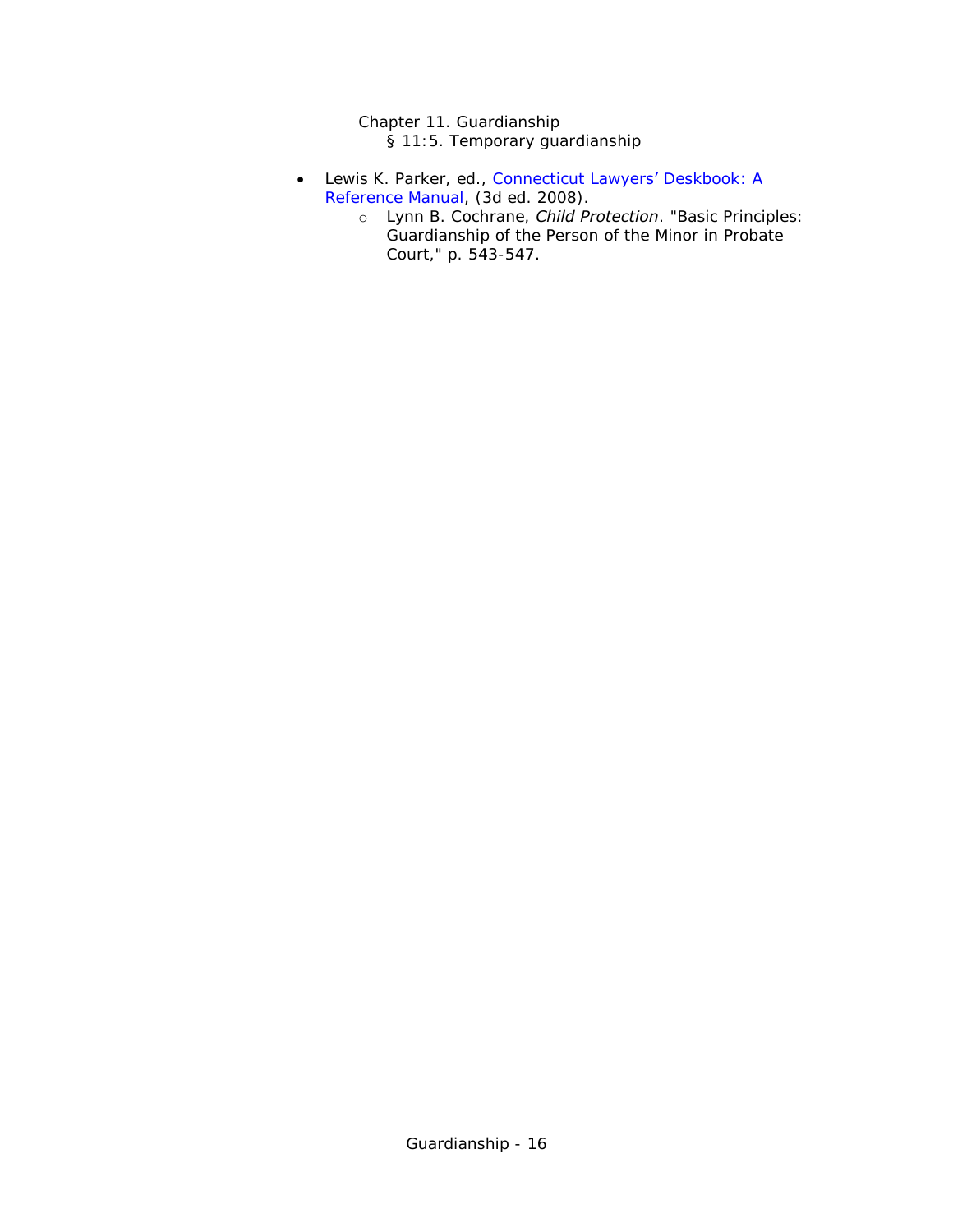Chapter 11. Guardianship
    § 11:5. Temporary guardianship

- Lewis K. Parker, ed., [Connecticut Lawyers' Deskbook: A Reference Manual](), (3d ed. 2008).
    - Lynn B. Cochrane, *Child Protection*. "Basic Principles: Guardianship of the Person of the Minor in Probate Court," p. 543-547.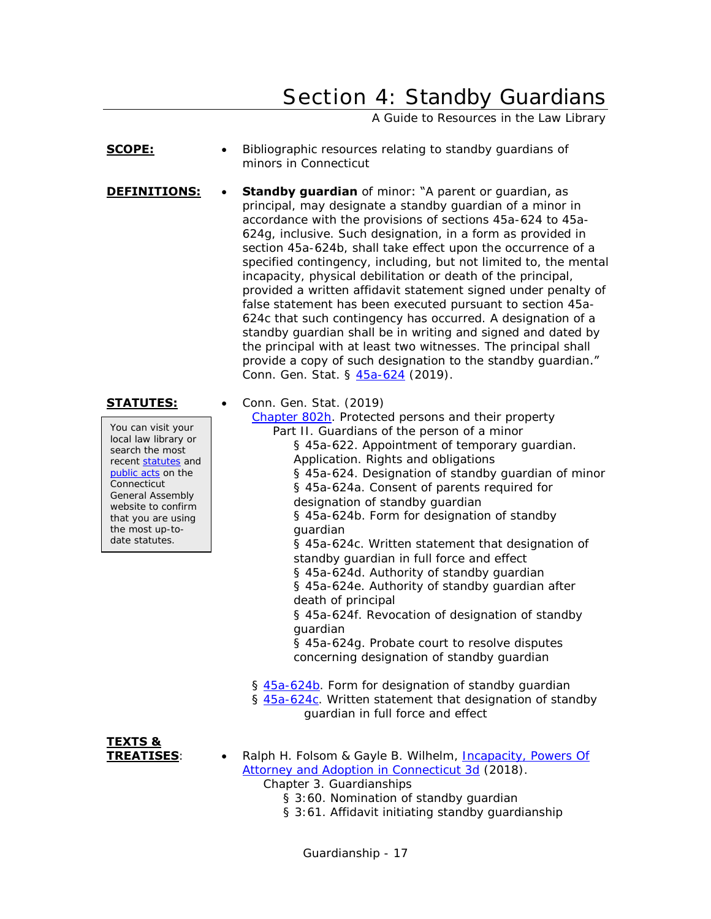# Section 4: Standby Guardians

A Guide to Resources in the Law Library

**SCOPE:**

- Bibliographic resources relating to standby guardians of minors in Connecticut

**DEFINITIONS:**

- **Standby guardian** of minor: "A parent or guardian, as principal, may designate a standby guardian of a minor in accordance with the provisions of sections 45a-624 to 45a-624g, inclusive. Such designation, in a form as provided in section 45a-624b, shall take effect upon the occurrence of a specified contingency, including, but not limited to, the mental incapacity, physical debilitation or death of the principal, provided a written affidavit statement signed under penalty of false statement has been executed pursuant to section 45a-624c that such contingency has occurred. A designation of a standby guardian shall be in writing and signed and dated by the principal with at least two witnesses. The principal shall provide a copy of such designation to the standby guardian." Conn. Gen. Stat. § 45a-624 (2019).

**STATUTES:**

> You can visit your local law library or search the most recent statutes and public acts on the Connecticut General Assembly website to confirm that you are using the most up-to-date statutes.

- Conn. Gen. Stat. (2019)
  - Chapter 802h. Protected persons and their property
    - Part II. Guardians of the person of a minor
      - § 45a-622. Appointment of temporary guardian. Application. Rights and obligations
      - § 45a-624. Designation of standby guardian of minor
      - § 45a-624a. Consent of parents required for designation of standby guardian
      - § 45a-624b. Form for designation of standby guardian
      - § 45a-624c. Written statement that designation of standby guardian in full force and effect
      - § 45a-624d. Authority of standby guardian
      - § 45a-624e. Authority of standby guardian after death of principal
      - § 45a-624f. Revocation of designation of standby guardian
      - § 45a-624g. Probate court to resolve disputes concerning designation of standby guardian

  § 45a-624b. Form for designation of standby guardian
  § 45a-624c. Written statement that designation of standby guardian in full force and effect

**TEXTS & TREATISES:**

- Ralph H. Folsom & Gayle B. Wilhelm, Incapacity, Powers Of Attorney and Adoption in Connecticut 3d (2018).
  - Chapter 3. Guardianships
    - § 3:60. Nomination of standby guardian
    - § 3:61. Affidavit initiating standby guardianship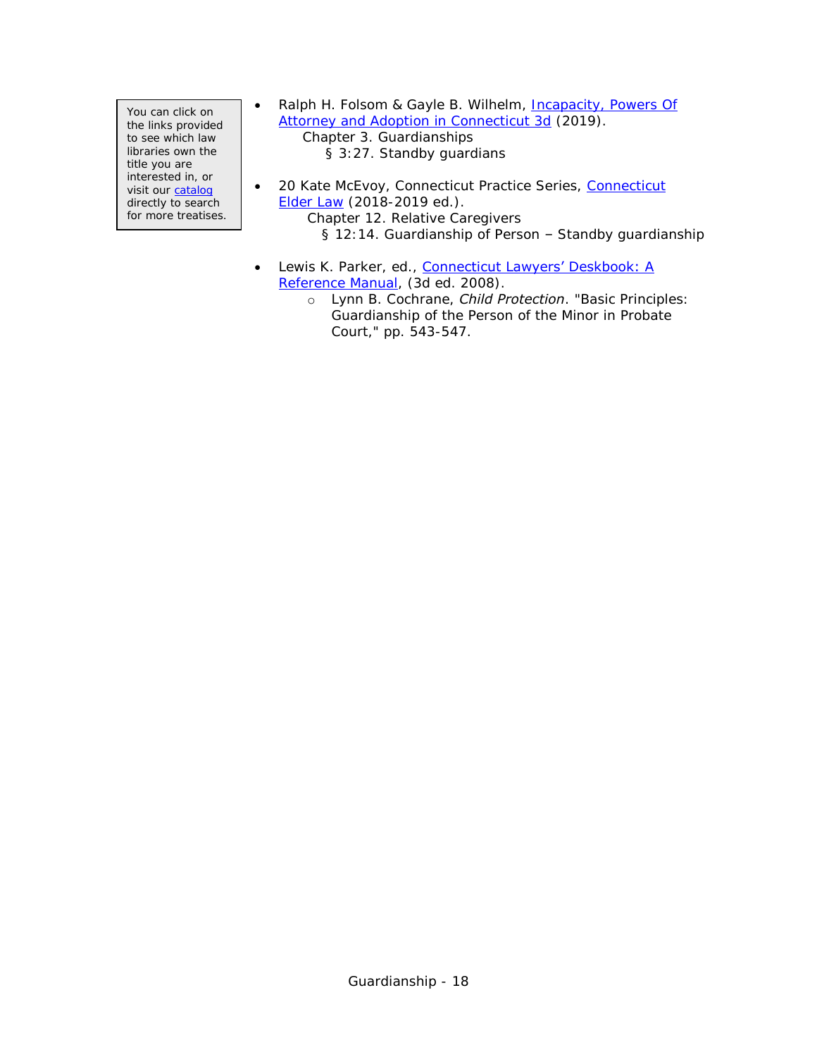> You can click on the links provided to see which law libraries own the title you are interested in, or visit our catalog directly to search for more treatises.

- Ralph H. Folsom & Gayle B. Wilhelm, Incapacity, Powers Of Attorney and Adoption in Connecticut 3d (2019).
  - Chapter 3. Guardianships
    - § 3:27. Standby guardians

- 20 Kate McEvoy, Connecticut Practice Series, Connecticut Elder Law (2018-2019 ed.).
  - Chapter 12. Relative Caregivers
    - § 12:14. Guardianship of Person – Standby guardianship

- Lewis K. Parker, ed., Connecticut Lawyers' Deskbook: A Reference Manual, (3d ed. 2008).
  - Lynn B. Cochrane, *Child Protection*. "Basic Principles: Guardianship of the Person of the Minor in Probate Court," pp. 543-547.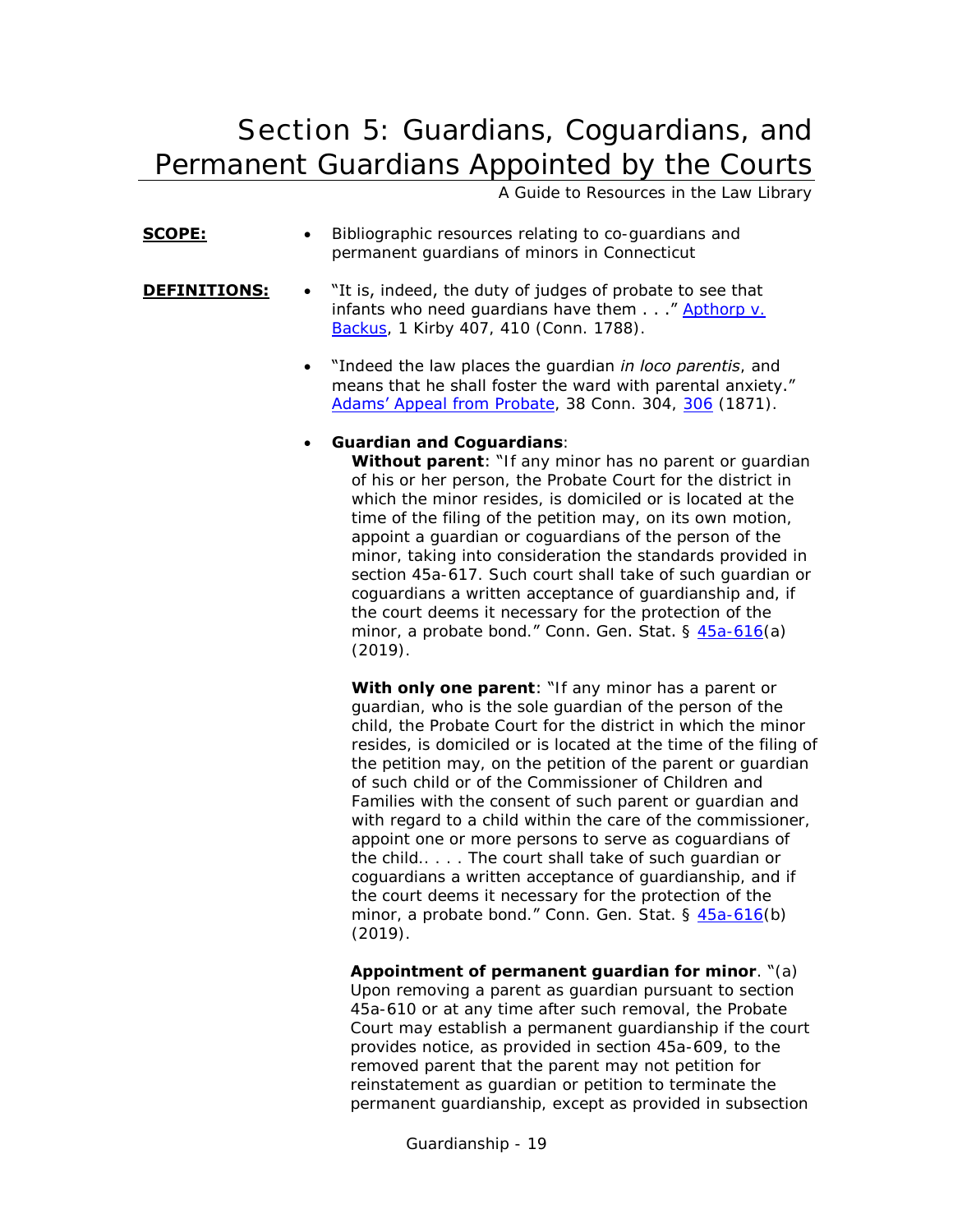# Section 5: Guardians, Coguardians, and Permanent Guardians Appointed by the Courts

A Guide to Resources in the Law Library

**SCOPE:**

- Bibliographic resources relating to co-guardians and permanent guardians of minors in Connecticut

**DEFINITIONS:**

- "It is, indeed, the duty of judges of probate to see that infants who need guardians have them . . ." Apthorp v. Backus, 1 Kirby 407, 410 (Conn. 1788).

- "Indeed the law places the guardian *in loco parentis*, and means that he shall foster the ward with parental anxiety." Adams' Appeal from Probate, 38 Conn. 304, 306 (1871).

- **Guardian and Coguardians**:

  **Without parent**: "If any minor has no parent or guardian of his or her person, the Probate Court for the district in which the minor resides, is domiciled or is located at the time of the filing of the petition may, on its own motion, appoint a guardian or coguardians of the person of the minor, taking into consideration the standards provided in section 45a-617. Such court shall take of such guardian or coguardians a written acceptance of guardianship and, if the court deems it necessary for the protection of the minor, a probate bond." Conn. Gen. Stat. § 45a-616(a) (2019).

  **With only one parent**: "If any minor has a parent or guardian, who is the sole guardian of the person of the child, the Probate Court for the district in which the minor resides, is domiciled or is located at the time of the filing of the petition may, on the petition of the parent or guardian of such child or of the Commissioner of Children and Families with the consent of such parent or guardian and with regard to a child within the care of the commissioner, appoint one or more persons to serve as coguardians of the child.. . . . The court shall take of such guardian or coguardians a written acceptance of guardianship, and if the court deems it necessary for the protection of the minor, a probate bond." Conn. Gen. Stat. § 45a-616(b) (2019).

  **Appointment of permanent guardian for minor**. "(a) Upon removing a parent as guardian pursuant to section 45a-610 or at any time after such removal, the Probate Court may establish a permanent guardianship if the court provides notice, as provided in section 45a-609, to the removed parent that the parent may not petition for reinstatement as guardian or petition to terminate the permanent guardianship, except as provided in subsection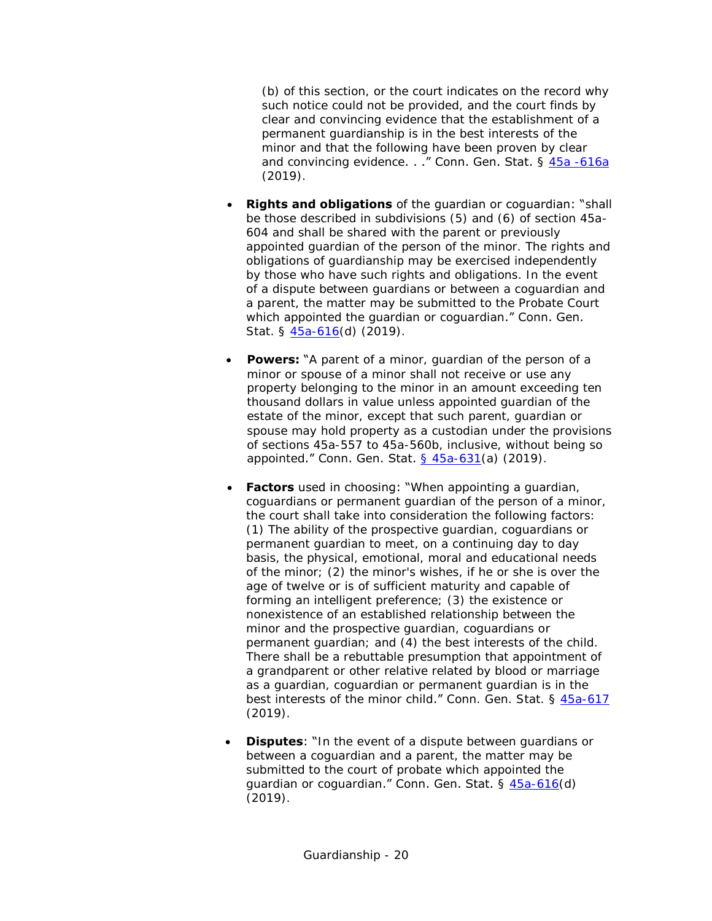(b) of this section, or the court indicates on the record why such notice could not be provided, and the court finds by clear and convincing evidence that the establishment of a permanent guardianship is in the best interests of the minor and that the following have been proven by clear and convincing evidence. . ." Conn. Gen. Stat. § 45a -616a (2019).

- **Rights and obligations** of the guardian or coguardian: "shall be those described in subdivisions (5) and (6) of section 45a-604 and shall be shared with the parent or previously appointed guardian of the person of the minor. The rights and obligations of guardianship may be exercised independently by those who have such rights and obligations. In the event of a dispute between guardians or between a coguardian and a parent, the matter may be submitted to the Probate Court which appointed the guardian or coguardian." Conn. Gen. Stat. § 45a-616(d) (2019).

- **Powers:** "A parent of a minor, guardian of the person of a minor or spouse of a minor shall not receive or use any property belonging to the minor in an amount exceeding ten thousand dollars in value unless appointed guardian of the estate of the minor, except that such parent, guardian or spouse may hold property as a custodian under the provisions of sections 45a-557 to 45a-560b, inclusive, without being so appointed." Conn. Gen. Stat. § 45a-631(a) (2019).

- **Factors** used in choosing: "When appointing a guardian, coguardians or permanent guardian of the person of a minor, the court shall take into consideration the following factors: (1) The ability of the prospective guardian, coguardians or permanent guardian to meet, on a continuing day to day basis, the physical, emotional, moral and educational needs of the minor; (2) the minor's wishes, if he or she is over the age of twelve or is of sufficient maturity and capable of forming an intelligent preference; (3) the existence or nonexistence of an established relationship between the minor and the prospective guardian, coguardians or permanent guardian; and (4) the best interests of the child. There shall be a rebuttable presumption that appointment of a grandparent or other relative related by blood or marriage as a guardian, coguardian or permanent guardian is in the best interests of the minor child." Conn. Gen. Stat. § 45a-617 (2019).

- **Disputes**: "In the event of a dispute between guardians or between a coguardian and a parent, the matter may be submitted to the court of probate which appointed the guardian or coguardian." Conn. Gen. Stat. § 45a-616(d) (2019).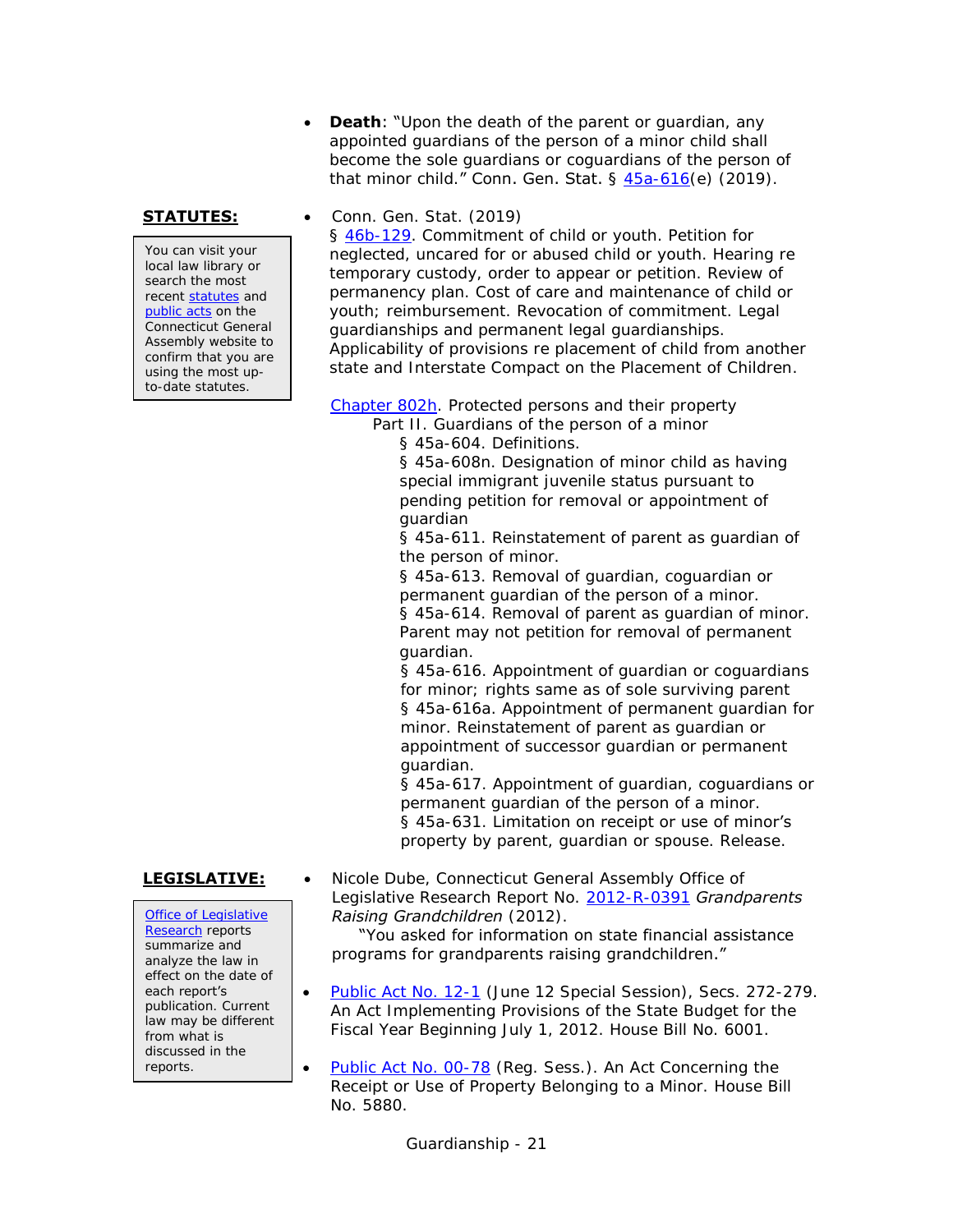- **Death**: "Upon the death of the parent or guardian, any appointed guardians of the person of a minor child shall become the sole guardians or coguardians of the person of that minor child." Conn. Gen. Stat. § 45a-616(e) (2019).

**STATUTES:**

> You can visit your local law library or search the most recent statutes and public acts on the Connecticut General Assembly website to confirm that you are using the most up-to-date statutes.

- Conn. Gen. Stat. (2019)
  § 46b-129. Commitment of child or youth. Petition for neglected, uncared for or abused child or youth. Hearing re temporary custody, order to appear or petition. Review of permanency plan. Cost of care and maintenance of child or youth; reimbursement. Revocation of commitment. Legal guardianships and permanent legal guardianships. Applicability of provisions re placement of child from another state and Interstate Compact on the Placement of Children.

  Chapter 802h. Protected persons and their property
  - Part II. Guardians of the person of a minor
    - § 45a-604. Definitions.
    - § 45a-608n. Designation of minor child as having special immigrant juvenile status pursuant to pending petition for removal or appointment of guardian
    - § 45a-611. Reinstatement of parent as guardian of the person of minor.
    - § 45a-613. Removal of guardian, coguardian or permanent guardian of the person of a minor.
    - § 45a-614. Removal of parent as guardian of minor. Parent may not petition for removal of permanent guardian.
    - § 45a-616. Appointment of guardian or coguardians for minor; rights same as of sole surviving parent
    - § 45a-616a. Appointment of permanent guardian for minor. Reinstatement of parent as guardian or appointment of successor guardian or permanent guardian.
    - § 45a-617. Appointment of guardian, coguardians or permanent guardian of the person of a minor.
    - § 45a-631. Limitation on receipt or use of minor's property by parent, guardian or spouse. Release.

**LEGISLATIVE:**

> Office of Legislative Research reports summarize and analyze the law in effect on the date of each report's publication. Current law may be different from what is discussed in the reports.

- Nicole Dube, Connecticut General Assembly Office of Legislative Research Report No. 2012-R-0391 *Grandparents Raising Grandchildren* (2012).
  "You asked for information on state financial assistance programs for grandparents raising grandchildren."

- Public Act No. 12-1 (June 12 Special Session), Secs. 272-279. An Act Implementing Provisions of the State Budget for the Fiscal Year Beginning July 1, 2012. House Bill No. 6001.

- Public Act No. 00-78 (Reg. Sess.). An Act Concerning the Receipt or Use of Property Belonging to a Minor. House Bill No. 5880.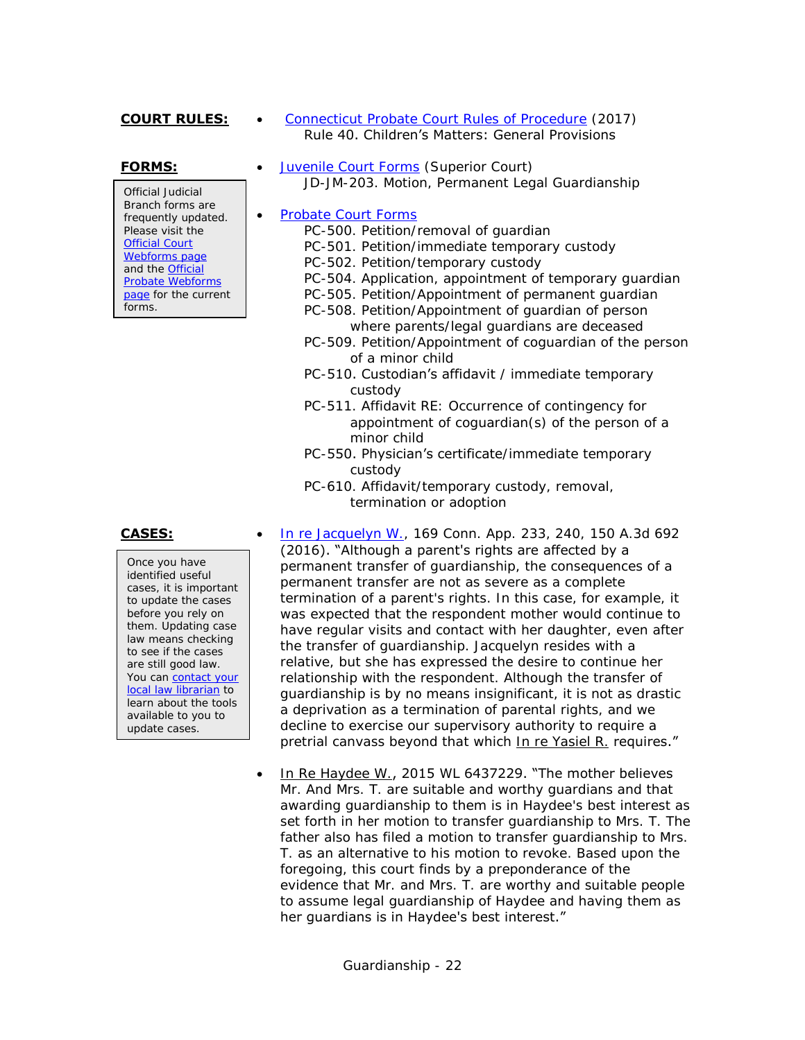**COURT RULES:**

- Connecticut Probate Court Rules of Procedure (2017)
  Rule 40. Children's Matters: General Provisions

**FORMS:**

> Official Judicial Branch forms are frequently updated. Please visit the Official Court Webforms page and the Official Probate Webforms page for the current forms.

- Juvenile Court Forms (Superior Court)
  JD-JM-203. Motion, Permanent Legal Guardianship

- Probate Court Forms
  PC-500. Petition/removal of guardian
  PC-501. Petition/immediate temporary custody
  PC-502. Petition/temporary custody
  PC-504. Application, appointment of temporary guardian
  PC-505. Petition/Appointment of permanent guardian
  PC-508. Petition/Appointment of guardian of person where parents/legal guardians are deceased
  PC-509. Petition/Appointment of coguardian of the person of a minor child
  PC-510. Custodian's affidavit / immediate temporary custody
  PC-511. Affidavit RE: Occurrence of contingency for appointment of coguardian(s) of the person of a minor child
  PC-550. Physician's certificate/immediate temporary custody
  PC-610. Affidavit/temporary custody, removal, termination or adoption

**CASES:**

> Once you have identified useful cases, it is important to update the cases before you rely on them. Updating case law means checking to see if the cases are still good law. You can contact your local law librarian to learn about the tools available to you to update cases.

- In re Jacquelyn W., 169 Conn. App. 233, 240, 150 A.3d 692 (2016). "Although a parent's rights are affected by a permanent transfer of guardianship, the consequences of a permanent transfer are not as severe as a complete termination of a parent's rights. In this case, for example, it was expected that the respondent mother would continue to have regular visits and contact with her daughter, even after the transfer of guardianship. Jacquelyn resides with a relative, but she has expressed the desire to continue her relationship with the respondent. Although the transfer of guardianship is by no means insignificant, it is not as drastic a deprivation as a termination of parental rights, and we decline to exercise our supervisory authority to require a pretrial canvass beyond that which In re Yasiel R. requires."

- In Re Haydee W., 2015 WL 6437229. "The mother believes Mr. And Mrs. T. are suitable and worthy guardians and that awarding guardianship to them is in Haydee's best interest as set forth in her motion to transfer guardianship to Mrs. T. The father also has filed a motion to transfer guardianship to Mrs. T. as an alternative to his motion to revoke. Based upon the foregoing, this court finds by a preponderance of the evidence that Mr. and Mrs. T. are worthy and suitable people to assume legal guardianship of Haydee and having them as her guardians is in Haydee's best interest."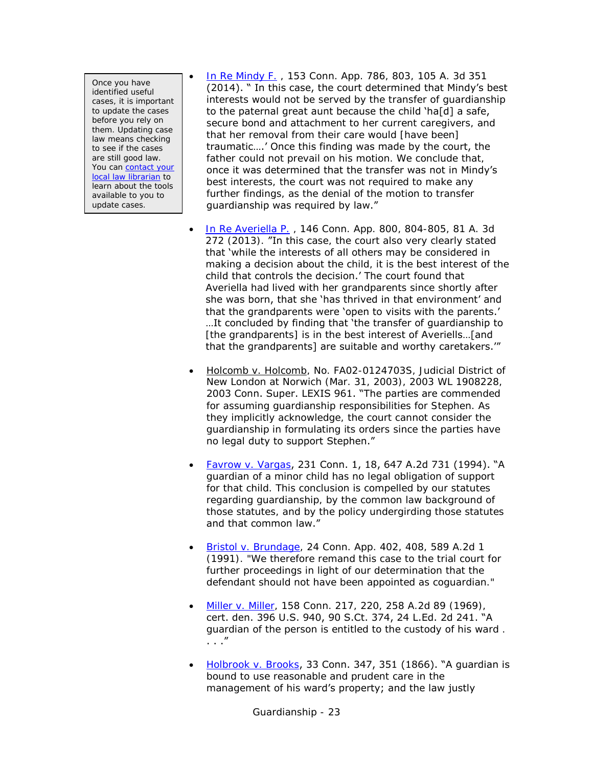Once you have identified useful cases, it is important to update the cases before you rely on them. Updating case law means checking to see if the cases are still good law. You can [contact your local law librarian](#) to learn about the tools available to you to update cases.

- [In Re Mindy F.](#) , 153 Conn. App. 786, 803, 105 A. 3d 351 (2014). " In this case, the court determined that Mindy's best interests would not be served by the transfer of guardianship to the paternal great aunt because the child 'ha[d] a safe, secure bond and attachment to her current caregivers, and that her removal from their care would [have been] traumatic….' Once this finding was made by the court, the father could not prevail on his motion. We conclude that, once it was determined that the transfer was not in Mindy's best interests, the court was not required to make any further findings, as the denial of the motion to transfer guardianship was required by law."

- [In Re Averiella P.](#) , 146 Conn. App. 800, 804-805, 81 A. 3d 272 (2013). "In this case, the court also very clearly stated that 'while the interests of all others may be considered in making a decision about the child, it is the best interest of the child that controls the decision.' The court found that Averiella had lived with her grandparents since shortly after she was born, that she 'has thrived in that environment' and that the grandparents were 'open to visits with the parents.' …It concluded by finding that 'the transfer of guardianship to [the grandparents] is in the best interest of Averiells…[and that the grandparents] are suitable and worthy caretakers.'"

- Holcomb v. Holcomb, No. FA02-0124703S, Judicial District of New London at Norwich (Mar. 31, 2003), 2003 WL 1908228, 2003 Conn. Super. LEXIS 961. "The parties are commended for assuming guardianship responsibilities for Stephen. As they implicitly acknowledge, the court cannot consider the guardianship in formulating its orders since the parties have no legal duty to support Stephen."

- [Favrow v. Vargas](#), 231 Conn. 1, 18, 647 A.2d 731 (1994). "A guardian of a minor child has no legal obligation of support for that child. This conclusion is compelled by our statutes regarding guardianship, by the common law background of those statutes, and by the policy undergirding those statutes and that common law."

- [Bristol v. Brundage](#), 24 Conn. App. 402, 408, 589 A.2d 1 (1991). "We therefore remand this case to the trial court for further proceedings in light of our determination that the defendant should not have been appointed as coguardian."

- [Miller v. Miller](#), 158 Conn. 217, 220, 258 A.2d 89 (1969), cert. den. 396 U.S. 940, 90 S.Ct. 374, 24 L.Ed. 2d 241. "A guardian of the person is entitled to the custody of his ward . . . ."

- [Holbrook v. Brooks](#), 33 Conn. 347, 351 (1866). "A guardian is bound to use reasonable and prudent care in the management of his ward's property; and the law justly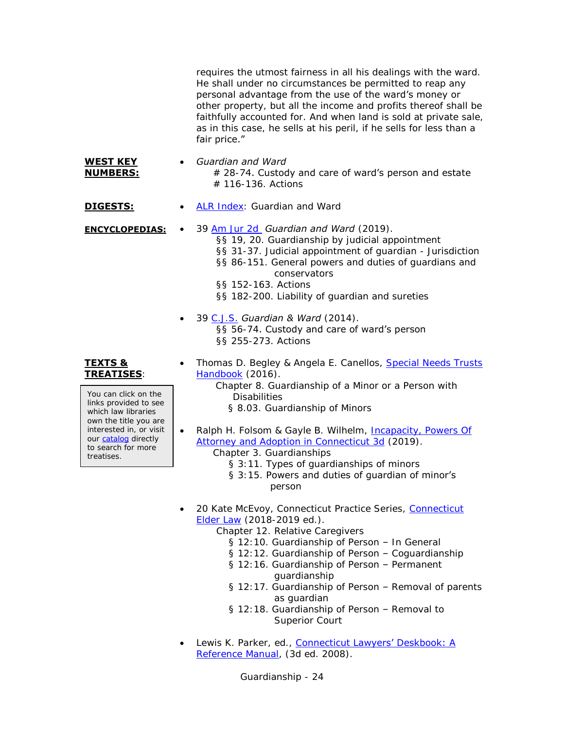requires the utmost fairness in all his dealings with the ward. He shall under no circumstances be permitted to reap any personal advantage from the use of the ward's money or other property, but all the income and profits thereof shall be faithfully accounted for. And when land is sold at private sale, as in this case, he sells at his peril, if he sells for less than a fair price."

**WEST KEY NUMBERS:**

- *Guardian and Ward*
  - # 28-74. Custody and care of ward's person and estate
  - # 116-136. Actions

**DIGESTS:**

- ALR Index: Guardian and Ward

**ENCYCLOPEDIAS:**

- 39 Am Jur 2d *Guardian and Ward* (2019).
  - §§ 19, 20. Guardianship by judicial appointment
  - §§ 31-37. Judicial appointment of guardian - Jurisdiction
  - §§ 86-151. General powers and duties of guardians and conservators
  - §§ 152-163. Actions
  - §§ 182-200. Liability of guardian and sureties
- 39 C.J.S. *Guardian & Ward* (2014).
  - §§ 56-74. Custody and care of ward's person
  - §§ 255-273. Actions

**TEXTS & TREATISES:**

> You can click on the links provided to see which law libraries own the title you are interested in, or visit our catalog directly to search for more treatises.

- Thomas D. Begley & Angela E. Canellos, Special Needs Trusts Handbook (2016).
  - Chapter 8. Guardianship of a Minor or a Person with Disabilities
    - § 8.03. Guardianship of Minors
- Ralph H. Folsom & Gayle B. Wilhelm, Incapacity, Powers Of Attorney and Adoption in Connecticut 3d (2019).
  - Chapter 3. Guardianships
    - § 3:11. Types of guardianships of minors
    - § 3:15. Powers and duties of guardian of minor's person
- 20 Kate McEvoy, Connecticut Practice Series, Connecticut Elder Law (2018-2019 ed.).
  - Chapter 12. Relative Caregivers
    - § 12:10. Guardianship of Person – In General
    - § 12:12. Guardianship of Person – Coguardianship
    - § 12:16. Guardianship of Person – Permanent guardianship
    - § 12:17. Guardianship of Person – Removal of parents as guardian
    - § 12:18. Guardianship of Person – Removal to Superior Court
- Lewis K. Parker, ed., Connecticut Lawyers' Deskbook: A Reference Manual, (3d ed. 2008).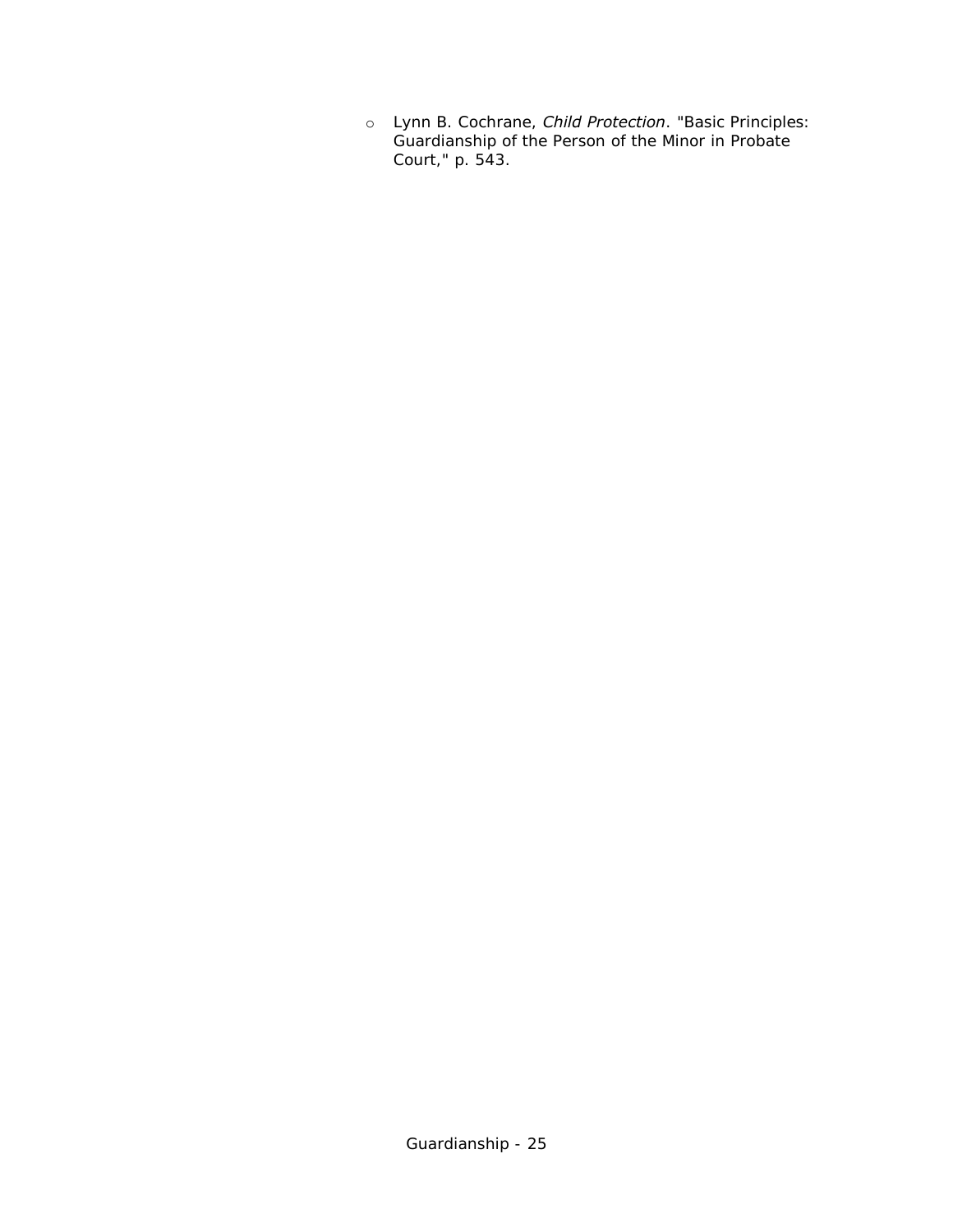- Lynn B. Cochrane, *Child Protection*. "Basic Principles: Guardianship of the Person of the Minor in Probate Court," p. 543.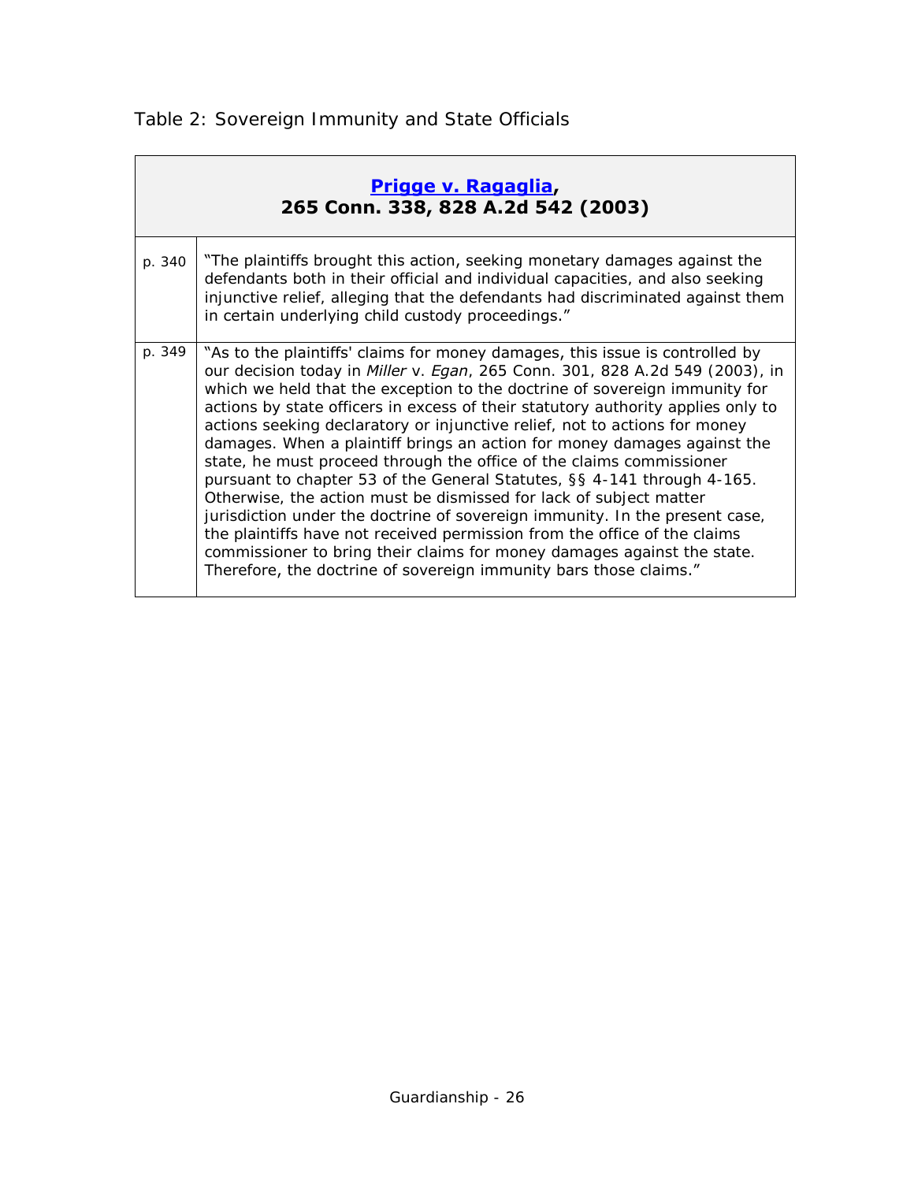Table 2: Sovereign Immunity and State Officials

| **[Prigge v. Ragaglia](#), 265 Conn. 338, 828 A.2d 542 (2003)** | |
|---|---|
| p. 340 | "The plaintiffs brought this action, seeking monetary damages against the defendants both in their official and individual capacities, and also seeking injunctive relief, alleging that the defendants had discriminated against them in certain underlying child custody proceedings." |
| p. 349 | "As to the plaintiffs' claims for money damages, this issue is controlled by our decision today in *Miller* v. *Egan*, 265 Conn. 301, 828 A.2d 549 (2003), in which we held that the exception to the doctrine of sovereign immunity for actions by state officers in excess of their statutory authority applies only to actions seeking declaratory or injunctive relief, not to actions for money damages. When a plaintiff brings an action for money damages against the state, he must proceed through the office of the claims commissioner pursuant to chapter 53 of the General Statutes, §§ 4-141 through 4-165. Otherwise, the action must be dismissed for lack of subject matter jurisdiction under the doctrine of sovereign immunity. In the present case, the plaintiffs have not received permission from the office of the claims commissioner to bring their claims for money damages against the state. Therefore, the doctrine of sovereign immunity bars those claims." |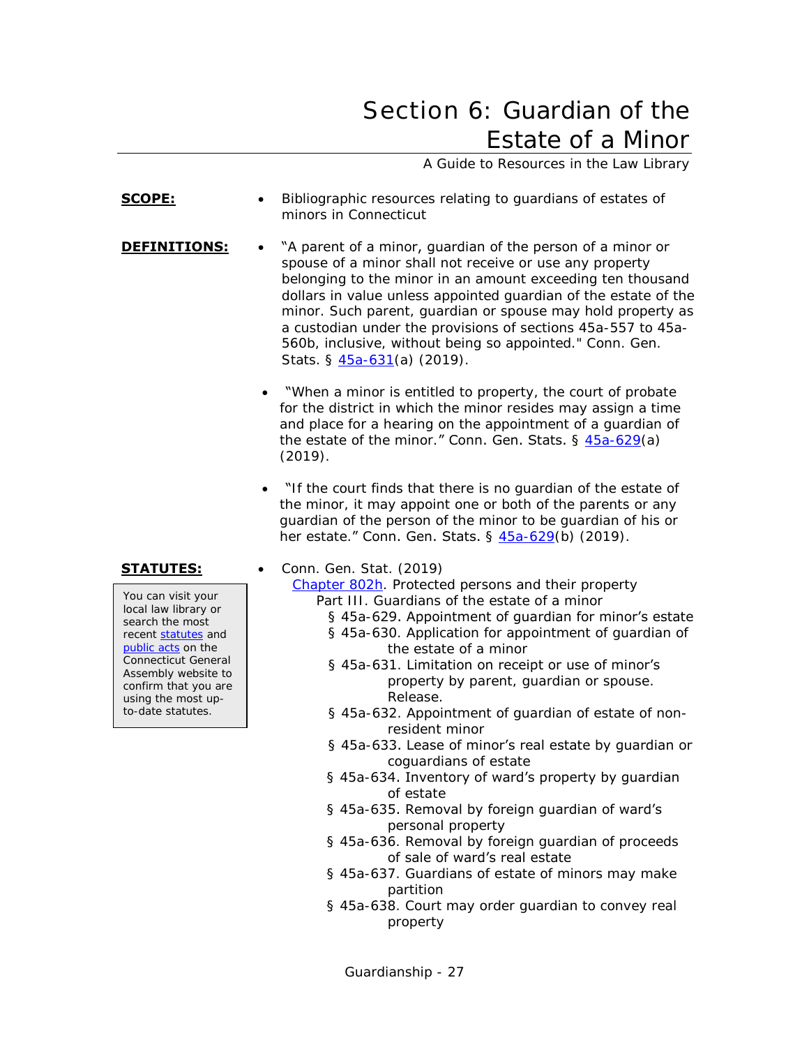# Section 6: Guardian of the Estate of a Minor

A Guide to Resources in the Law Library

**SCOPE:**

- Bibliographic resources relating to guardians of estates of minors in Connecticut

**DEFINITIONS:**

- "A parent of a minor, guardian of the person of a minor or spouse of a minor shall not receive or use any property belonging to the minor in an amount exceeding ten thousand dollars in value unless appointed guardian of the estate of the minor. Such parent, guardian or spouse may hold property as a custodian under the provisions of sections 45a-557 to 45a-560b, inclusive, without being so appointed." Conn. Gen. Stats. § 45a-631(a) (2019).

- "When a minor is entitled to property, the court of probate for the district in which the minor resides may assign a time and place for a hearing on the appointment of a guardian of the estate of the minor." Conn. Gen. Stats. § 45a-629(a) (2019).

- "If the court finds that there is no guardian of the estate of the minor, it may appoint one or both of the parents or any guardian of the person of the minor to be guardian of his or her estate." Conn. Gen. Stats. § 45a-629(b) (2019).

**STATUTES:**

> You can visit your local law library or search the most recent statutes and public acts on the Connecticut General Assembly website to confirm that you are using the most up-to-date statutes.

- Conn. Gen. Stat. (2019)
  - Chapter 802h. Protected persons and their property
    - Part III. Guardians of the estate of a minor
      - § 45a-629. Appointment of guardian for minor's estate
      - § 45a-630. Application for appointment of guardian of the estate of a minor
      - § 45a-631. Limitation on receipt or use of minor's property by parent, guardian or spouse. Release.
      - § 45a-632. Appointment of guardian of estate of non-resident minor
      - § 45a-633. Lease of minor's real estate by guardian or coguardians of estate
      - § 45a-634. Inventory of ward's property by guardian of estate
      - § 45a-635. Removal by foreign guardian of ward's personal property
      - § 45a-636. Removal by foreign guardian of proceeds of sale of ward's real estate
      - § 45a-637. Guardians of estate of minors may make partition
      - § 45a-638. Court may order guardian to convey real property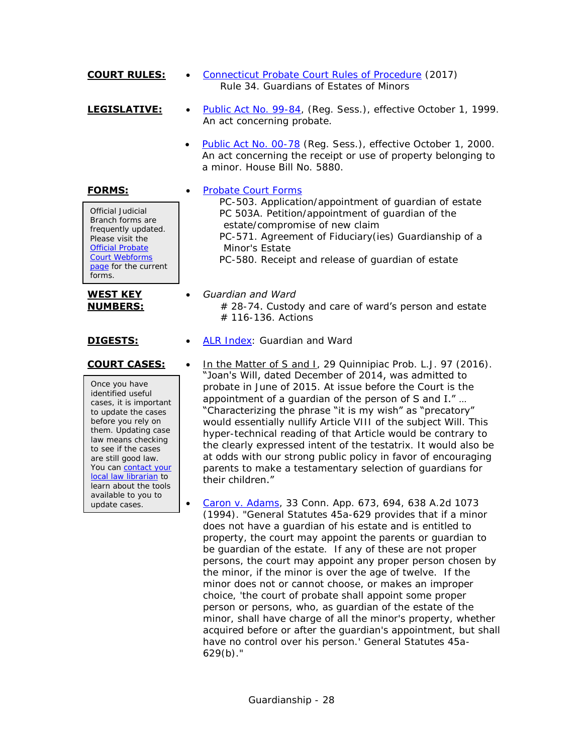**COURT RULES:**

- Connecticut Probate Court Rules of Procedure (2017)
  Rule 34. Guardians of Estates of Minors

**LEGISLATIVE:**

- Public Act No. 99-84, (Reg. Sess.), effective October 1, 1999. An act concerning probate.
- Public Act No. 00-78 (Reg. Sess.), effective October 1, 2000. An act concerning the receipt or use of property belonging to a minor. House Bill No. 5880.

**FORMS:**

> Official Judicial Branch forms are frequently updated. Please visit the Official Probate Court Webforms page for the current forms.

- Probate Court Forms
  PC-503. Application/appointment of guardian of estate
  PC 503A. Petition/appointment of guardian of the estate/compromise of new claim
  PC-571. Agreement of Fiduciary(ies) Guardianship of a Minor's Estate
  PC-580. Receipt and release of guardian of estate

**WEST KEY NUMBERS:**

- *Guardian and Ward*
  # 28-74. Custody and care of ward's person and estate
  # 116-136. Actions

**DIGESTS:**

- ALR Index: Guardian and Ward

**COURT CASES:**

> Once you have identified useful cases, it is important to update the cases before you rely on them. Updating case law means checking to see if the cases are still good law. You can contact your local law librarian to learn about the tools available to you to update cases.

- In the Matter of S and I, 29 Quinnipiac Prob. L.J. 97 (2016). "Joan's Will, dated December of 2014, was admitted to probate in June of 2015. At issue before the Court is the appointment of a guardian of the person of S and I." … "Characterizing the phrase "it is my wish" as "precatory" would essentially nullify Article VIII of the subject Will. This hyper-technical reading of that Article would be contrary to the clearly expressed intent of the testatrix. It would also be at odds with our strong public policy in favor of encouraging parents to make a testamentary selection of guardians for their children."
- Caron v. Adams, 33 Conn. App. 673, 694, 638 A.2d 1073 (1994). "General Statutes 45a-629 provides that if a minor does not have a guardian of his estate and is entitled to property, the court may appoint the parents or guardian to be guardian of the estate. If any of these are not proper persons, the court may appoint any proper person chosen by the minor, if the minor is over the age of twelve. If the minor does not or cannot choose, or makes an improper choice, 'the court of probate shall appoint some proper person or persons, who, as guardian of the estate of the minor, shall have charge of all the minor's property, whether acquired before or after the guardian's appointment, but shall have no control over his person.' General Statutes 45a-629(b)."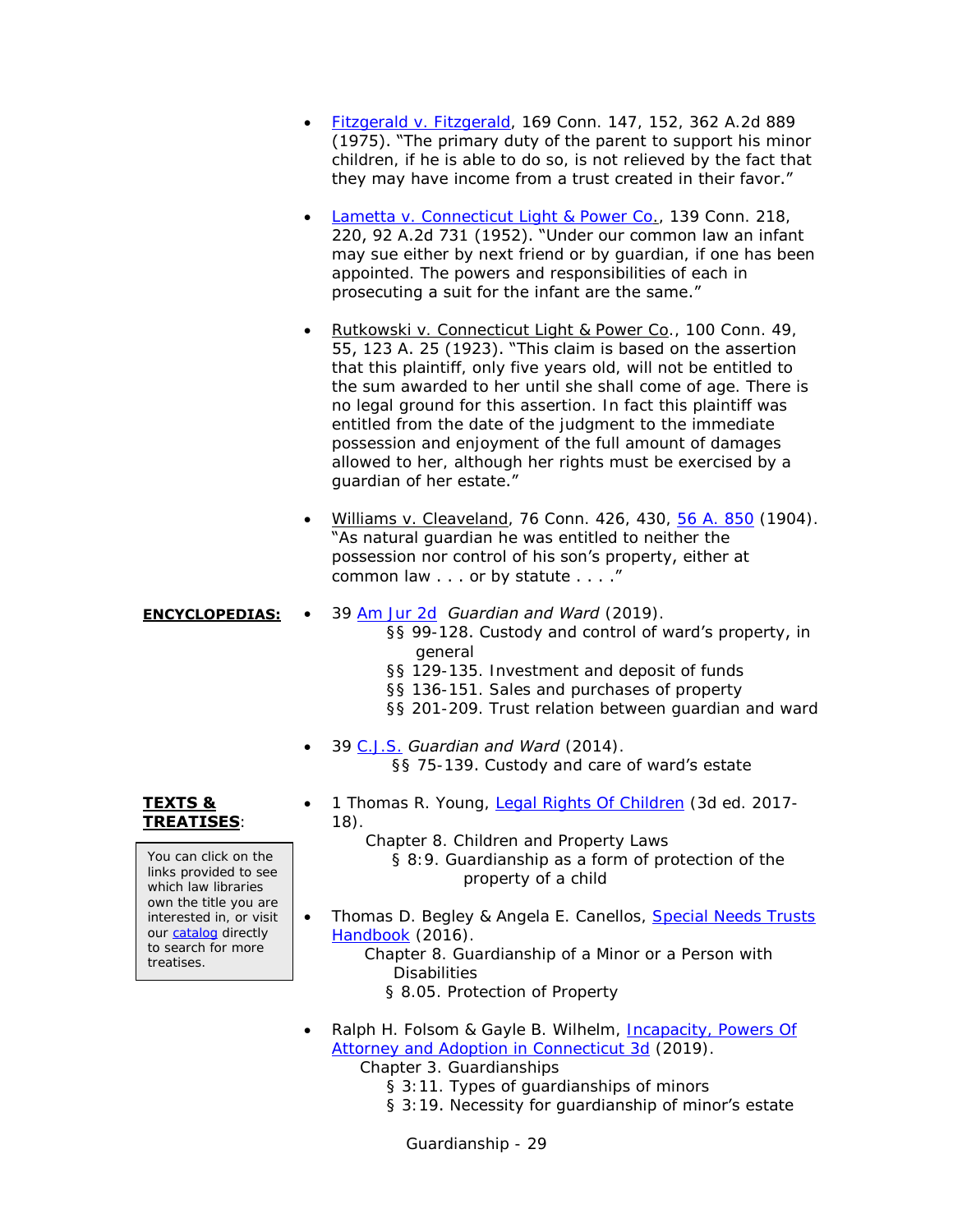- Fitzgerald v. Fitzgerald, 169 Conn. 147, 152, 362 A.2d 889 (1975). "The primary duty of the parent to support his minor children, if he is able to do so, is not relieved by the fact that they may have income from a trust created in their favor."

- Lametta v. Connecticut Light & Power Co., 139 Conn. 218, 220, 92 A.2d 731 (1952). "Under our common law an infant may sue either by next friend or by guardian, if one has been appointed. The powers and responsibilities of each in prosecuting a suit for the infant are the same."

- Rutkowski v. Connecticut Light & Power Co., 100 Conn. 49, 55, 123 A. 25 (1923). "This claim is based on the assertion that this plaintiff, only five years old, will not be entitled to the sum awarded to her until she shall come of age. There is no legal ground for this assertion. In fact this plaintiff was entitled from the date of the judgment to the immediate possession and enjoyment of the full amount of damages allowed to her, although her rights must be exercised by a guardian of her estate."

- Williams v. Cleaveland, 76 Conn. 426, 430, 56 A. 850 (1904). "As natural guardian he was entitled to neither the possession nor control of his son's property, either at common law . . . or by statute . . . ."

**ENCYCLOPEDIAS:**

- 39 Am Jur 2d *Guardian and Ward* (2019).
  - §§ 99-128. Custody and control of ward's property, in general
  - §§ 129-135. Investment and deposit of funds
  - §§ 136-151. Sales and purchases of property
  - §§ 201-209. Trust relation between guardian and ward

- 39 C.J.S. *Guardian and Ward* (2014).
  - §§ 75-139. Custody and care of ward's estate

**TEXTS & TREATISES:**

You can click on the links provided to see which law libraries own the title you are interested in, or visit our catalog directly to search for more treatises.

- 1 Thomas R. Young, Legal Rights Of Children (3d ed. 2017-18).
  - Chapter 8. Children and Property Laws
    - § 8:9. Guardianship as a form of protection of the property of a child

- Thomas D. Begley & Angela E. Canellos, Special Needs Trusts Handbook (2016).
  - Chapter 8. Guardianship of a Minor or a Person with Disabilities
    - § 8.05. Protection of Property

- Ralph H. Folsom & Gayle B. Wilhelm, Incapacity, Powers Of Attorney and Adoption in Connecticut 3d (2019).
  - Chapter 3. Guardianships
    - § 3:11. Types of guardianships of minors
    - § 3:19. Necessity for guardianship of minor's estate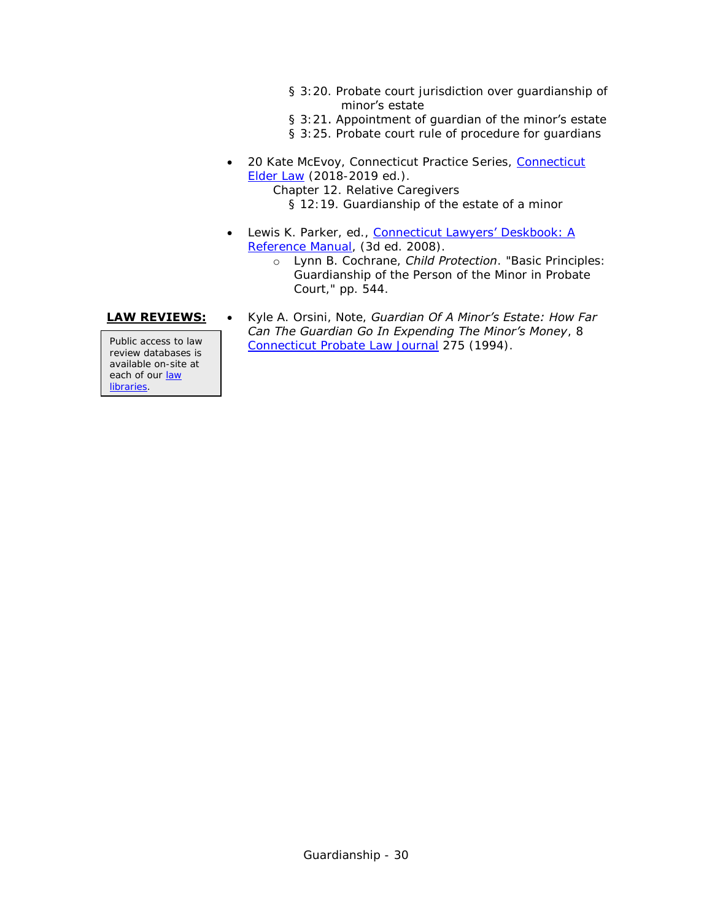- § 3:20. Probate court jurisdiction over guardianship of minor's estate
- § 3:21. Appointment of guardian of the minor's estate
- § 3:25. Probate court rule of procedure for guardians

- 20 Kate McEvoy, Connecticut Practice Series, Connecticut Elder Law (2018-2019 ed.).
  - Chapter 12. Relative Caregivers
    - § 12:19. Guardianship of the estate of a minor

- Lewis K. Parker, ed., Connecticut Lawyers' Deskbook: A Reference Manual, (3d ed. 2008).
  - Lynn B. Cochrane, *Child Protection*. "Basic Principles: Guardianship of the Person of the Minor in Probate Court," pp. 544.

**LAW REVIEWS:**

Public access to law review databases is available on-site at each of our law libraries.

- Kyle A. Orsini, Note, *Guardian Of A Minor's Estate: How Far Can The Guardian Go In Expending The Minor's Money*, 8 Connecticut Probate Law Journal 275 (1994).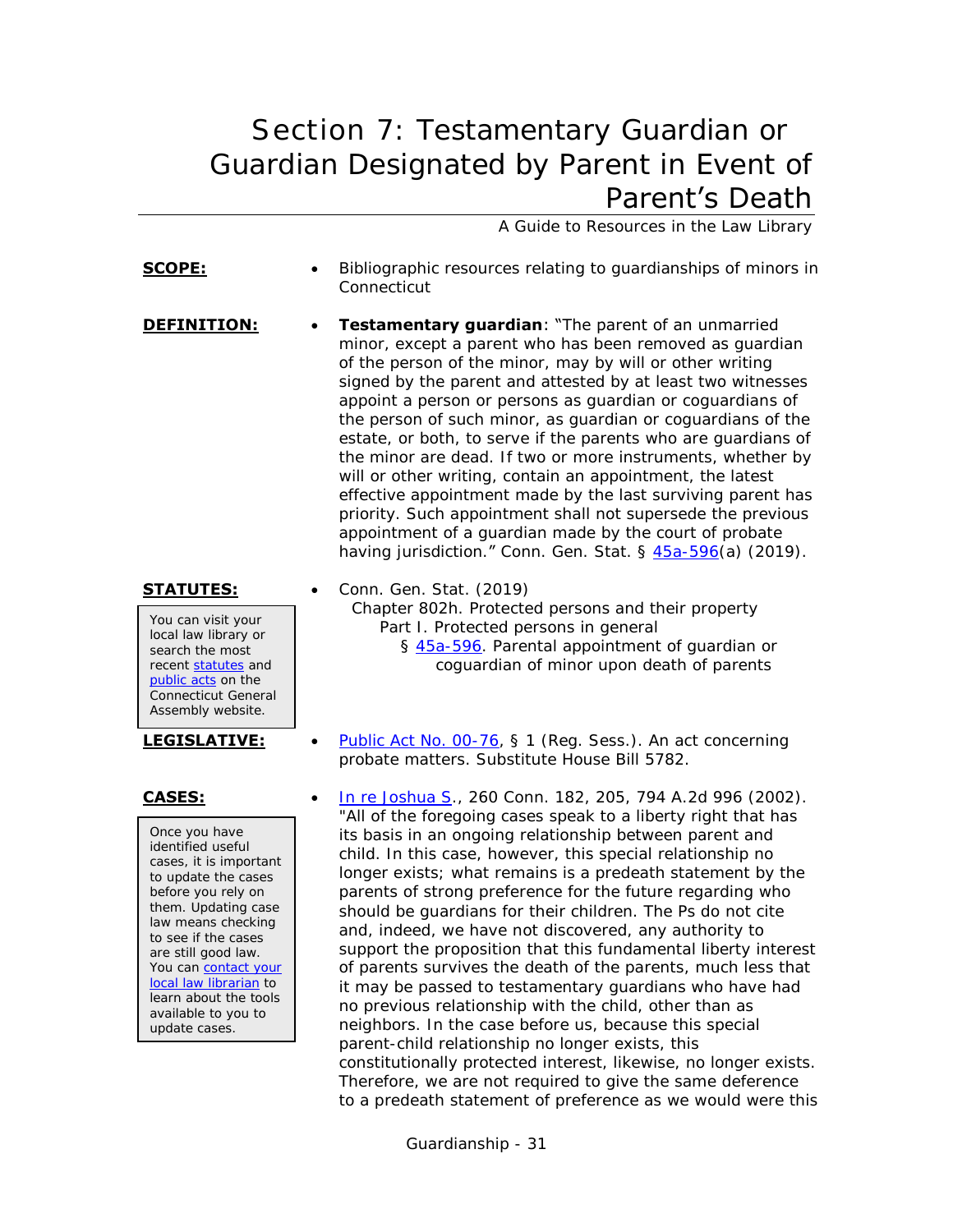# Section 7: Testamentary Guardian or Guardian Designated by Parent in Event of Parent's Death

A Guide to Resources in the Law Library

**SCOPE:**

- Bibliographic resources relating to guardianships of minors in Connecticut

**DEFINITION:**

- **Testamentary guardian**: "The parent of an unmarried minor, except a parent who has been removed as guardian of the person of the minor, may by will or other writing signed by the parent and attested by at least two witnesses appoint a person or persons as guardian or coguardians of the person of such minor, as guardian or coguardians of the estate, or both, to serve if the parents who are guardians of the minor are dead. If two or more instruments, whether by will or other writing, contain an appointment, the latest effective appointment made by the last surviving parent has priority. Such appointment shall not supersede the previous appointment of a guardian made by the court of probate having jurisdiction." Conn. Gen. Stat. § 45a-596(a) (2019).

**STATUTES:**

> You can visit your local law library or search the most recent statutes and public acts on the Connecticut General Assembly website.

- Conn. Gen. Stat. (2019)
  - Chapter 802h. Protected persons and their property
    - Part I. Protected persons in general
      - § 45a-596. Parental appointment of guardian or coguardian of minor upon death of parents

**LEGISLATIVE:**

- Public Act No. 00-76, § 1 (Reg. Sess.). An act concerning probate matters. Substitute House Bill 5782.

**CASES:**

> Once you have identified useful cases, it is important to update the cases before you rely on them. Updating case law means checking to see if the cases are still good law. You can contact your local law librarian to learn about the tools available to you to update cases.

- In re Joshua S., 260 Conn. 182, 205, 794 A.2d 996 (2002). "All of the foregoing cases speak to a liberty right that has its basis in an ongoing relationship between parent and child. In this case, however, this special relationship no longer exists; what remains is a predeath statement by the parents of strong preference for the future regarding who should be guardians for their children. The Ps do not cite and, indeed, we have not discovered, any authority to support the proposition that this fundamental liberty interest of parents survives the death of the parents, much less that it may be passed to testamentary guardians who have had no previous relationship with the child, other than as neighbors. In the case before us, because this special parent-child relationship no longer exists, this constitutionally protected interest, likewise, no longer exists. Therefore, we are not required to give the same deference to a predeath statement of preference as we would were this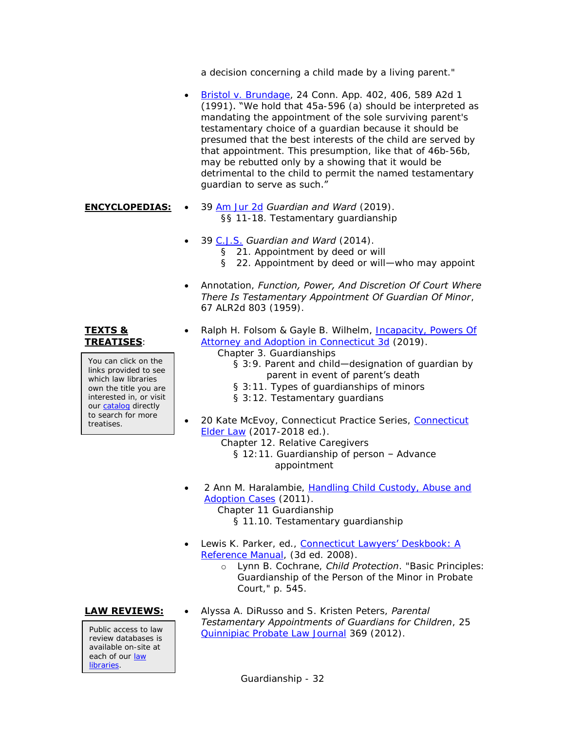a decision concerning a child made by a living parent."

- Bristol v. Brundage, 24 Conn. App. 402, 406, 589 A2d 1 (1991). "We hold that 45a-596 (a) should be interpreted as mandating the appointment of the sole surviving parent's testamentary choice of a guardian because it should be presumed that the best interests of the child are served by that appointment. This presumption, like that of 46b-56b, may be rebutted only by a showing that it would be detrimental to the child to permit the named testamentary guardian to serve as such."

**ENCYCLOPEDIAS:**

- 39 Am Jur 2d *Guardian and Ward* (2019).
  - §§ 11-18. Testamentary guardianship
- 39 C.J.S. *Guardian and Ward* (2014).
  - § 21. Appointment by deed or will
  - § 22. Appointment by deed or will—who may appoint
- Annotation, *Function, Power, And Discretion Of Court Where There Is Testamentary Appointment Of Guardian Of Minor*, 67 ALR2d 803 (1959).

**TEXTS & TREATISES:**

You can click on the links provided to see which law libraries own the title you are interested in, or visit our catalog directly to search for more treatises.

- Ralph H. Folsom & Gayle B. Wilhelm, Incapacity, Powers Of Attorney and Adoption in Connecticut 3d (2019).
  - Chapter 3. Guardianships
    - § 3:9. Parent and child—designation of guardian by parent in event of parent's death
    - § 3:11. Types of guardianships of minors
    - § 3:12. Testamentary guardians
- 20 Kate McEvoy, Connecticut Practice Series, Connecticut Elder Law (2017-2018 ed.).
  - Chapter 12. Relative Caregivers
    - § 12:11. Guardianship of person – Advance appointment
- 2 Ann M. Haralambie, Handling Child Custody, Abuse and Adoption Cases (2011).
  - Chapter 11 Guardianship
    - § 11.10. Testamentary guardianship
- Lewis K. Parker, ed., Connecticut Lawyers' Deskbook: A Reference Manual, (3d ed. 2008).
  - Lynn B. Cochrane, *Child Protection*. "Basic Principles: Guardianship of the Person of the Minor in Probate Court," p. 545.

**LAW REVIEWS:**

Public access to law review databases is available on-site at each of our law libraries.

- Alyssa A. DiRusso and S. Kristen Peters, *Parental Testamentary Appointments of Guardians for Children*, 25 Quinnipiac Probate Law Journal 369 (2012).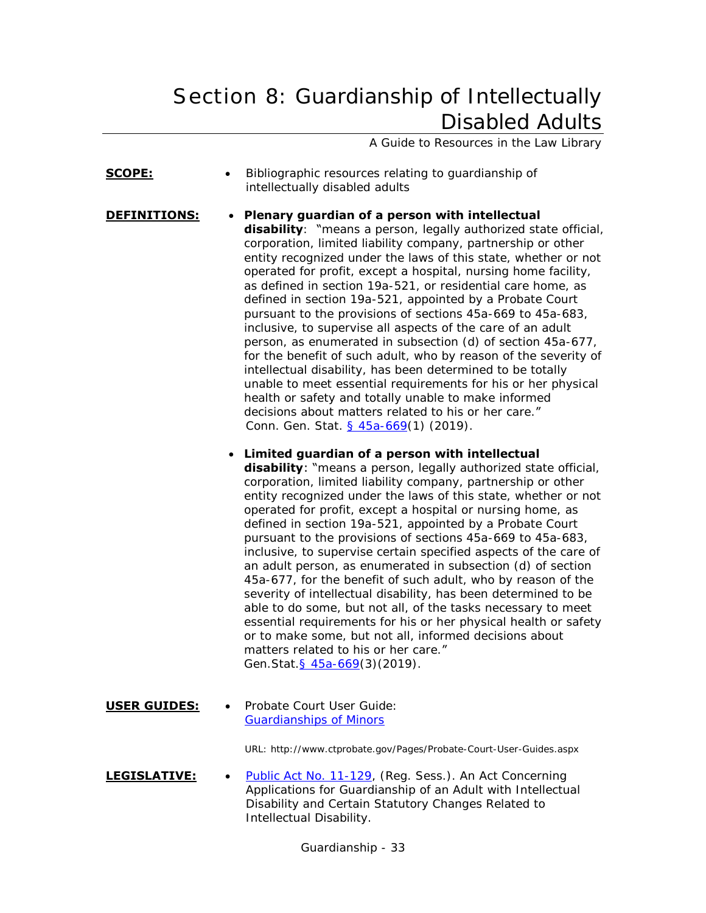# Section 8: Guardianship of Intellectually Disabled Adults

A Guide to Resources in the Law Library

**SCOPE:**

- Bibliographic resources relating to guardianship of intellectually disabled adults

**DEFINITIONS:**

- **Plenary guardian of a person with intellectual disability**: "means a person, legally authorized state official, corporation, limited liability company, partnership or other entity recognized under the laws of this state, whether or not operated for profit, except a hospital, nursing home facility, as defined in section 19a-521, or residential care home, as defined in section 19a-521, appointed by a Probate Court pursuant to the provisions of sections 45a-669 to 45a-683, inclusive, to supervise all aspects of the care of an adult person, as enumerated in subsection (d) of section 45a-677, for the benefit of such adult, who by reason of the severity of intellectual disability, has been determined to be totally unable to meet essential requirements for his or her physical health or safety and totally unable to make informed decisions about matters related to his or her care." Conn. Gen. Stat. § 45a-669(1) (2019).

- **Limited guardian of a person with intellectual disability**: "means a person, legally authorized state official, corporation, limited liability company, partnership or other entity recognized under the laws of this state, whether or not operated for profit, except a hospital or nursing home, as defined in section 19a-521, appointed by a Probate Court pursuant to the provisions of sections 45a-669 to 45a-683, inclusive, to supervise certain specified aspects of the care of an adult person, as enumerated in subsection (d) of section 45a-677, for the benefit of such adult, who by reason of the severity of intellectual disability, has been determined to be able to do some, but not all, of the tasks necessary to meet essential requirements for his or her physical health or safety or to make some, but not all, informed decisions about matters related to his or her care." Gen.Stat.§ 45a-669(3)(2019).

**USER GUIDES:**

- Probate Court User Guide: Guardianships of Minors

  URL: http://www.ctprobate.gov/Pages/Probate-Court-User-Guides.aspx

**LEGISLATIVE:**

- Public Act No. 11-129, (Reg. Sess.). An Act Concerning Applications for Guardianship of an Adult with Intellectual Disability and Certain Statutory Changes Related to Intellectual Disability.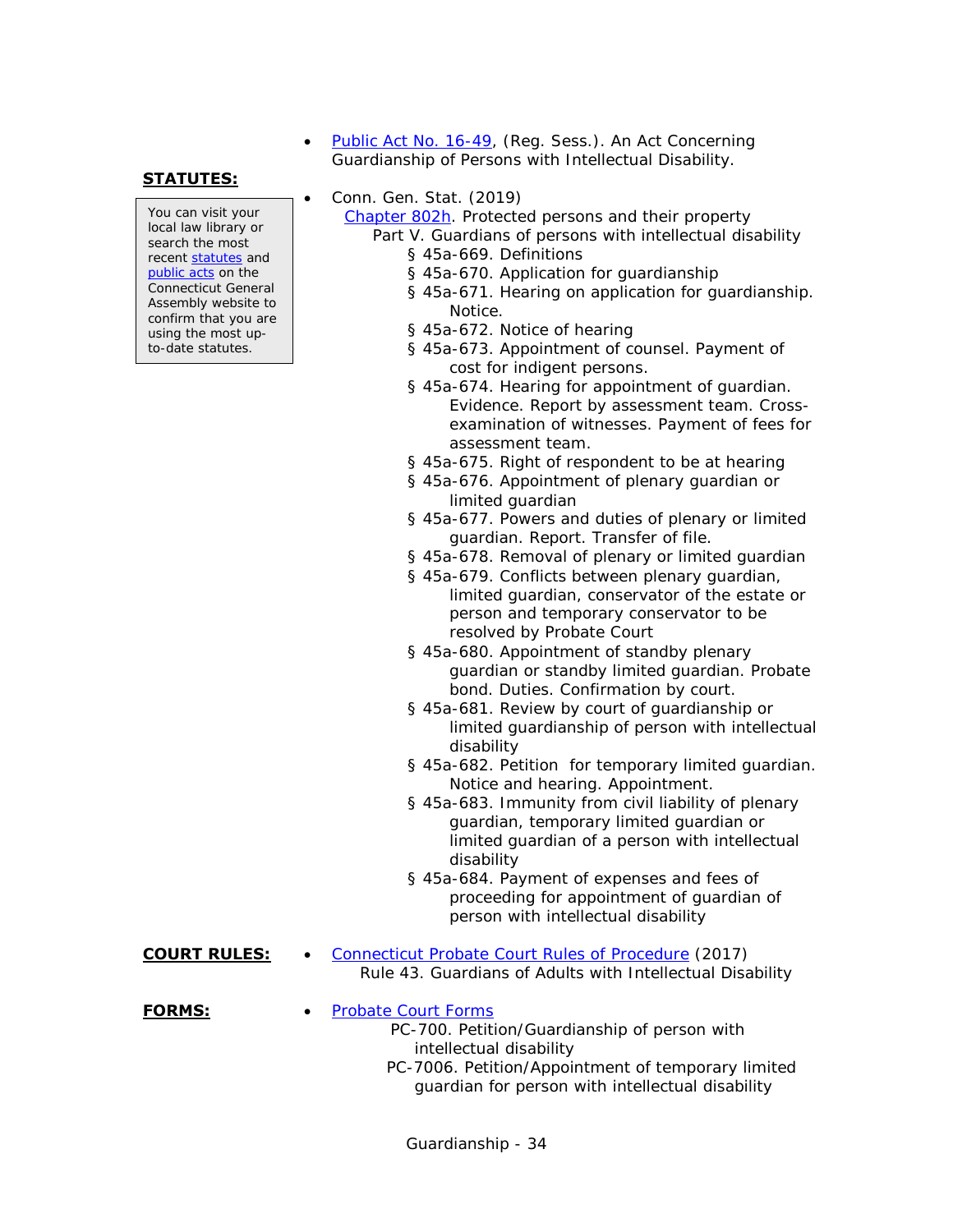- Public Act No. 16-49, (Reg. Sess.). An Act Concerning Guardianship of Persons with Intellectual Disability.

**STATUTES:**

> You can visit your local law library or search the most recent statutes and public acts on the Connecticut General Assembly website to confirm that you are using the most up-to-date statutes.

- Conn. Gen. Stat. (2019)
  - Chapter 802h. Protected persons and their property
    - Part V. Guardians of persons with intellectual disability
      - § 45a-669. Definitions
      - § 45a-670. Application for guardianship
      - § 45a-671. Hearing on application for guardianship. Notice.
      - § 45a-672. Notice of hearing
      - § 45a-673. Appointment of counsel. Payment of cost for indigent persons.
      - § 45a-674. Hearing for appointment of guardian. Evidence. Report by assessment team. Cross-examination of witnesses. Payment of fees for assessment team.
      - § 45a-675. Right of respondent to be at hearing
      - § 45a-676. Appointment of plenary guardian or limited guardian
      - § 45a-677. Powers and duties of plenary or limited guardian. Report. Transfer of file.
      - § 45a-678. Removal of plenary or limited guardian
      - § 45a-679. Conflicts between plenary guardian, limited guardian, conservator of the estate or person and temporary conservator to be resolved by Probate Court
      - § 45a-680. Appointment of standby plenary guardian or standby limited guardian. Probate bond. Duties. Confirmation by court.
      - § 45a-681. Review by court of guardianship or limited guardianship of person with intellectual disability
      - § 45a-682. Petition for temporary limited guardian. Notice and hearing. Appointment.
      - § 45a-683. Immunity from civil liability of plenary guardian, temporary limited guardian or limited guardian of a person with intellectual disability
      - § 45a-684. Payment of expenses and fees of proceeding for appointment of guardian of person with intellectual disability

**COURT RULES:**

- Connecticut Probate Court Rules of Procedure (2017)
  - Rule 43. Guardians of Adults with Intellectual Disability

**FORMS:**

- Probate Court Forms
  - PC-700. Petition/Guardianship of person with intellectual disability
  - PC-7006. Petition/Appointment of temporary limited guardian for person with intellectual disability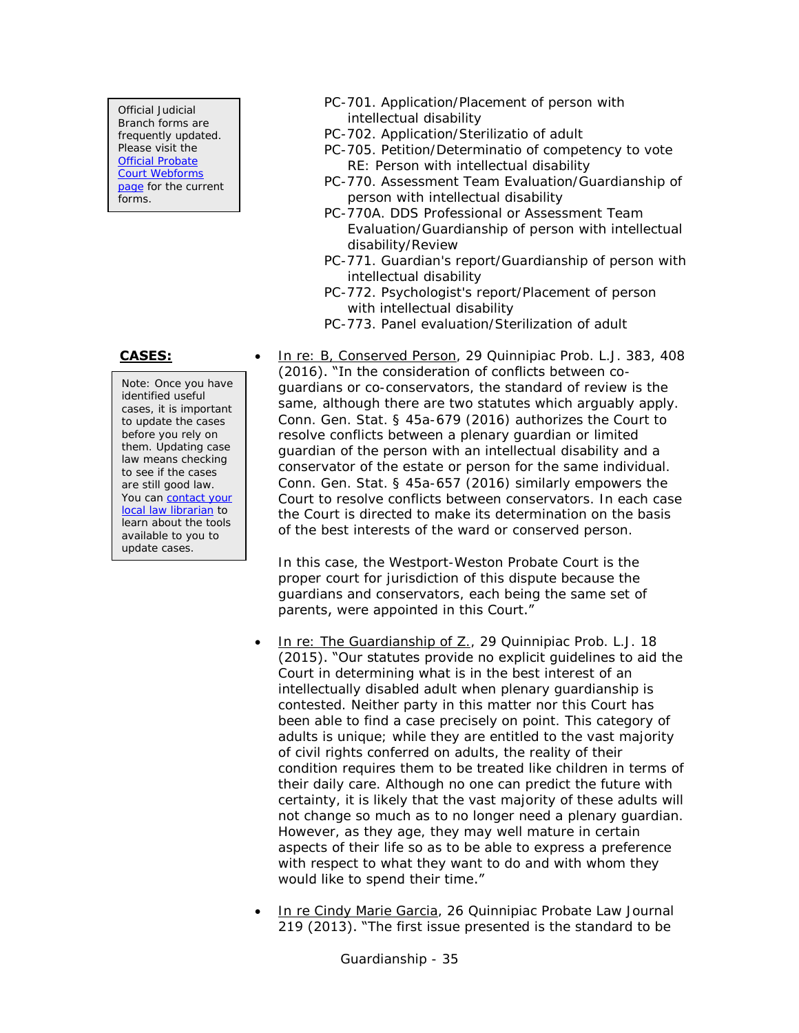> Official Judicial Branch forms are frequently updated. Please visit the [Official Probate Court Webforms page](#) for the current forms.

- PC-701. Application/Placement of person with intellectual disability
- PC-702. Application/Sterilizatio of adult
- PC-705. Petition/Determinatio of competency to vote RE: Person with intellectual disability
- PC-770. Assessment Team Evaluation/Guardianship of person with intellectual disability
- PC-770A. DDS Professional or Assessment Team Evaluation/Guardianship of person with intellectual disability/Review
- PC-771. Guardian's report/Guardianship of person with intellectual disability
- PC-772. Psychologist's report/Placement of person with intellectual disability
- PC-773. Panel evaluation/Sterilization of adult

## CASES:

> Note: Once you have identified useful cases, it is important to update the cases before you rely on them. Updating case law means checking to see if the cases are still good law. You can [contact your local law librarian](#) to learn about the tools available to you to update cases.

- In re: B, Conserved Person, 29 Quinnipiac Prob. L.J. 383, 408 (2016). "In the consideration of conflicts between co-guardians or co-conservators, the standard of review is the same, although there are two statutes which arguably apply. Conn. Gen. Stat. § 45a-679 (2016) authorizes the Court to resolve conflicts between a plenary guardian or limited guardian of the person with an intellectual disability and a conservator of the estate or person for the same individual. Conn. Gen. Stat. § 45a-657 (2016) similarly empowers the Court to resolve conflicts between conservators. In each case the Court is directed to make its determination on the basis of the best interests of the ward or conserved person.

  In this case, the Westport-Weston Probate Court is the proper court for jurisdiction of this dispute because the guardians and conservators, each being the same set of parents, were appointed in this Court."

- In re: The Guardianship of Z., 29 Quinnipiac Prob. L.J. 18 (2015). "Our statutes provide no explicit guidelines to aid the Court in determining what is in the best interest of an intellectually disabled adult when plenary guardianship is contested. Neither party in this matter nor this Court has been able to find a case precisely on point. This category of adults is unique; while they are entitled to the vast majority of civil rights conferred on adults, the reality of their condition requires them to be treated like children in terms of their daily care. Although no one can predict the future with certainty, it is likely that the vast majority of these adults will not change so much as to no longer need a plenary guardian. However, as they age, they may well mature in certain aspects of their life so as to be able to express a preference with respect to what they want to do and with whom they would like to spend their time."

- In re Cindy Marie Garcia, 26 Quinnipiac Probate Law Journal 219 (2013). "The first issue presented is the standard to be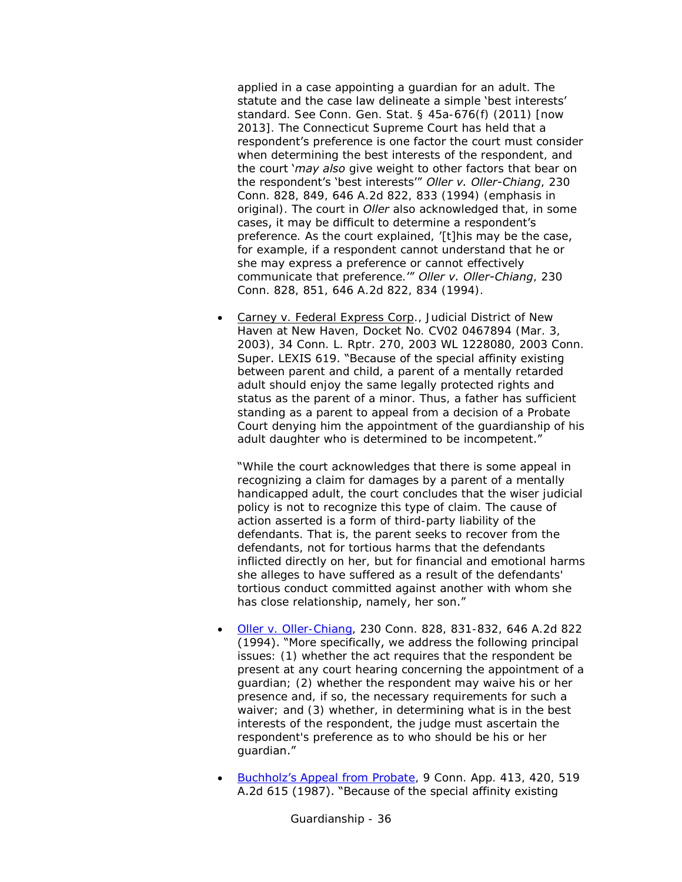applied in a case appointing a guardian for an adult. The statute and the case law delineate a simple 'best interests' standard. See Conn. Gen. Stat. § 45a-676(f) (2011) [now 2013]. The Connecticut Supreme Court has held that a respondent's preference is one factor the court must consider when determining the best interests of the respondent, and the court '*may also* give weight to other factors that bear on the respondent's 'best interests'" *Oller v. Oller-Chiang*, 230 Conn. 828, 849, 646 A.2d 822, 833 (1994) (emphasis in original). The court in *Oller* also acknowledged that, in some cases, it may be difficult to determine a respondent's preference. As the court explained, '[t]his may be the case, for example, if a respondent cannot understand that he or she may express a preference or cannot effectively communicate that preference.'" *Oller v. Oller-Chiang*, 230 Conn. 828, 851, 646 A.2d 822, 834 (1994).

- Carney v. Federal Express Corp., Judicial District of New Haven at New Haven, Docket No. CV02 0467894 (Mar. 3, 2003), 34 Conn. L. Rptr. 270, 2003 WL 1228080, 2003 Conn. Super. LEXIS 619. "Because of the special affinity existing between parent and child, a parent of a mentally retarded adult should enjoy the same legally protected rights and status as the parent of a minor. Thus, a father has sufficient standing as a parent to appeal from a decision of a Probate Court denying him the appointment of the guardianship of his adult daughter who is determined to be incompetent."

  "While the court acknowledges that there is some appeal in recognizing a claim for damages by a parent of a mentally handicapped adult, the court concludes that the wiser judicial policy is not to recognize this type of claim. The cause of action asserted is a form of third-party liability of the defendants. That is, the parent seeks to recover from the defendants, not for tortious harms that the defendants inflicted directly on her, but for financial and emotional harms she alleges to have suffered as a result of the defendants' tortious conduct committed against another with whom she has close relationship, namely, her son."

- Oller v. Oller-Chiang, 230 Conn. 828, 831-832, 646 A.2d 822 (1994). "More specifically, we address the following principal issues: (1) whether the act requires that the respondent be present at any court hearing concerning the appointment of a guardian; (2) whether the respondent may waive his or her presence and, if so, the necessary requirements for such a waiver; and (3) whether, in determining what is in the best interests of the respondent, the judge must ascertain the respondent's preference as to who should be his or her guardian."

- Buchholz's Appeal from Probate, 9 Conn. App. 413, 420, 519 A.2d 615 (1987). "Because of the special affinity existing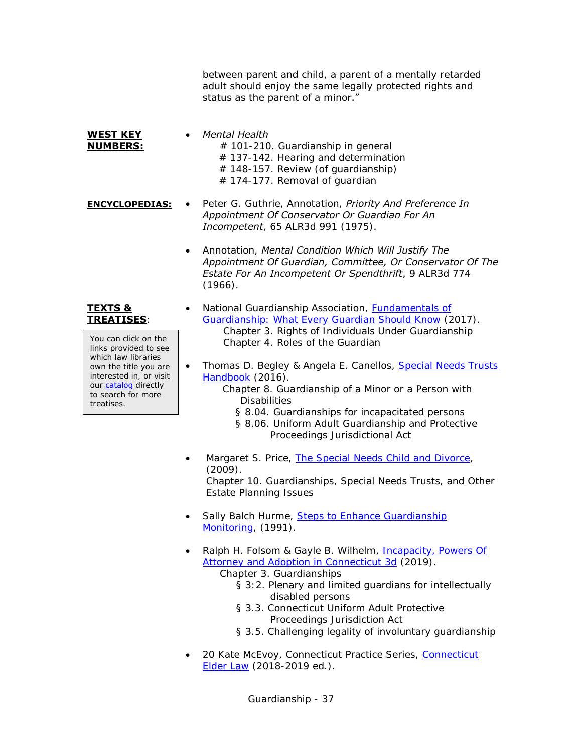between parent and child, a parent of a mentally retarded adult should enjoy the same legally protected rights and status as the parent of a minor."

**WEST KEY NUMBERS:**

- *Mental Health*
  - # 101-210. Guardianship in general
  - # 137-142. Hearing and determination
  - # 148-157. Review (of guardianship)
  - # 174-177. Removal of guardian

**ENCYCLOPEDIAS:**

- Peter G. Guthrie, Annotation, *Priority And Preference In Appointment Of Conservator Or Guardian For An Incompetent*, 65 ALR3d 991 (1975).
- Annotation, *Mental Condition Which Will Justify The Appointment Of Guardian, Committee, Or Conservator Of The Estate For An Incompetent Or Spendthrift*, 9 ALR3d 774 (1966).

**TEXTS & TREATISES:**

> You can click on the links provided to see which law libraries own the title you are interested in, or visit our catalog directly to search for more treatises.

- National Guardianship Association, Fundamentals of Guardianship: What Every Guardian Should Know (2017).
  - Chapter 3. Rights of Individuals Under Guardianship
  - Chapter 4. Roles of the Guardian
- Thomas D. Begley & Angela E. Canellos, Special Needs Trusts Handbook (2016).
  - Chapter 8. Guardianship of a Minor or a Person with Disabilities
    - § 8.04. Guardianships for incapacitated persons
    - § 8.06. Uniform Adult Guardianship and Protective Proceedings Jurisdictional Act
- Margaret S. Price, The Special Needs Child and Divorce, (2009).
  - Chapter 10. Guardianships, Special Needs Trusts, and Other Estate Planning Issues
- Sally Balch Hurme, Steps to Enhance Guardianship Monitoring, (1991).
- Ralph H. Folsom & Gayle B. Wilhelm, Incapacity, Powers Of Attorney and Adoption in Connecticut 3d (2019).
  - Chapter 3. Guardianships
    - § 3:2. Plenary and limited guardians for intellectually disabled persons
    - § 3.3. Connecticut Uniform Adult Protective Proceedings Jurisdiction Act
    - § 3.5. Challenging legality of involuntary guardianship
- 20 Kate McEvoy, Connecticut Practice Series, Connecticut Elder Law (2018-2019 ed.).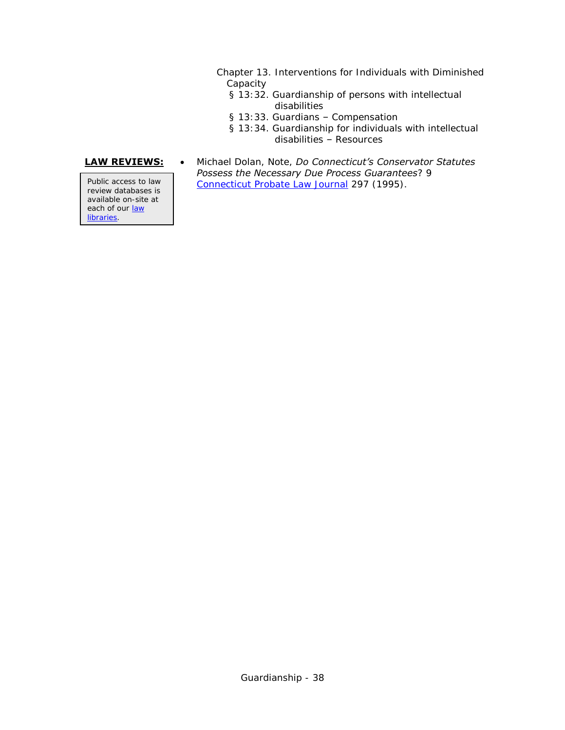Chapter 13. Interventions for Individuals with Diminished Capacity
- § 13:32. Guardianship of persons with intellectual disabilities
- § 13:33. Guardians – Compensation
- § 13:34. Guardianship for individuals with intellectual disabilities – Resources

**LAW REVIEWS:**

Public access to law review databases is available on-site at each of our law libraries.

- Michael Dolan, Note, *Do Connecticut's Conservator Statutes Possess the Necessary Due Process Guarantees*? 9 Connecticut Probate Law Journal 297 (1995).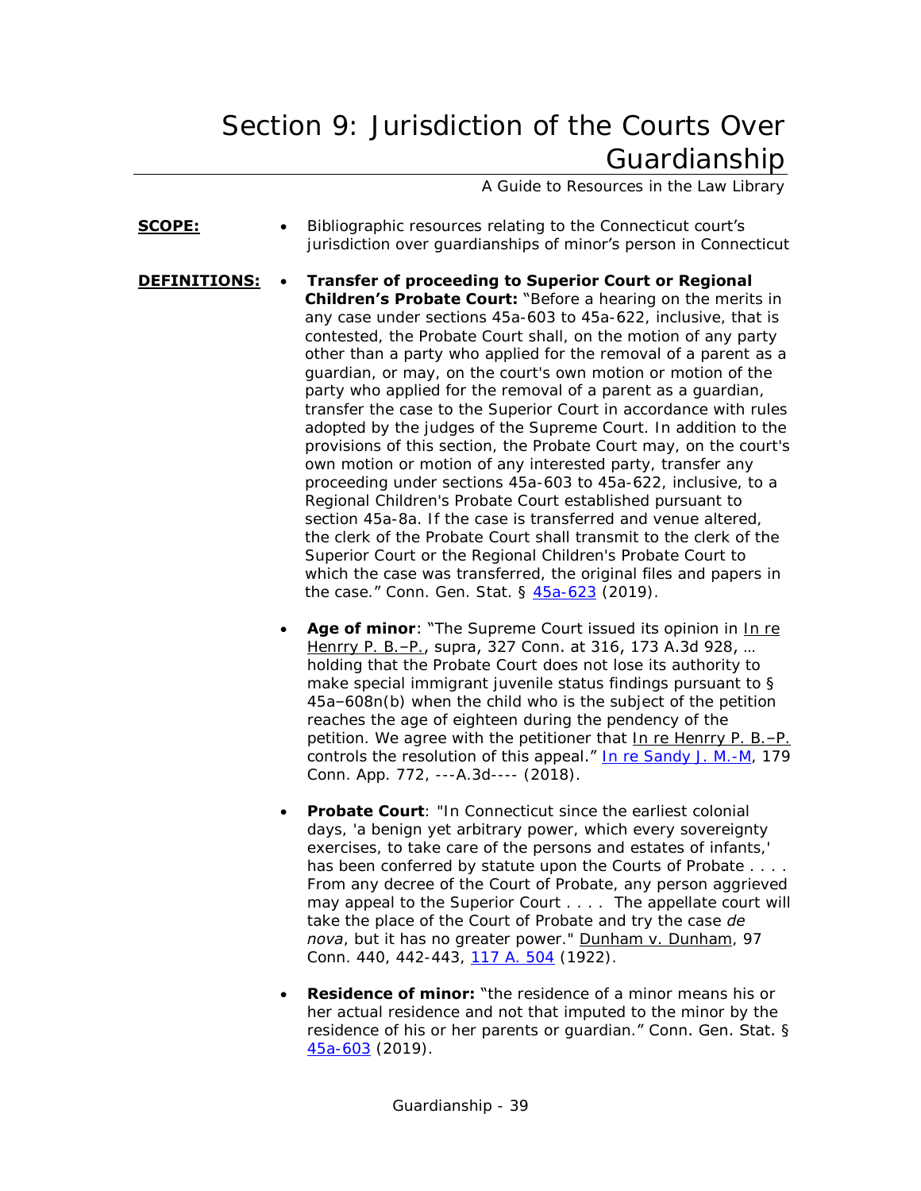# Section 9: Jurisdiction of the Courts Over Guardianship

A Guide to Resources in the Law Library

**SCOPE:**

- Bibliographic resources relating to the Connecticut court's jurisdiction over guardianships of minor's person in Connecticut

**DEFINITIONS:**

- **Transfer of proceeding to Superior Court or Regional Children's Probate Court:** "Before a hearing on the merits in any case under sections 45a-603 to 45a-622, inclusive, that is contested, the Probate Court shall, on the motion of any party other than a party who applied for the removal of a parent as a guardian, or may, on the court's own motion or motion of the party who applied for the removal of a parent as a guardian, transfer the case to the Superior Court in accordance with rules adopted by the judges of the Supreme Court. In addition to the provisions of this section, the Probate Court may, on the court's own motion or motion of any interested party, transfer any proceeding under sections 45a-603 to 45a-622, inclusive, to a Regional Children's Probate Court established pursuant to section 45a-8a. If the case is transferred and venue altered, the clerk of the Probate Court shall transmit to the clerk of the Superior Court or the Regional Children's Probate Court to which the case was transferred, the original files and papers in the case." Conn. Gen. Stat. § 45a-623 (2019).

- **Age of minor**: "The Supreme Court issued its opinion in In re Henrry P. B.–P., supra, 327 Conn. at 316, 173 A.3d 928, … holding that the Probate Court does not lose its authority to make special immigrant juvenile status findings pursuant to § 45a–608n(b) when the child who is the subject of the petition reaches the age of eighteen during the pendency of the petition. We agree with the petitioner that In re Henrry P. B.–P. controls the resolution of this appeal." In re Sandy J. M.-M, 179 Conn. App. 772, ---A.3d---- (2018).

- **Probate Court**: "In Connecticut since the earliest colonial days, 'a benign yet arbitrary power, which every sovereignty exercises, to take care of the persons and estates of infants,' has been conferred by statute upon the Courts of Probate . . . . From any decree of the Court of Probate, any person aggrieved may appeal to the Superior Court . . . . The appellate court will take the place of the Court of Probate and try the case *de nova*, but it has no greater power." Dunham v. Dunham, 97 Conn. 440, 442-443, 117 A. 504 (1922).

- **Residence of minor:** "the residence of a minor means his or her actual residence and not that imputed to the minor by the residence of his or her parents or guardian." Conn. Gen. Stat. § 45a-603 (2019).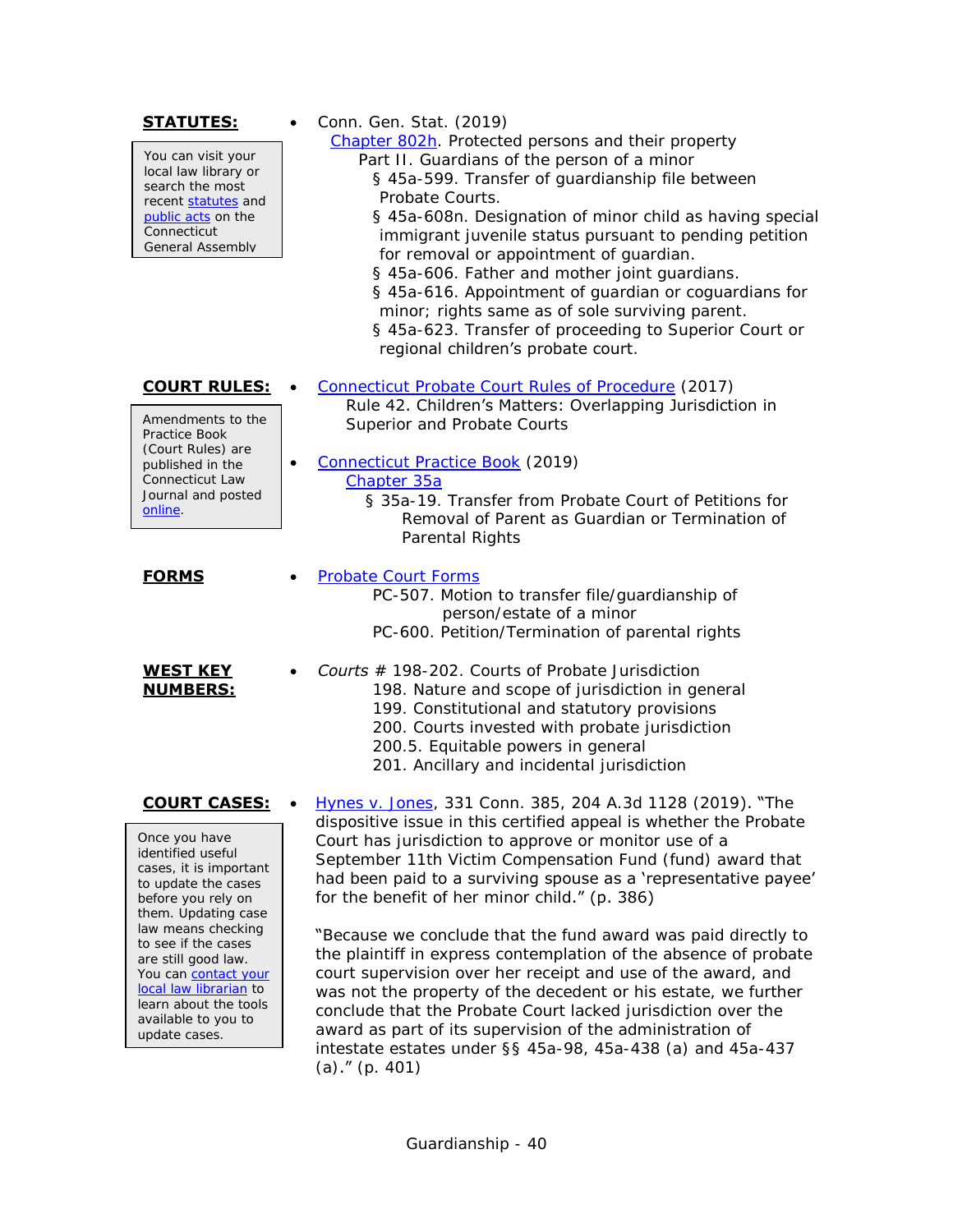**STATUTES:**

> You can visit your local law library or search the most recent statutes and public acts on the Connecticut General Assembly

- Conn. Gen. Stat. (2019)
  - Chapter 802h. Protected persons and their property
    - Part II. Guardians of the person of a minor
      - § 45a-599. Transfer of guardianship file between Probate Courts.
      - § 45a-608n. Designation of minor child as having special immigrant juvenile status pursuant to pending petition for removal or appointment of guardian.
      - § 45a-606. Father and mother joint guardians.
      - § 45a-616. Appointment of guardian or coguardians for minor; rights same as of sole surviving parent.
      - § 45a-623. Transfer of proceeding to Superior Court or regional children's probate court.

**COURT RULES:**

> Amendments to the Practice Book (Court Rules) are published in the Connecticut Law Journal and posted online.

- Connecticut Probate Court Rules of Procedure (2017)
  - Rule 42. Children's Matters: Overlapping Jurisdiction in Superior and Probate Courts
- Connecticut Practice Book (2019)
  - Chapter 35a
    - § 35a-19. Transfer from Probate Court of Petitions for Removal of Parent as Guardian or Termination of Parental Rights

**FORMS**

- Probate Court Forms
  - PC-507. Motion to transfer file/guardianship of person/estate of a minor
  - PC-600. Petition/Termination of parental rights

**WEST KEY NUMBERS:**

- *Courts* # 198-202. Courts of Probate Jurisdiction
  - 198. Nature and scope of jurisdiction in general
  - 199. Constitutional and statutory provisions
  - 200. Courts invested with probate jurisdiction
  - 200.5. Equitable powers in general
  - 201. Ancillary and incidental jurisdiction

**COURT CASES:**

> Once you have identified useful cases, it is important to update the cases before you rely on them. Updating case law means checking to see if the cases are still good law. You can contact your local law librarian to learn about the tools available to you to update cases.

- Hynes v. Jones, 331 Conn. 385, 204 A.3d 1128 (2019). "The dispositive issue in this certified appeal is whether the Probate Court has jurisdiction to approve or monitor use of a September 11th Victim Compensation Fund (fund) award that had been paid to a surviving spouse as a 'representative payee' for the benefit of her minor child." (p. 386)

  "Because we conclude that the fund award was paid directly to the plaintiff in express contemplation of the absence of probate court supervision over her receipt and use of the award, and was not the property of the decedent or his estate, we further conclude that the Probate Court lacked jurisdiction over the award as part of its supervision of the administration of intestate estates under §§ 45a-98, 45a-438 (a) and 45a-437 (a)." (p. 401)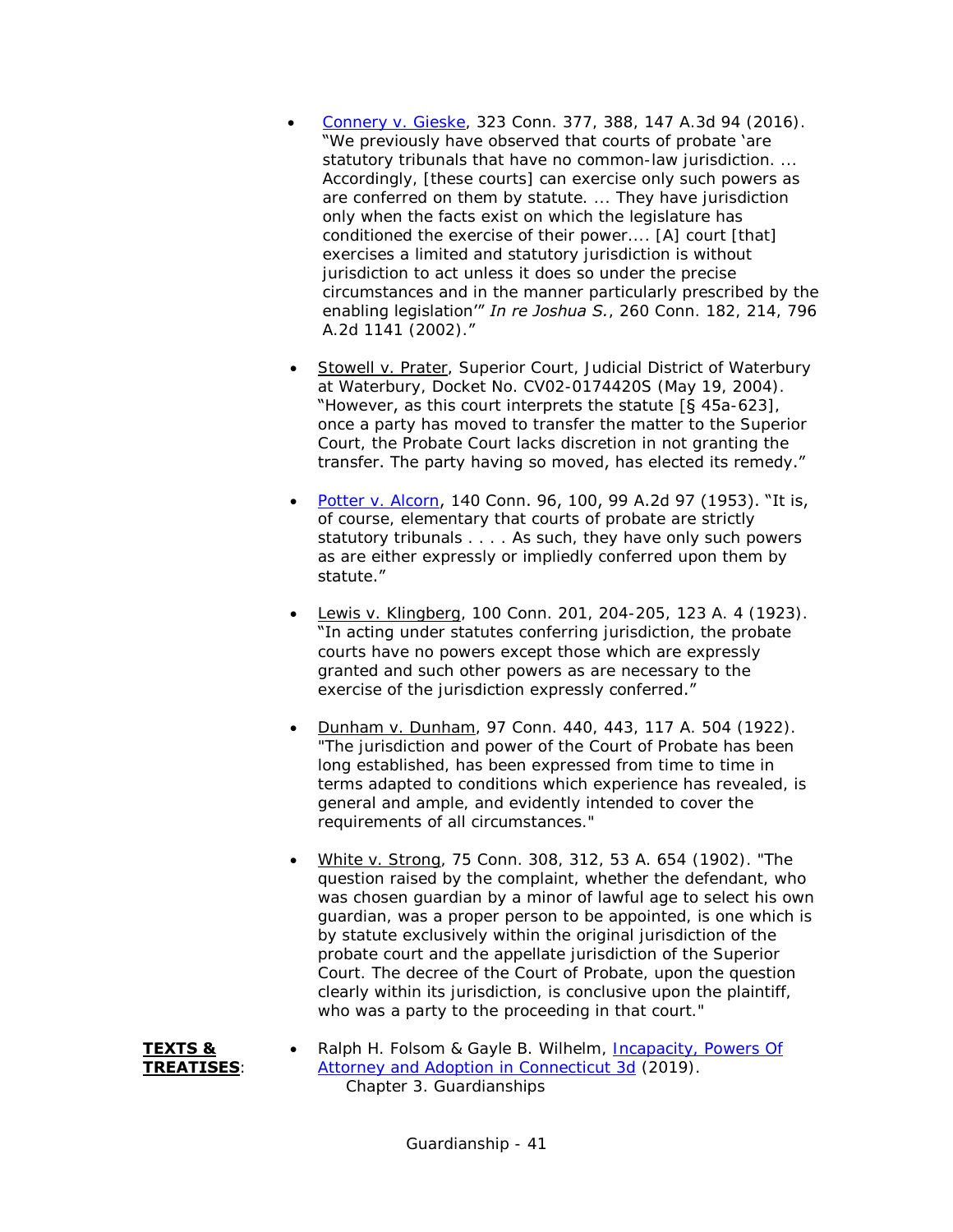- Connery v. Gieske, 323 Conn. 377, 388, 147 A.3d 94 (2016). "We previously have observed that courts of probate 'are statutory tribunals that have no common-law jurisdiction. ... Accordingly, [these courts] can exercise only such powers as are conferred on them by statute. ... They have jurisdiction only when the facts exist on which the legislature has conditioned the exercise of their power.... [A] court [that] exercises a limited and statutory jurisdiction is without jurisdiction to act unless it does so under the precise circumstances and in the manner particularly prescribed by the enabling legislation'" *In re Joshua S.*, 260 Conn. 182, 214, 796 A.2d 1141 (2002)."

- Stowell v. Prater, Superior Court, Judicial District of Waterbury at Waterbury, Docket No. CV02-0174420S (May 19, 2004). "However, as this court interprets the statute [§ 45a-623], once a party has moved to transfer the matter to the Superior Court, the Probate Court lacks discretion in not granting the transfer. The party having so moved, has elected its remedy."

- Potter v. Alcorn, 140 Conn. 96, 100, 99 A.2d 97 (1953). "It is, of course, elementary that courts of probate are strictly statutory tribunals . . . . As such, they have only such powers as are either expressly or impliedly conferred upon them by statute."

- Lewis v. Klingberg, 100 Conn. 201, 204-205, 123 A. 4 (1923). "In acting under statutes conferring jurisdiction, the probate courts have no powers except those which are expressly granted and such other powers as are necessary to the exercise of the jurisdiction expressly conferred."

- Dunham v. Dunham, 97 Conn. 440, 443, 117 A. 504 (1922). "The jurisdiction and power of the Court of Probate has been long established, has been expressed from time to time in terms adapted to conditions which experience has revealed, is general and ample, and evidently intended to cover the requirements of all circumstances."

- White v. Strong, 75 Conn. 308, 312, 53 A. 654 (1902). "The question raised by the complaint, whether the defendant, who was chosen guardian by a minor of lawful age to select his own guardian, was a proper person to be appointed, is one which is by statute exclusively within the original jurisdiction of the probate court and the appellate jurisdiction of the Superior Court. The decree of the Court of Probate, upon the question clearly within its jurisdiction, is conclusive upon the plaintiff, who was a party to the proceeding in that court."

**TEXTS & TREATISES**:

- Ralph H. Folsom & Gayle B. Wilhelm, Incapacity, Powers Of Attorney and Adoption in Connecticut 3d (2019).
  Chapter 3. Guardianships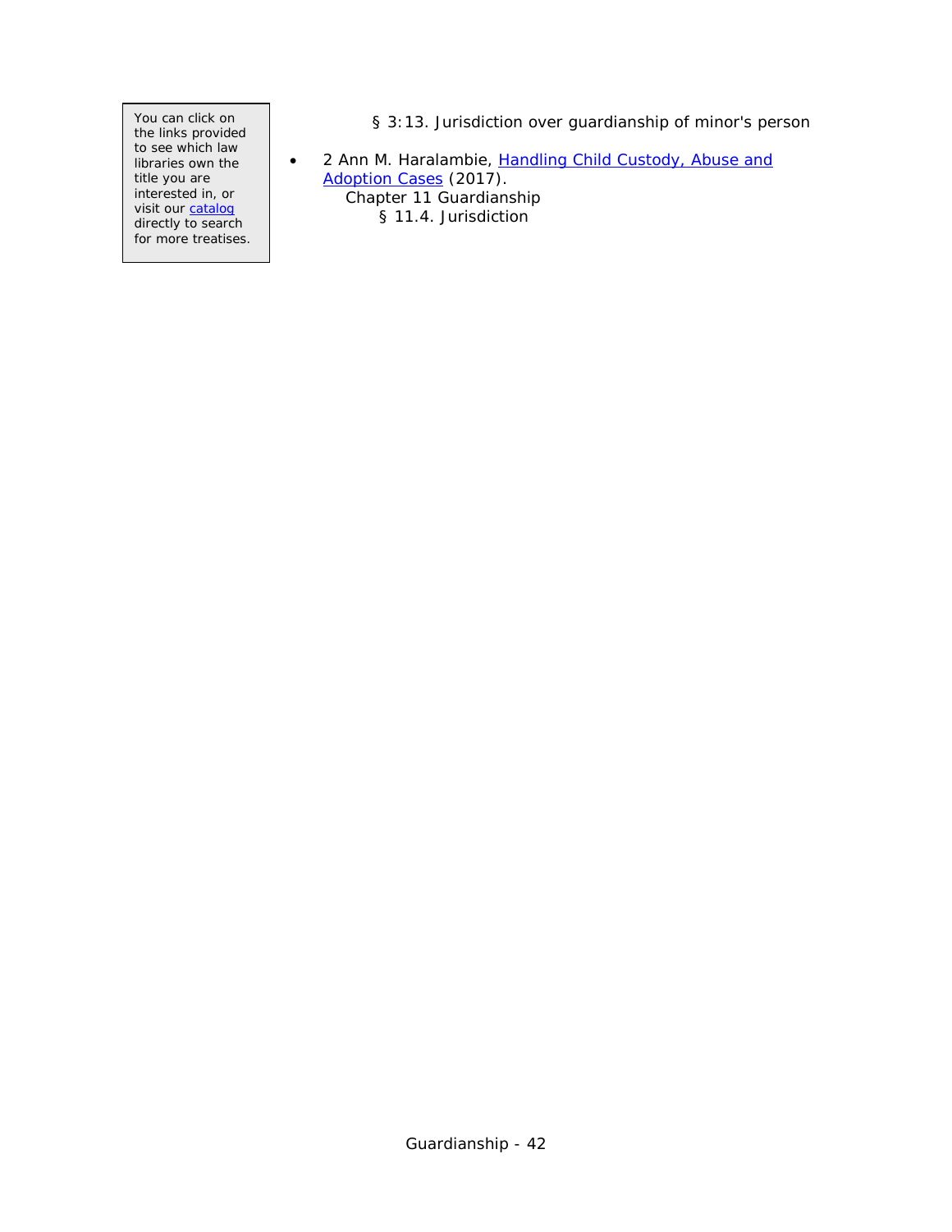You can click on the links provided to see which law libraries own the title you are interested in, or visit our catalog directly to search for more treatises.

§ 3:13. Jurisdiction over guardianship of minor's person

- 2 Ann M. Haralambie, Handling Child Custody, Abuse and Adoption Cases (2017).
  - Chapter 11 Guardianship
    - § 11.4. Jurisdiction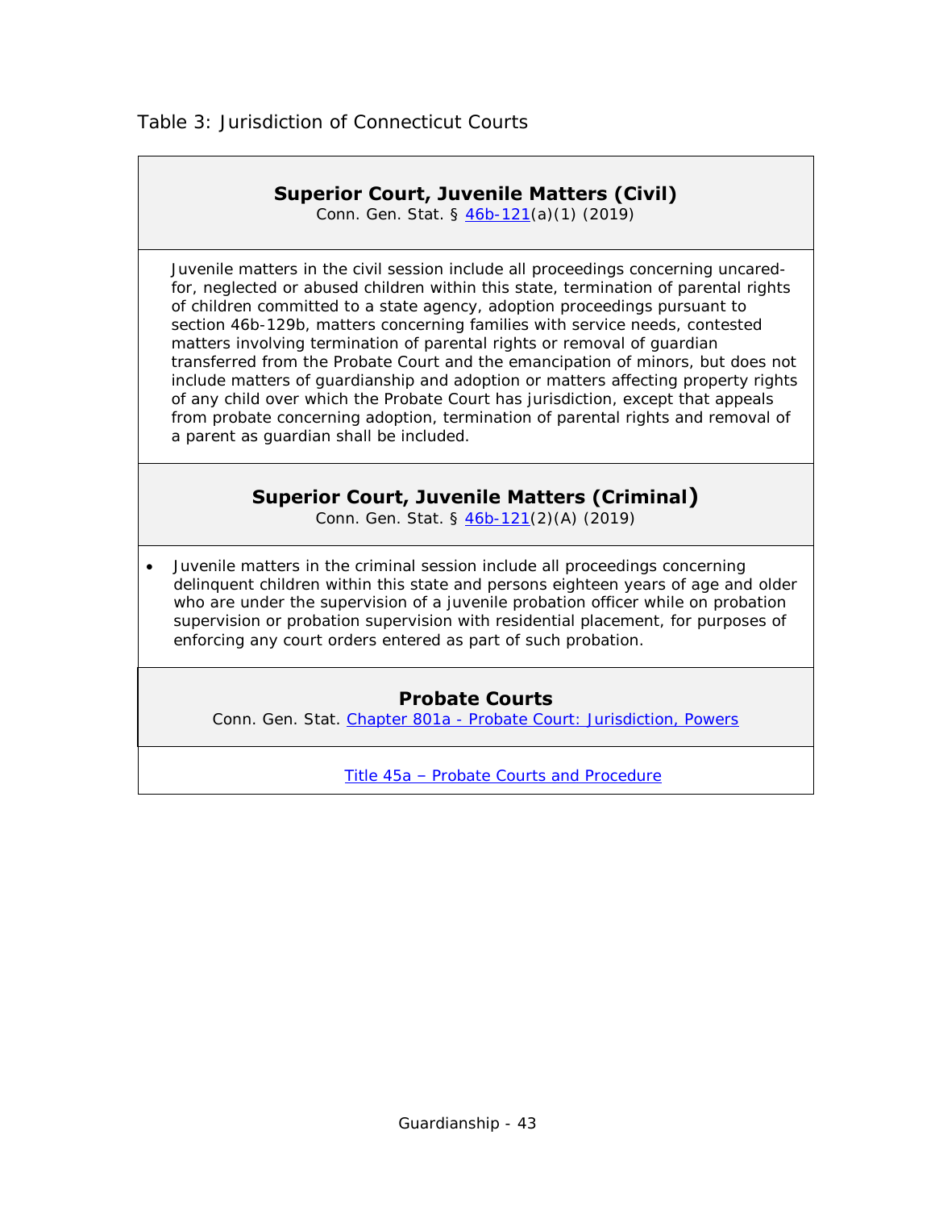Table 3: Jurisdiction of Connecticut Courts

| **Superior Court, Juvenile Matters (Civil)**<br>Conn. Gen. Stat. § 46b-121(a)(1) (2019) |
|---|
| Juvenile matters in the civil session include all proceedings concerning uncared-for, neglected or abused children within this state, termination of parental rights of children committed to a state agency, adoption proceedings pursuant to section 46b-129b, matters concerning families with service needs, contested matters involving termination of parental rights or removal of guardian transferred from the Probate Court and the emancipation of minors, but does not include matters of guardianship and adoption or matters affecting property rights of any child over which the Probate Court has jurisdiction, except that appeals from probate concerning adoption, termination of parental rights and removal of a parent as guardian shall be included. |
| **Superior Court, Juvenile Matters (Criminal)**<br>Conn. Gen. Stat. § 46b-121(2)(A) (2019) |
| • Juvenile matters in the criminal session include all proceedings concerning delinquent children within this state and persons eighteen years of age and older who are under the supervision of a juvenile probation officer while on probation supervision or probation supervision with residential placement, for purposes of enforcing any court orders entered as part of such probation. |
| **Probate Courts**<br>Conn. Gen. Stat. Chapter 801a - Probate Court: Jurisdiction, Powers |
| Title 45a – Probate Courts and Procedure |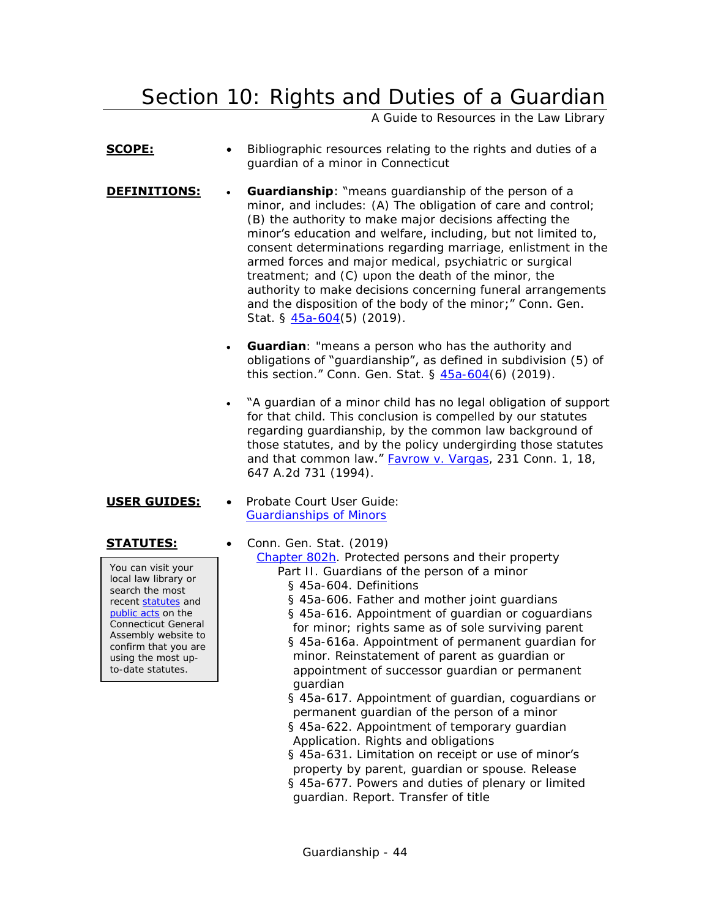# Section 10: Rights and Duties of a Guardian

A Guide to Resources in the Law Library

**SCOPE:**

- Bibliographic resources relating to the rights and duties of a guardian of a minor in Connecticut

**DEFINITIONS:**

- **Guardianship**: "means guardianship of the person of a minor, and includes: (A) The obligation of care and control; (B) the authority to make major decisions affecting the minor's education and welfare, including, but not limited to, consent determinations regarding marriage, enlistment in the armed forces and major medical, psychiatric or surgical treatment; and (C) upon the death of the minor, the authority to make decisions concerning funeral arrangements and the disposition of the body of the minor;" Conn. Gen. Stat. § 45a-604(5) (2019).

- **Guardian**: "means a person who has the authority and obligations of "guardianship", as defined in subdivision (5) of this section." Conn. Gen. Stat. § 45a-604(6) (2019).

- "A guardian of a minor child has no legal obligation of support for that child. This conclusion is compelled by our statutes regarding guardianship, by the common law background of those statutes, and by the policy undergirding those statutes and that common law." Favrow v. Vargas, 231 Conn. 1, 18, 647 A.2d 731 (1994).

**USER GUIDES:**

- Probate Court User Guide: Guardianships of Minors

**STATUTES:**

You can visit your local law library or search the most recent statutes and public acts on the Connecticut General Assembly website to confirm that you are using the most up-to-date statutes.

- Conn. Gen. Stat. (2019)
  - Chapter 802h. Protected persons and their property
    - Part II. Guardians of the person of a minor
      - § 45a-604. Definitions
      - § 45a-606. Father and mother joint guardians
      - § 45a-616. Appointment of guardian or coguardians for minor; rights same as of sole surviving parent
      - § 45a-616a. Appointment of permanent guardian for minor. Reinstatement of parent as guardian or appointment of successor guardian or permanent guardian
      - § 45a-617. Appointment of guardian, coguardians or permanent guardian of the person of a minor
      - § 45a-622. Appointment of temporary guardian Application. Rights and obligations
      - § 45a-631. Limitation on receipt or use of minor's property by parent, guardian or spouse. Release
      - § 45a-677. Powers and duties of plenary or limited guardian. Report. Transfer of title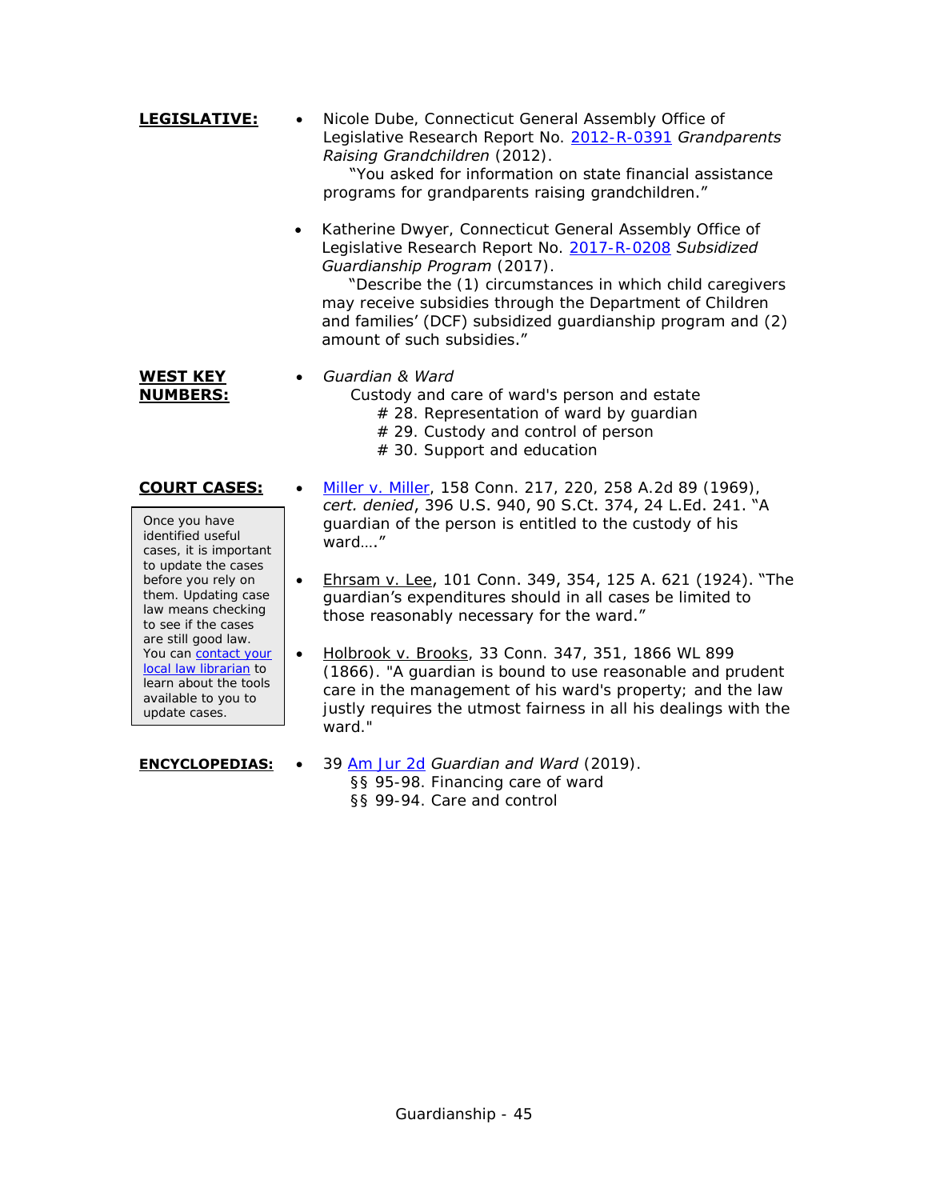**LEGISLATIVE:**

- Nicole Dube, Connecticut General Assembly Office of Legislative Research Report No. [2012-R-0391](#) *Grandparents Raising Grandchildren* (2012).
  "You asked for information on state financial assistance programs for grandparents raising grandchildren."

- Katherine Dwyer, Connecticut General Assembly Office of Legislative Research Report No. [2017-R-0208](#) *Subsidized Guardianship Program* (2017).
  "Describe the (1) circumstances in which child caregivers may receive subsidies through the Department of Children and families' (DCF) subsidized guardianship program and (2) amount of such subsidies."

**WEST KEY NUMBERS:**

- *Guardian & Ward*
  - Custody and care of ward's person and estate
    - # 28. Representation of ward by guardian
    - # 29. Custody and control of person
    - # 30. Support and education

**COURT CASES:**

> Once you have identified useful cases, it is important to update the cases before you rely on them. Updating case law means checking to see if the cases are still good law. You can [contact your local law librarian](#) to learn about the tools available to you to update cases.

- [Miller v. Miller](#), 158 Conn. 217, 220, 258 A.2d 89 (1969), *cert. denied*, 396 U.S. 940, 90 S.Ct. 374, 24 L.Ed. 241. "A guardian of the person is entitled to the custody of his ward…."

- Ehrsam v. Lee, 101 Conn. 349, 354, 125 A. 621 (1924). "The guardian's expenditures should in all cases be limited to those reasonably necessary for the ward."

- Holbrook v. Brooks, 33 Conn. 347, 351, 1866 WL 899 (1866). "A guardian is bound to use reasonable and prudent care in the management of his ward's property; and the law justly requires the utmost fairness in all his dealings with the ward."

**ENCYCLOPEDIAS:**

- 39 [Am Jur 2d](#) *Guardian and Ward* (2019).
  - §§ 95-98. Financing care of ward
  - §§ 99-94. Care and control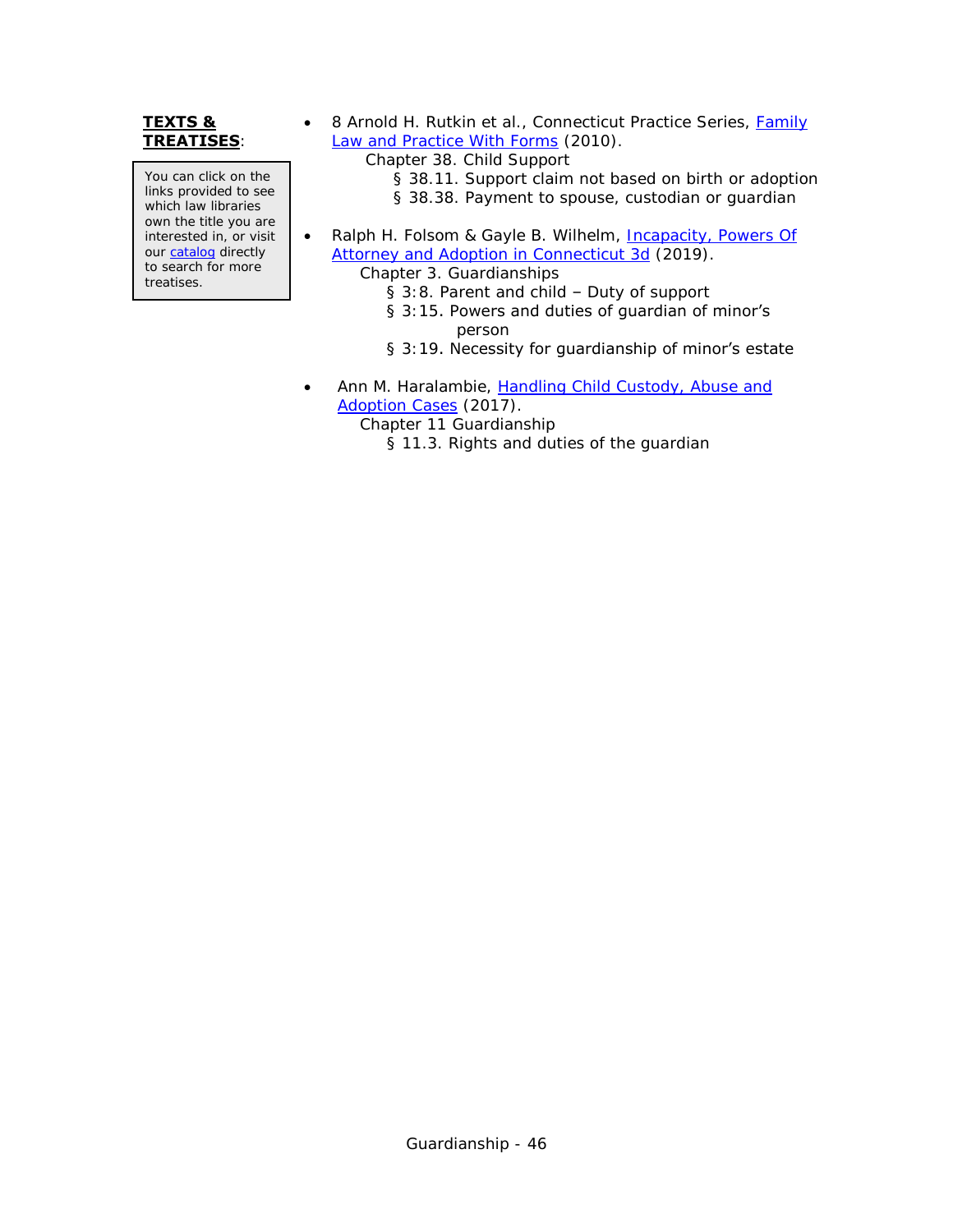**TEXTS & TREATISES**:

> You can click on the links provided to see which law libraries own the title you are interested in, or visit our catalog directly to search for more treatises.

- 8 Arnold H. Rutkin et al., Connecticut Practice Series, Family Law and Practice With Forms (2010).
  - Chapter 38. Child Support
    - § 38.11. Support claim not based on birth or adoption
    - § 38.38. Payment to spouse, custodian or guardian

- Ralph H. Folsom & Gayle B. Wilhelm, Incapacity, Powers Of Attorney and Adoption in Connecticut 3d (2019).
  - Chapter 3. Guardianships
    - § 3:8. Parent and child – Duty of support
    - § 3:15. Powers and duties of guardian of minor's person
    - § 3:19. Necessity for guardianship of minor's estate

- Ann M. Haralambie, Handling Child Custody, Abuse and Adoption Cases (2017).
  - Chapter 11 Guardianship
    - § 11.3. Rights and duties of the guardian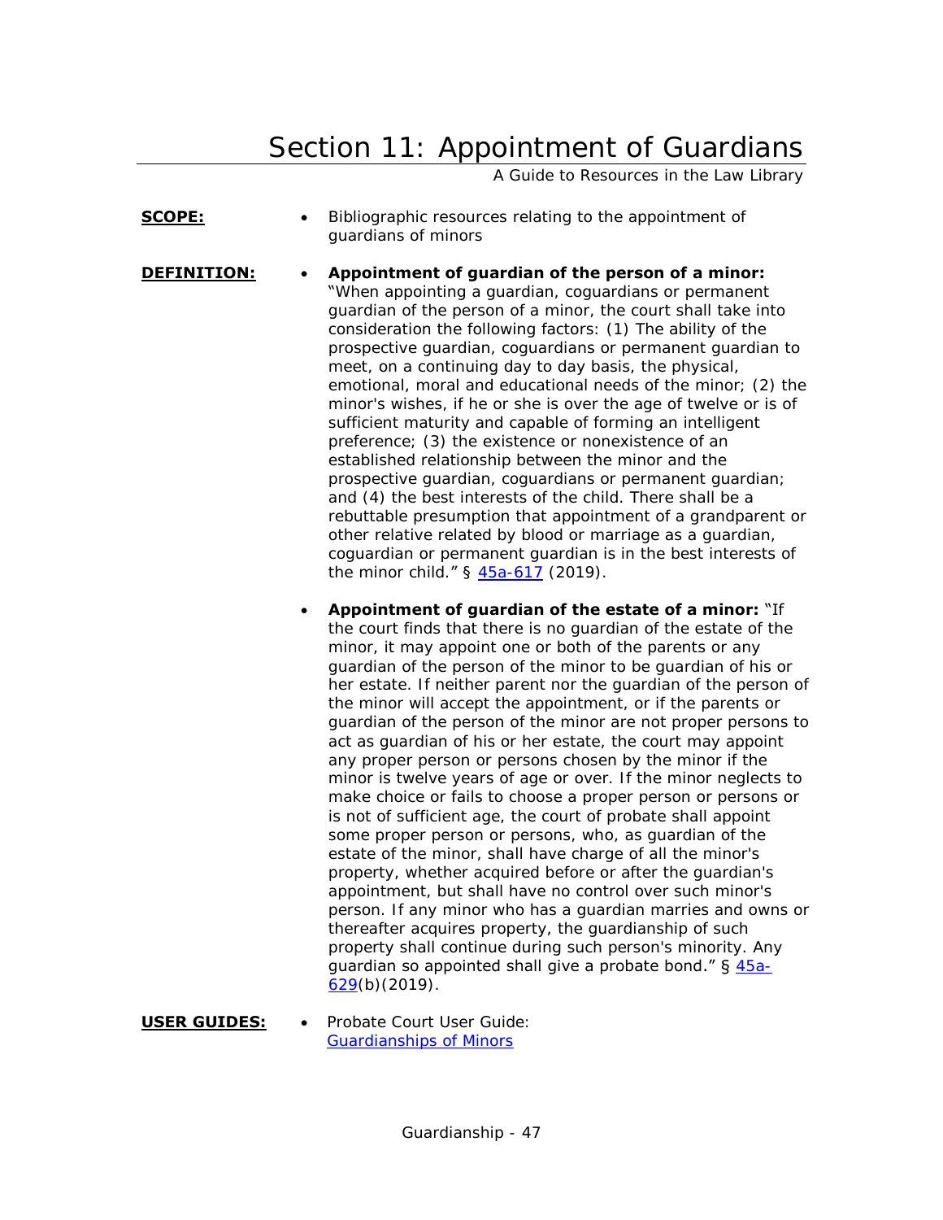# Section 11: Appointment of Guardians

A Guide to Resources in the Law Library

**SCOPE:**

- Bibliographic resources relating to the appointment of guardians of minors

**DEFINITION:**

- **Appointment of guardian of the person of a minor:** "When appointing a guardian, coguardians or permanent guardian of the person of a minor, the court shall take into consideration the following factors: (1) The ability of the prospective guardian, coguardians or permanent guardian to meet, on a continuing day to day basis, the physical, emotional, moral and educational needs of the minor; (2) the minor's wishes, if he or she is over the age of twelve or is of sufficient maturity and capable of forming an intelligent preference; (3) the existence or nonexistence of an established relationship between the minor and the prospective guardian, coguardians or permanent guardian; and (4) the best interests of the child. There shall be a rebuttable presumption that appointment of a grandparent or other relative related by blood or marriage as a guardian, coguardian or permanent guardian is in the best interests of the minor child." § 45a-617 (2019).

- **Appointment of guardian of the estate of a minor:** "If the court finds that there is no guardian of the estate of the minor, it may appoint one or both of the parents or any guardian of the person of the minor to be guardian of his or her estate. If neither parent nor the guardian of the person of the minor will accept the appointment, or if the parents or guardian of the person of the minor are not proper persons to act as guardian of his or her estate, the court may appoint any proper person or persons chosen by the minor if the minor is twelve years of age or over. If the minor neglects to make choice or fails to choose a proper person or persons or is not of sufficient age, the court of probate shall appoint some proper person or persons, who, as guardian of the estate of the minor, shall have charge of all the minor's property, whether acquired before or after the guardian's appointment, but shall have no control over such minor's person. If any minor who has a guardian marries and owns or thereafter acquires property, the guardianship of such property shall continue during such person's minority. Any guardian so appointed shall give a probate bond." § 45a-629(b)(2019).

**USER GUIDES:**

- Probate Court User Guide: Guardianships of Minors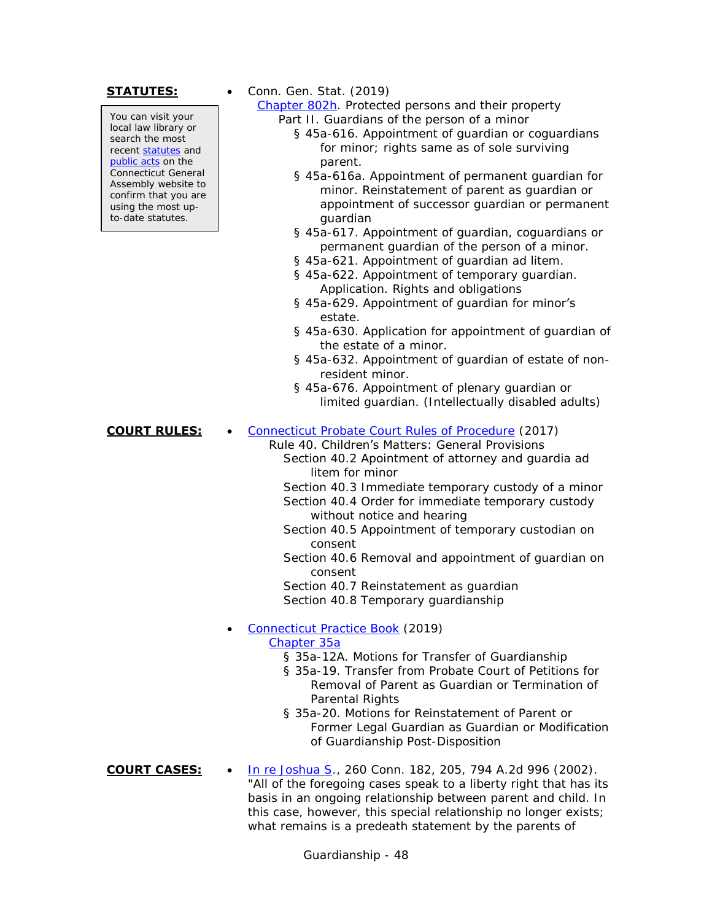**STATUTES:**

> You can visit your local law library or search the most recent [statutes] and [public acts] on the Connecticut General Assembly website to confirm that you are using the most up-to-date statutes.

- Conn. Gen. Stat. (2019)
  - [Chapter 802h]. Protected persons and their property
    - Part II. Guardians of the person of a minor
      - § 45a-616. Appointment of guardian or coguardians for minor; rights same as of sole surviving parent.
      - § 45a-616a. Appointment of permanent guardian for minor. Reinstatement of parent as guardian or appointment of successor guardian or permanent guardian
      - § 45a-617. Appointment of guardian, coguardians or permanent guardian of the person of a minor.
      - § 45a-621. Appointment of guardian ad litem.
      - § 45a-622. Appointment of temporary guardian. Application. Rights and obligations
      - § 45a-629. Appointment of guardian for minor's estate.
      - § 45a-630. Application for appointment of guardian of the estate of a minor.
      - § 45a-632. Appointment of guardian of estate of non-resident minor.
      - § 45a-676. Appointment of plenary guardian or limited guardian. (Intellectually disabled adults)

**COURT RULES:**

- [Connecticut Probate Court Rules of Procedure] (2017)
  - Rule 40. Children's Matters: General Provisions
    - Section 40.2 Apointment of attorney and guardia ad litem for minor
    - Section 40.3 Immediate temporary custody of a minor
    - Section 40.4 Order for immediate temporary custody without notice and hearing
    - Section 40.5 Appointment of temporary custodian on consent
    - Section 40.6 Removal and appointment of guardian on consent
    - Section 40.7 Reinstatement as guardian
    - Section 40.8 Temporary guardianship

- [Connecticut Practice Book] (2019)
  - [Chapter 35a]
    - § 35a-12A. Motions for Transfer of Guardianship
    - § 35a-19. Transfer from Probate Court of Petitions for Removal of Parent as Guardian or Termination of Parental Rights
    - § 35a-20. Motions for Reinstatement of Parent or Former Legal Guardian as Guardian or Modification of Guardianship Post-Disposition

**COURT CASES:**

- [In re Joshua S.], 260 Conn. 182, 205, 794 A.2d 996 (2002). "All of the foregoing cases speak to a liberty right that has its basis in an ongoing relationship between parent and child. In this case, however, this special relationship no longer exists; what remains is a predeath statement by the parents of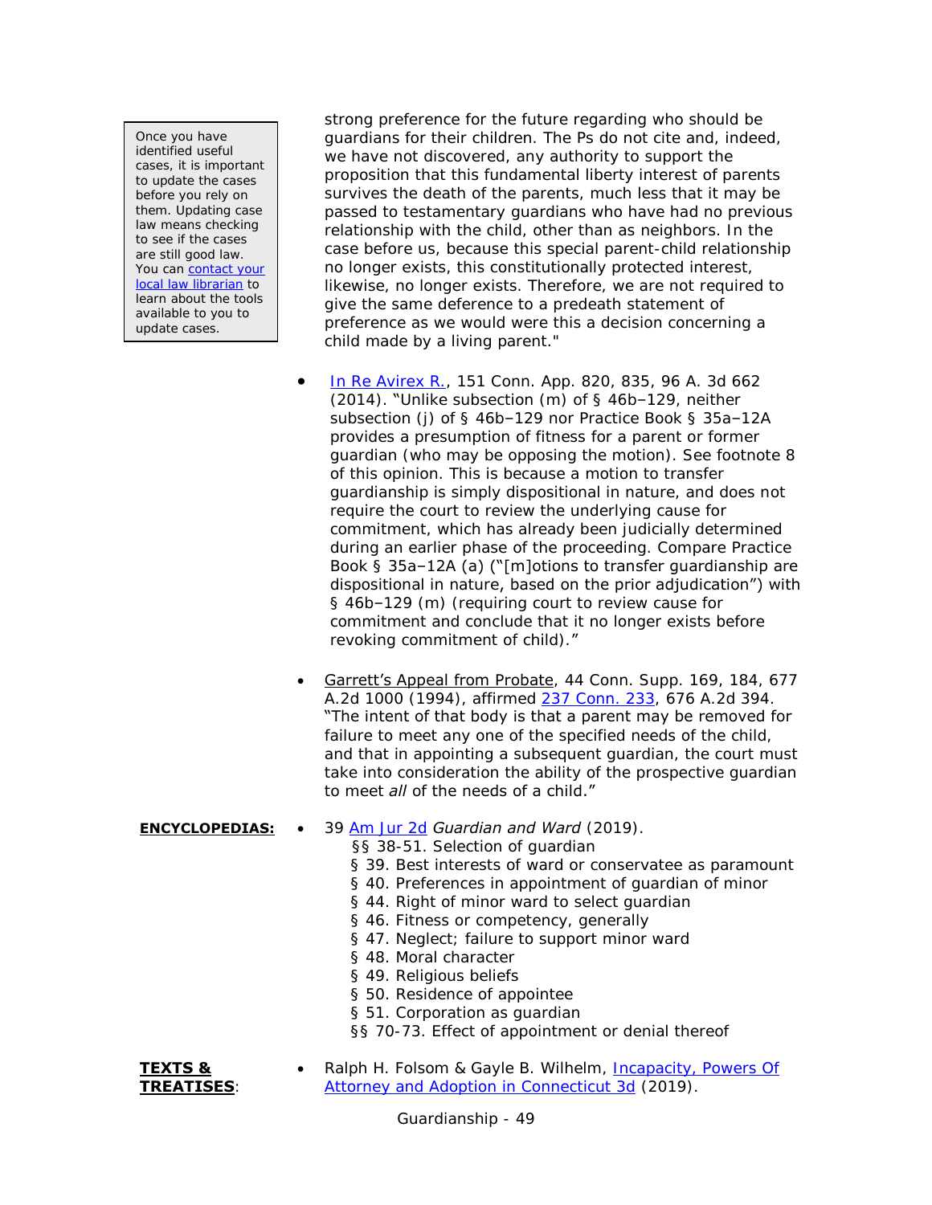> Once you have identified useful cases, it is important to update the cases before you rely on them. Updating case law means checking to see if the cases are still good law. You can contact your local law librarian to learn about the tools available to you to update cases.

strong preference for the future regarding who should be guardians for their children. The Ps do not cite and, indeed, we have not discovered, any authority to support the proposition that this fundamental liberty interest of parents survives the death of the parents, much less that it may be passed to testamentary guardians who have had no previous relationship with the child, other than as neighbors. In the case before us, because this special parent-child relationship no longer exists, this constitutionally protected interest, likewise, no longer exists. Therefore, we are not required to give the same deference to a predeath statement of preference as we would were this a decision concerning a child made by a living parent."

- In Re Avirex R., 151 Conn. App. 820, 835, 96 A. 3d 662 (2014). "Unlike subsection (m) of § 46b–129, neither subsection (j) of § 46b–129 nor Practice Book § 35a–12A provides a presumption of fitness for a parent or former guardian (who may be opposing the motion). See footnote 8 of this opinion. This is because a motion to transfer guardianship is simply dispositional in nature, and does not require the court to review the underlying cause for commitment, which has already been judicially determined during an earlier phase of the proceeding. Compare Practice Book § 35a–12A (a) ("[m]otions to transfer guardianship are dispositional in nature, based on the prior adjudication") with § 46b–129 (m) (requiring court to review cause for commitment and conclude that it no longer exists before revoking commitment of child)."

- Garrett's Appeal from Probate, 44 Conn. Supp. 169, 184, 677 A.2d 1000 (1994), affirmed 237 Conn. 233, 676 A.2d 394. "The intent of that body is that a parent may be removed for failure to meet any one of the specified needs of the child, and that in appointing a subsequent guardian, the court must take into consideration the ability of the prospective guardian to meet *all* of the needs of a child."

**ENCYCLOPEDIAS:**

- 39 Am Jur 2d *Guardian and Ward* (2019).
  - §§ 38-51. Selection of guardian
  - § 39. Best interests of ward or conservatee as paramount
  - § 40. Preferences in appointment of guardian of minor
  - § 44. Right of minor ward to select guardian
  - § 46. Fitness or competency, generally
  - § 47. Neglect; failure to support minor ward
  - § 48. Moral character
  - § 49. Religious beliefs
  - § 50. Residence of appointee
  - § 51. Corporation as guardian
  - §§ 70-73. Effect of appointment or denial thereof

**TEXTS & TREATISES:**

- Ralph H. Folsom & Gayle B. Wilhelm, Incapacity, Powers Of Attorney and Adoption in Connecticut 3d (2019).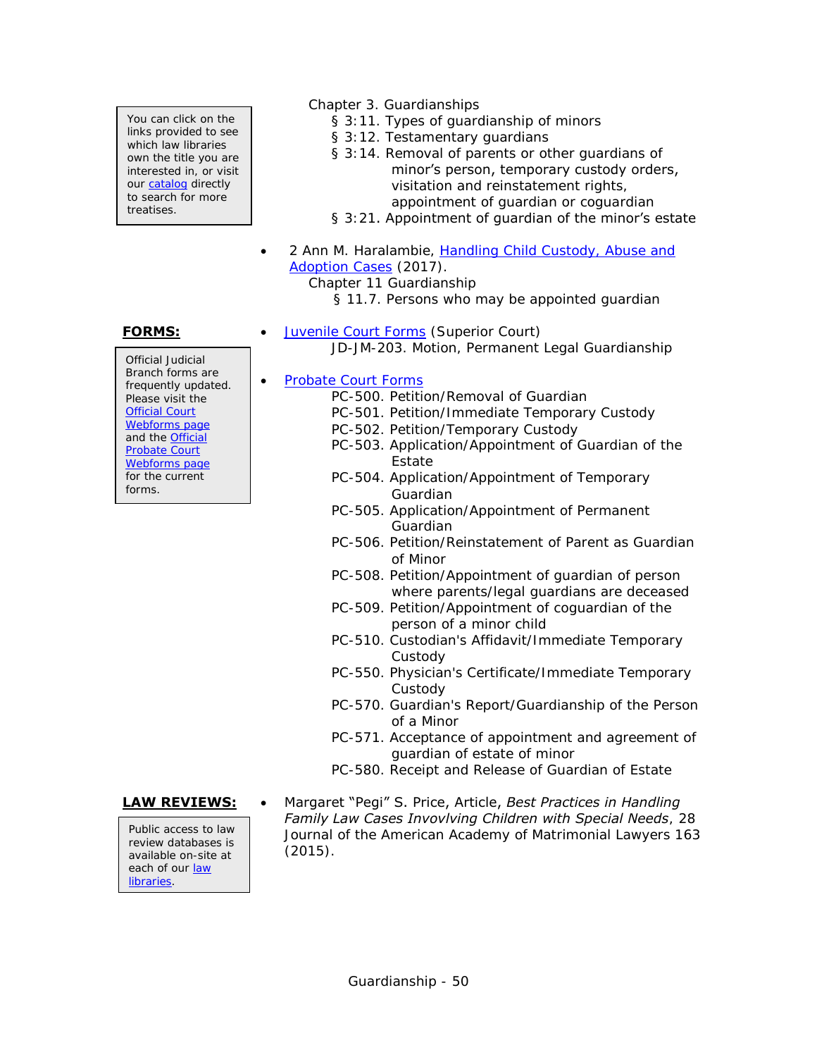> You can click on the links provided to see which law libraries own the title you are interested in, or visit our catalog directly to search for more treatises.

Chapter 3. Guardianships
- § 3:11. Types of guardianship of minors
- § 3:12. Testamentary guardians
- § 3:14. Removal of parents or other guardians of minor's person, temporary custody orders, visitation and reinstatement rights, appointment of guardian or coguardian
- § 3:21. Appointment of guardian of the minor's estate

- 2 Ann M. Haralambie, Handling Child Custody, Abuse and Adoption Cases (2017).
  Chapter 11 Guardianship
  - § 11.7. Persons who may be appointed guardian

**FORMS:**

> Official Judicial Branch forms are frequently updated. Please visit the Official Court Webforms page and the Official Probate Court Webforms page for the current forms.

- Juvenile Court Forms (Superior Court)
  - JD-JM-203. Motion, Permanent Legal Guardianship
- Probate Court Forms
  - PC-500. Petition/Removal of Guardian
  - PC-501. Petition/Immediate Temporary Custody
  - PC-502. Petition/Temporary Custody
  - PC-503. Application/Appointment of Guardian of the Estate
  - PC-504. Application/Appointment of Temporary Guardian
  - PC-505. Application/Appointment of Permanent Guardian
  - PC-506. Petition/Reinstatement of Parent as Guardian of Minor
  - PC-508. Petition/Appointment of guardian of person where parents/legal guardians are deceased
  - PC-509. Petition/Appointment of coguardian of the person of a minor child
  - PC-510. Custodian's Affidavit/Immediate Temporary Custody
  - PC-550. Physician's Certificate/Immediate Temporary Custody
  - PC-570. Guardian's Report/Guardianship of the Person of a Minor
  - PC-571. Acceptance of appointment and agreement of guardian of estate of minor
  - PC-580. Receipt and Release of Guardian of Estate

**LAW REVIEWS:**

> Public access to law review databases is available on-site at each of our law libraries.

- Margaret "Pegi" S. Price, Article, *Best Practices in Handling Family Law Cases Invovlving Children with Special Needs*, 28 Journal of the American Academy of Matrimonial Lawyers 163 (2015).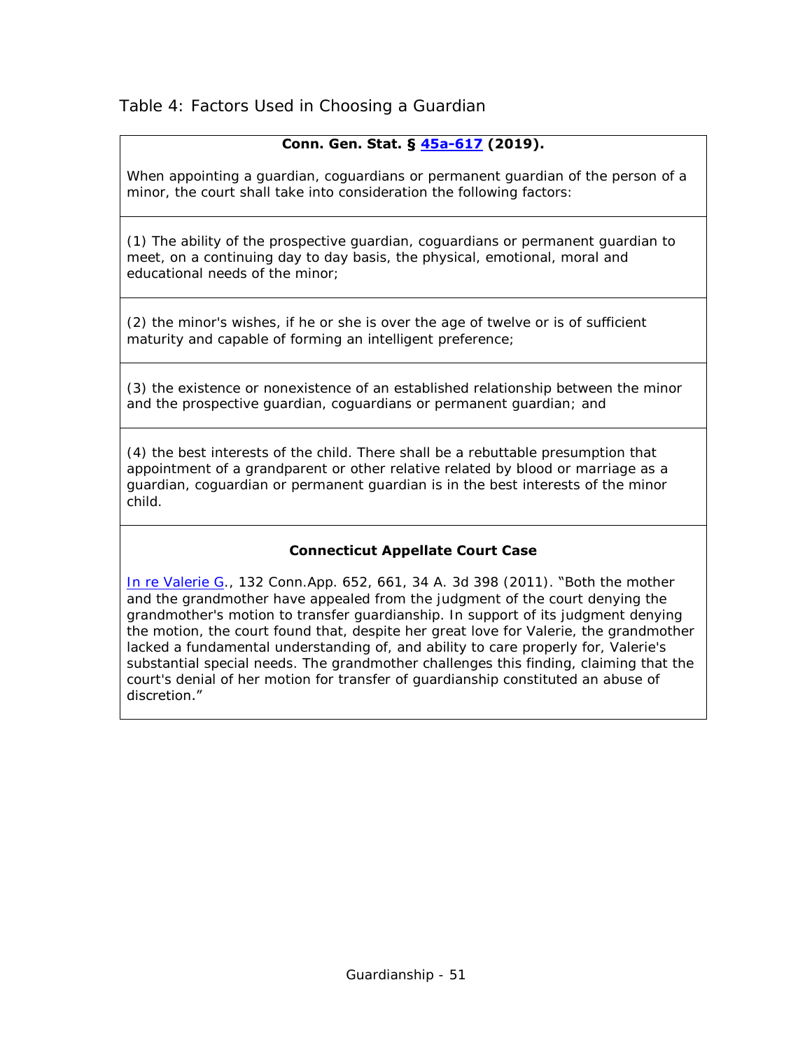Table 4: Factors Used in Choosing a Guardian

**Conn. Gen. Stat. § [45a-617](#) (2019).**

When appointing a guardian, coguardians or permanent guardian of the person of a minor, the court shall take into consideration the following factors:

(1) The ability of the prospective guardian, coguardians or permanent guardian to meet, on a continuing day to day basis, the physical, emotional, moral and educational needs of the minor;

(2) the minor's wishes, if he or she is over the age of twelve or is of sufficient maturity and capable of forming an intelligent preference;

(3) the existence or nonexistence of an established relationship between the minor and the prospective guardian, coguardians or permanent guardian; and

(4) the best interests of the child. There shall be a rebuttable presumption that appointment of a grandparent or other relative related by blood or marriage as a guardian, coguardian or permanent guardian is in the best interests of the minor child.

**Connecticut Appellate Court Case**

[In re Valerie G](#)., 132 Conn.App. 652, 661, 34 A. 3d 398 (2011). "Both the mother and the grandmother have appealed from the judgment of the court denying the grandmother's motion to transfer guardianship. In support of its judgment denying the motion, the court found that, despite her great love for Valerie, the grandmother lacked a fundamental understanding of, and ability to care properly for, Valerie's substantial special needs. The grandmother challenges this finding, claiming that the court's denial of her motion for transfer of guardianship constituted an abuse of discretion."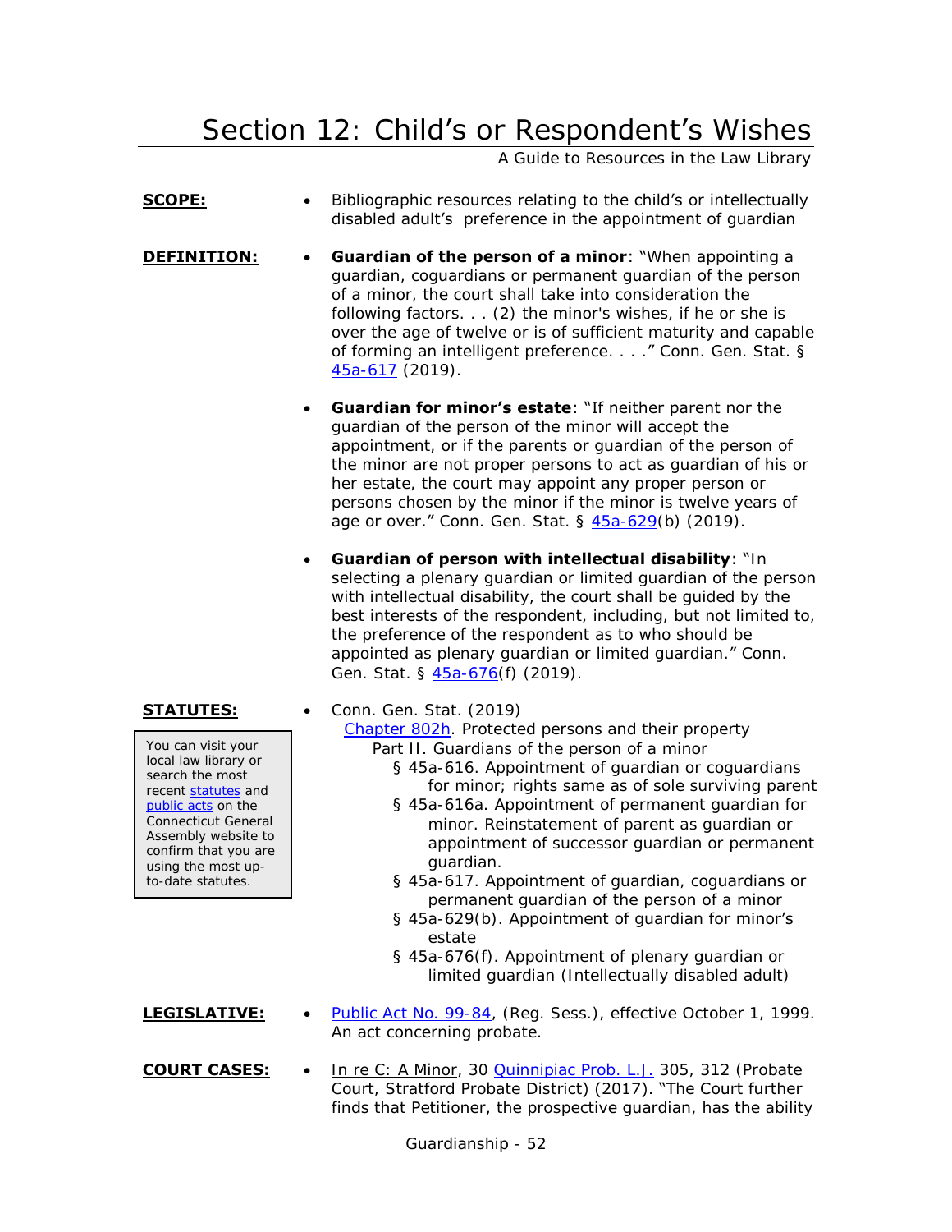# Section 12: Child's or Respondent's Wishes

A Guide to Resources in the Law Library

**SCOPE:**

- Bibliographic resources relating to the child's or intellectually disabled adult's preference in the appointment of guardian

**DEFINITION:**

- **Guardian of the person of a minor**: "When appointing a guardian, coguardians or permanent guardian of the person of a minor, the court shall take into consideration the following factors. . . (2) the minor's wishes, if he or she is over the age of twelve or is of sufficient maturity and capable of forming an intelligent preference. . . ." Conn. Gen. Stat. § 45a-617 (2019).

- **Guardian for minor's estate**: "If neither parent nor the guardian of the person of the minor will accept the appointment, or if the parents or guardian of the person of the minor are not proper persons to act as guardian of his or her estate, the court may appoint any proper person or persons chosen by the minor if the minor is twelve years of age or over." Conn. Gen. Stat. § 45a-629(b) (2019).

- **Guardian of person with intellectual disability**: "In selecting a plenary guardian or limited guardian of the person with intellectual disability, the court shall be guided by the best interests of the respondent, including, but not limited to, the preference of the respondent as to who should be appointed as plenary guardian or limited guardian." Conn. Gen. Stat. § 45a-676(f) (2019).

**STATUTES:**

> You can visit your local law library or search the most recent statutes and public acts on the Connecticut General Assembly website to confirm that you are using the most up-to-date statutes.

- Conn. Gen. Stat. (2019)
  - Chapter 802h. Protected persons and their property
    - Part II. Guardians of the person of a minor
      - § 45a-616. Appointment of guardian or coguardians for minor; rights same as of sole surviving parent
      - § 45a-616a. Appointment of permanent guardian for minor. Reinstatement of parent as guardian or appointment of successor guardian or permanent guardian.
      - § 45a-617. Appointment of guardian, coguardians or permanent guardian of the person of a minor
      - § 45a-629(b). Appointment of guardian for minor's estate
      - § 45a-676(f). Appointment of plenary guardian or limited guardian (Intellectually disabled adult)

**LEGISLATIVE:**

- Public Act No. 99-84, (Reg. Sess.), effective October 1, 1999. An act concerning probate.

**COURT CASES:**

- In re C: A Minor, 30 Quinnipiac Prob. L.J. 305, 312 (Probate Court, Stratford Probate District) (2017). "The Court further finds that Petitioner, the prospective guardian, has the ability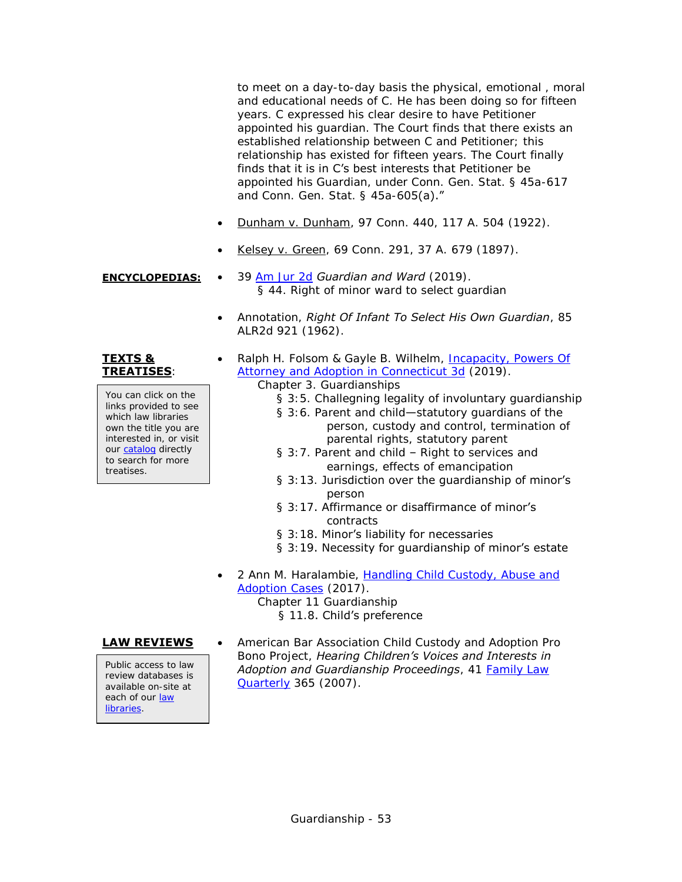to meet on a day-to-day basis the physical, emotional , moral and educational needs of C. He has been doing so for fifteen years. C expressed his clear desire to have Petitioner appointed his guardian. The Court finds that there exists an established relationship between C and Petitioner; this relationship has existed for fifteen years. The Court finally finds that it is in C's best interests that Petitioner be appointed his Guardian, under Conn. Gen. Stat. § 45a-617 and Conn. Gen. Stat. § 45a-605(a)."

- Dunham v. Dunham, 97 Conn. 440, 117 A. 504 (1922).
- Kelsey v. Green, 69 Conn. 291, 37 A. 679 (1897).

**ENCYCLOPEDIAS:**

- 39 Am Jur 2d *Guardian and Ward* (2019).
  - § 44. Right of minor ward to select guardian
- Annotation, *Right Of Infant To Select His Own Guardian*, 85 ALR2d 921 (1962).

**TEXTS & TREATISES:**

You can click on the links provided to see which law libraries own the title you are interested in, or visit our catalog directly to search for more treatises.

- Ralph H. Folsom & Gayle B. Wilhelm, Incapacity, Powers Of Attorney and Adoption in Connecticut 3d (2019).
  - Chapter 3. Guardianships
    - § 3:5. Challenging legality of involuntary guardianship
    - § 3:6. Parent and child—statutory guardians of the person, custody and control, termination of parental rights, statutory parent
    - § 3:7. Parent and child – Right to services and earnings, effects of emancipation
    - § 3:13. Jurisdiction over the guardianship of minor's person
    - § 3:17. Affirmance or disaffirmance of minor's contracts
    - § 3:18. Minor's liability for necessaries
    - § 3:19. Necessity for guardianship of minor's estate
- 2 Ann M. Haralambie, Handling Child Custody, Abuse and Adoption Cases (2017).
  - Chapter 11 Guardianship
    - § 11.8. Child's preference

**LAW REVIEWS**

Public access to law review databases is available on-site at each of our law libraries.

- American Bar Association Child Custody and Adoption Pro Bono Project, *Hearing Children's Voices and Interests in Adoption and Guardianship Proceedings*, 41 Family Law Quarterly 365 (2007).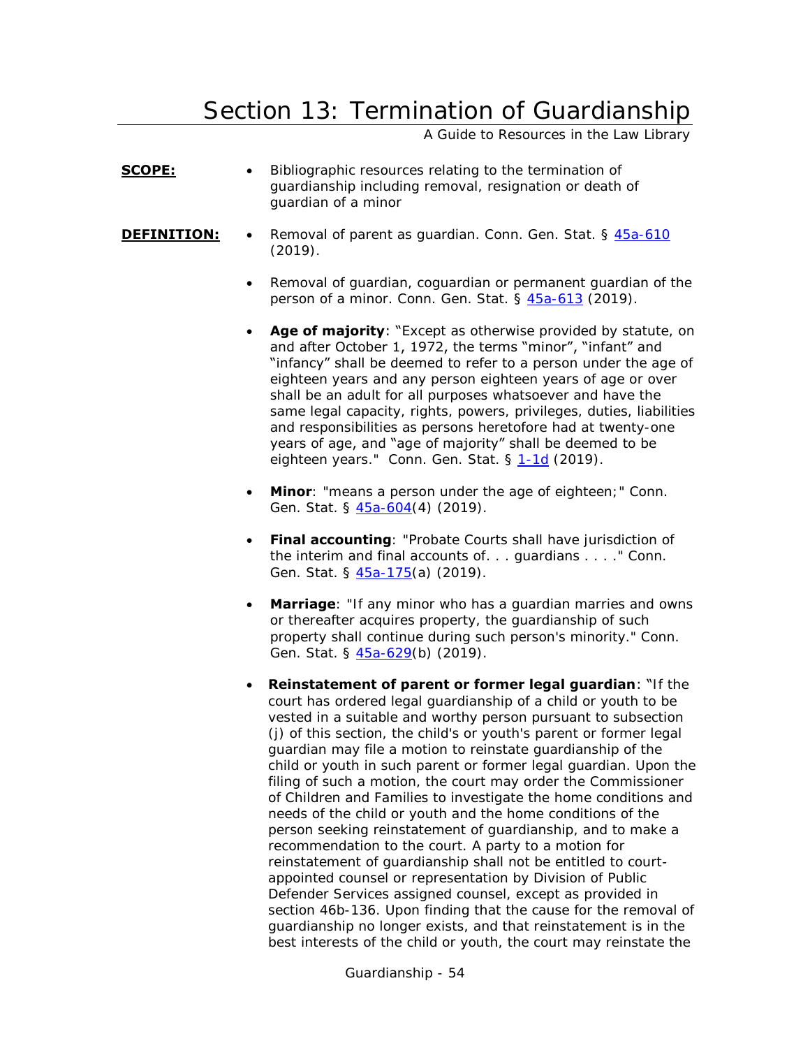# Section 13: Termination of Guardianship

A Guide to Resources in the Law Library

**SCOPE:**

- Bibliographic resources relating to the termination of guardianship including removal, resignation or death of guardian of a minor

**DEFINITION:**

- Removal of parent as guardian. Conn. Gen. Stat. § [45a-610](45a-610) (2019).

- Removal of guardian, coguardian or permanent guardian of the person of a minor. Conn. Gen. Stat. § [45a-613](45a-613) (2019).

- **Age of majority**: "Except as otherwise provided by statute, on and after October 1, 1972, the terms "minor", "infant" and "infancy" shall be deemed to refer to a person under the age of eighteen years and any person eighteen years of age or over shall be an adult for all purposes whatsoever and have the same legal capacity, rights, powers, privileges, duties, liabilities and responsibilities as persons heretofore had at twenty-one years of age, and "age of majority" shall be deemed to be eighteen years." Conn. Gen. Stat. § [1-1d](1-1d) (2019).

- **Minor**: "means a person under the age of eighteen;" Conn. Gen. Stat. § [45a-604](45a-604)(4) (2019).

- **Final accounting**: "Probate Courts shall have jurisdiction of the interim and final accounts of. . . guardians . . . ." Conn. Gen. Stat. § [45a-175](45a-175)(a) (2019).

- **Marriage**: "If any minor who has a guardian marries and owns or thereafter acquires property, the guardianship of such property shall continue during such person's minority." Conn. Gen. Stat. § [45a-629](45a-629)(b) (2019).

- **Reinstatement of parent or former legal guardian**: "If the court has ordered legal guardianship of a child or youth to be vested in a suitable and worthy person pursuant to subsection (j) of this section, the child's or youth's parent or former legal guardian may file a motion to reinstate guardianship of the child or youth in such parent or former legal guardian. Upon the filing of such a motion, the court may order the Commissioner of Children and Families to investigate the home conditions and needs of the child or youth and the home conditions of the person seeking reinstatement of guardianship, and to make a recommendation to the court. A party to a motion for reinstatement of guardianship shall not be entitled to court-appointed counsel or representation by Division of Public Defender Services assigned counsel, except as provided in section 46b-136. Upon finding that the cause for the removal of guardianship no longer exists, and that reinstatement is in the best interests of the child or youth, the court may reinstate the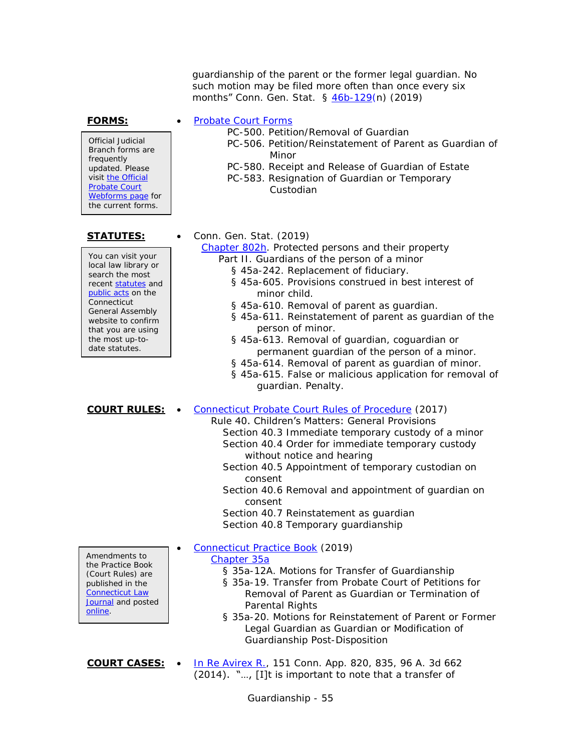guardianship of the parent or the former legal guardian. No such motion may be filed more often than once every six months" Conn. Gen. Stat. § 46b-129(n) (2019)

**FORMS:**

> Official Judicial Branch forms are frequently updated. Please visit the Official Probate Court Webforms page for the current forms.

- Probate Court Forms
  - PC-500. Petition/Removal of Guardian
  - PC-506. Petition/Reinstatement of Parent as Guardian of Minor
  - PC-580. Receipt and Release of Guardian of Estate
  - PC-583. Resignation of Guardian or Temporary Custodian

**STATUTES:**

> You can visit your local law library or search the most recent statutes and public acts on the Connecticut General Assembly website to confirm that you are using the most up-to-date statutes.

- Conn. Gen. Stat. (2019)
  - Chapter 802h. Protected persons and their property
    - Part II. Guardians of the person of a minor
      - § 45a-242. Replacement of fiduciary.
      - § 45a-605. Provisions construed in best interest of minor child.
      - § 45a-610. Removal of parent as guardian.
      - § 45a-611. Reinstatement of parent as guardian of the person of minor.
      - § 45a-613. Removal of guardian, coguardian or permanent guardian of the person of a minor.
      - § 45a-614. Removal of parent as guardian of minor.
      - § 45a-615. False or malicious application for removal of guardian. Penalty.

**COURT RULES:**

- Connecticut Probate Court Rules of Procedure (2017)
  - Rule 40. Children's Matters: General Provisions
    - Section 40.3 Immediate temporary custody of a minor
    - Section 40.4 Order for immediate temporary custody without notice and hearing
    - Section 40.5 Appointment of temporary custodian on consent
    - Section 40.6 Removal and appointment of guardian on consent
    - Section 40.7 Reinstatement as guardian
    - Section 40.8 Temporary guardianship

> Amendments to the Practice Book (Court Rules) are published in the Connecticut Law Journal and posted online.

- Connecticut Practice Book (2019)
  - Chapter 35a
    - § 35a-12A. Motions for Transfer of Guardianship
    - § 35a-19. Transfer from Probate Court of Petitions for Removal of Parent as Guardian or Termination of Parental Rights
    - § 35a-20. Motions for Reinstatement of Parent or Former Legal Guardian as Guardian or Modification of Guardianship Post-Disposition

**COURT CASES:**

- In Re Avirex R., 151 Conn. App. 820, 835, 96 A. 3d 662 (2014). "…, [I]t is important to note that a transfer of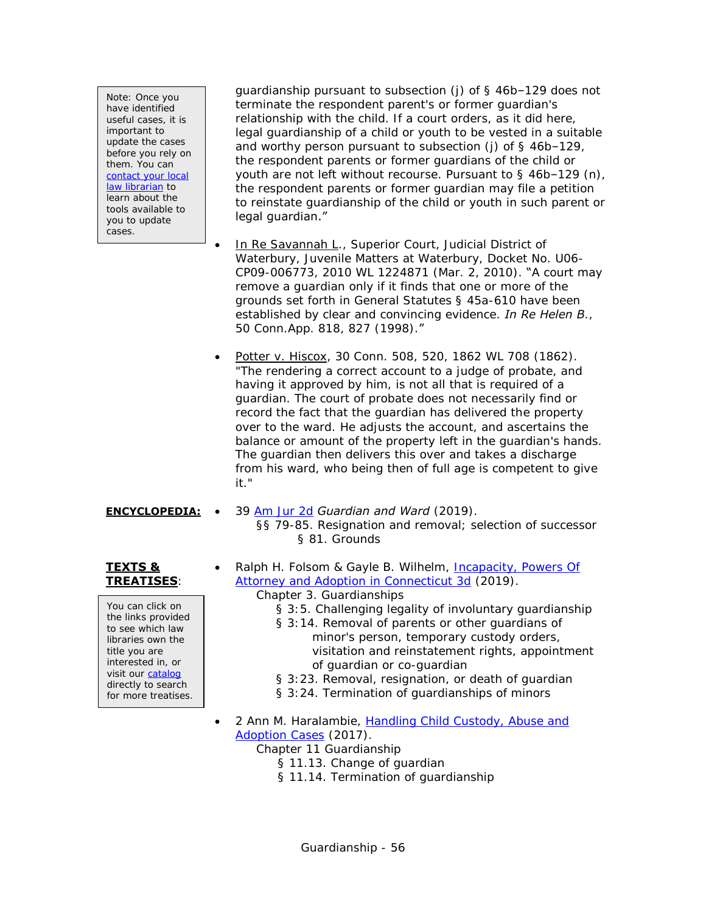> Note: Once you have identified useful cases, it is important to update the cases before you rely on them. You can contact your local law librarian to learn about the tools available to you to update cases.

guardianship pursuant to subsection (j) of § 46b–129 does not terminate the respondent parent's or former guardian's relationship with the child. If a court orders, as it did here, legal guardianship of a child or youth to be vested in a suitable and worthy person pursuant to subsection (j) of § 46b–129, the respondent parents or former guardians of the child or youth are not left without recourse. Pursuant to § 46b–129 (n), the respondent parents or former guardian may file a petition to reinstate guardianship of the child or youth in such parent or legal guardian."

- In Re Savannah L., Superior Court, Judicial District of Waterbury, Juvenile Matters at Waterbury, Docket No. U06-CP09-006773, 2010 WL 1224871 (Mar. 2, 2010). "A court may remove a guardian only if it finds that one or more of the grounds set forth in General Statutes § 45a-610 have been established by clear and convincing evidence. *In Re Helen B.*, 50 Conn.App. 818, 827 (1998)."

- Potter v. Hiscox, 30 Conn. 508, 520, 1862 WL 708 (1862). "The rendering a correct account to a judge of probate, and having it approved by him, is not all that is required of a guardian. The court of probate does not necessarily find or record the fact that the guardian has delivered the property over to the ward. He adjusts the account, and ascertains the balance or amount of the property left in the guardian's hands. The guardian then delivers this over and takes a discharge from his ward, who being then of full age is competent to give it."

**ENCYCLOPEDIA:**

- 39 Am Jur 2d *Guardian and Ward* (2019).
  - §§ 79-85. Resignation and removal; selection of successor
    - § 81. Grounds

**TEXTS & TREATISES**:

> You can click on the links provided to see which law libraries own the title you are interested in, or visit our catalog directly to search for more treatises.

- Ralph H. Folsom & Gayle B. Wilhelm, Incapacity, Powers Of Attorney and Adoption in Connecticut 3d (2019).
  - Chapter 3. Guardianships
    - § 3:5. Challenging legality of involuntary guardianship
    - § 3:14. Removal of parents or other guardians of minor's person, temporary custody orders, visitation and reinstatement rights, appointment of guardian or co-guardian
    - § 3:23. Removal, resignation, or death of guardian
    - § 3:24. Termination of guardianships of minors

- 2 Ann M. Haralambie, Handling Child Custody, Abuse and Adoption Cases (2017).
  - Chapter 11 Guardianship
    - § 11.13. Change of guardian
    - § 11.14. Termination of guardianship